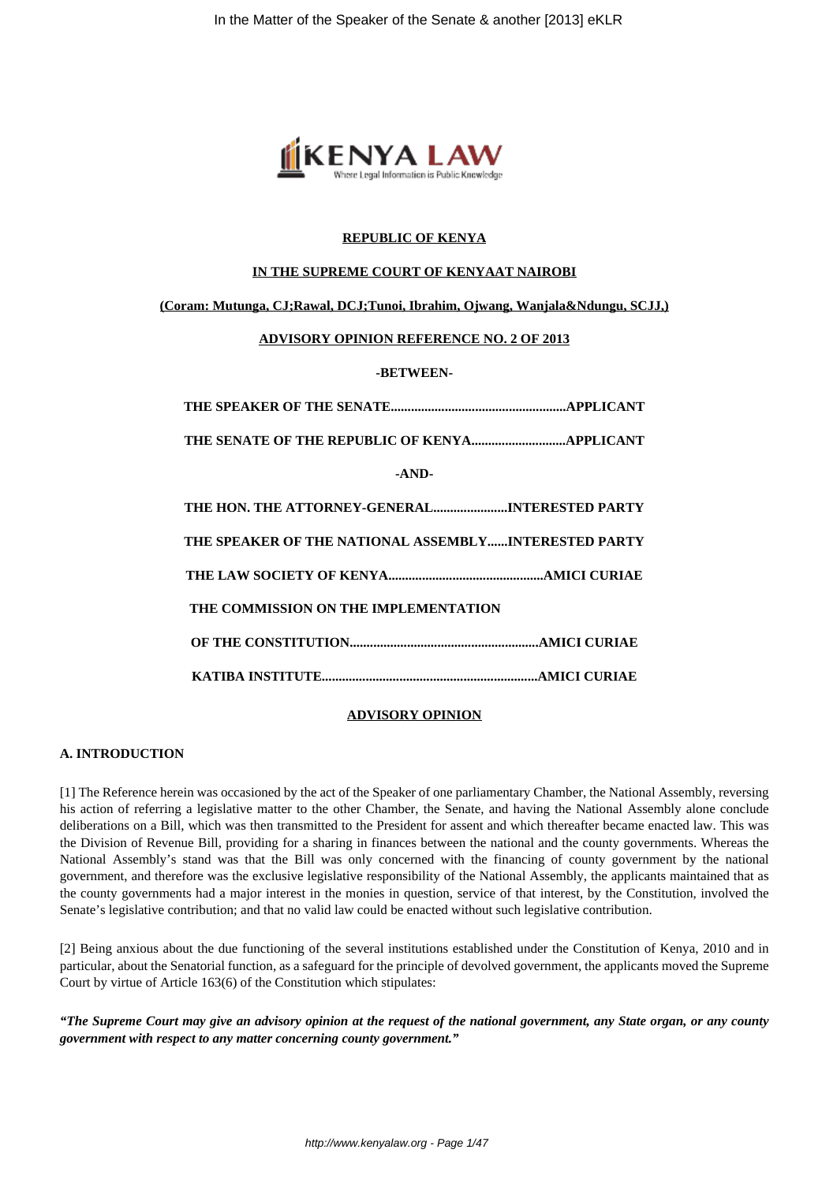**REPUBLIC OF KENYA**

**IN THE SUPREME COURT OF KENYAAT NAIROBI**

**(Coram: Mutunga, CJ;Rawal, DCJ;Tunoi, Ibrahim, Ojwang, Wanjala&Ndungu, SCJJ,)**

**ADVISORY OPINION REFERENCE NO. 2 OF 2013**

**-BETWEEN-**

**THE SPEAKER OF THE SENATE....................................................APPLICANT**

**THE SENATE OF THE REPUBLIC OF KENYA............................APPLICANT**

**-AND-**

**THE HON. THE ATTORNEY-GENERAL......................INTERESTED PARTY**

**THE SPEAKER OF THE NATIONAL ASSEMBLY......INTERESTED PARTY**

**THE LAW SOCIETY OF KENYA..............................................AMICI CURIAE**

**THE COMMISSION ON THE IMPLEMENTATION**

**OF THE CONSTITUTION........................................................AMICI CURIAE**

**KATIBA INSTITUTE................................................................AMICI CURIAE**

**ADVISORY OPINION**

## A. INTRODUCTION

[1] The Reference herein was occasioned by the act of the Speaker of one parliamentary Chamber, the National Assembly, reversing his action of referring a legislative matter to the other Chamber, the Senate, and having the National Assembly alone conclude deliberations on a Bill, which was then transmitted to the President for assent and which thereafter became enacted law. This was the Division of Revenue Bill, providing for a sharing in finances between the national and the county governments. Whereas the National Assembly's stand was that the Bill was only concerned with the financing of county government by the national government, and therefore was the exclusive legislative responsibility of the National Assembly, the applicants maintained that as the county governments had a major interest in the monies in question, service of that interest, by the Constitution, involved the Senate's legislative contribution; and that no valid law could be enacted without such legislative contribution.

[2] Being anxious about the due functioning of the several institutions established under the Constitution of Kenya, 2010 and in particular, about the Senatorial function, as a safeguard for the principle of devolved government, the applicants moved the Supreme Court by virtue of Article 163(6) of the Constitution which stipulates:

***"The Supreme Court may give an advisory opinion at the request of the national government, any State organ, or any county government with respect to any matter concerning county government."***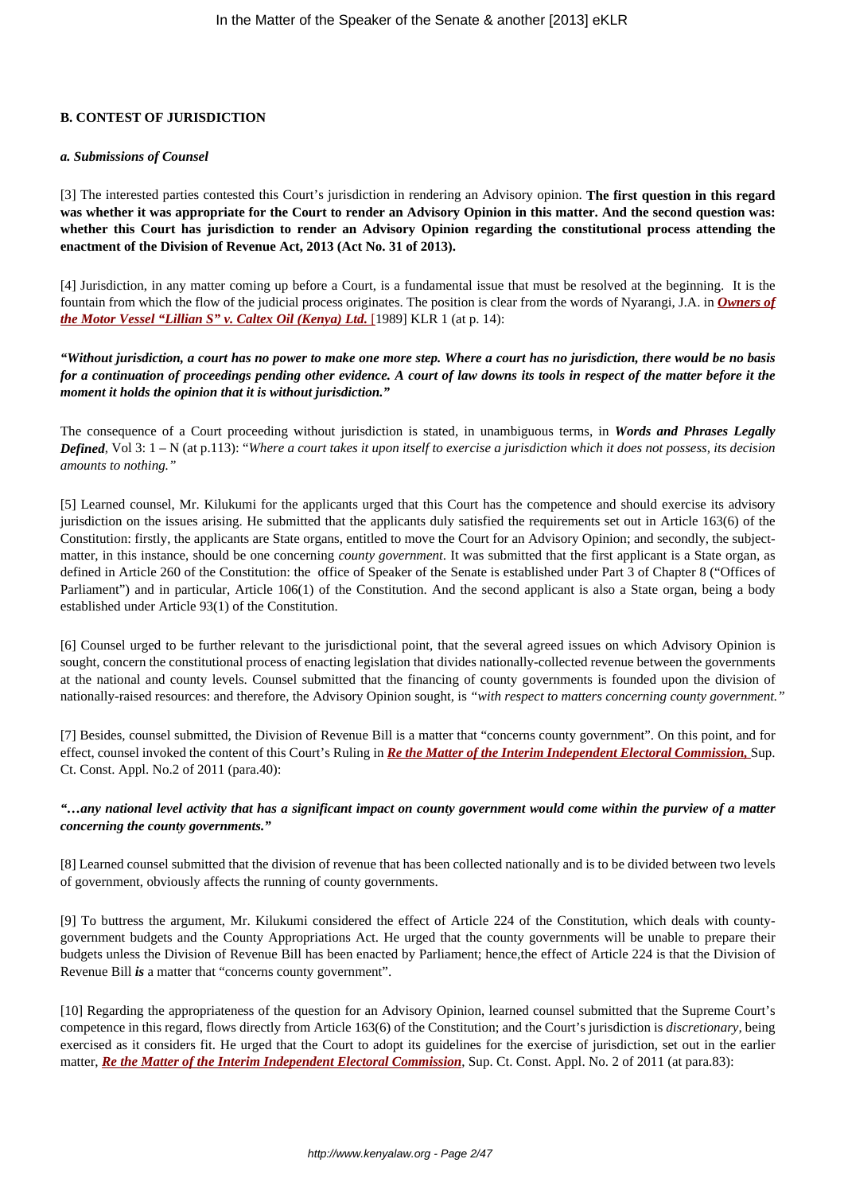**B. CONTEST OF JURISDICTION**

***a. Submissions of Counsel***

[3] The interested parties contested this Court's jurisdiction in rendering an Advisory opinion. **The first question in this regard was whether it was appropriate for the Court to render an Advisory Opinion in this matter. And the second question was: whether this Court has jurisdiction to render an Advisory Opinion regarding the constitutional process attending the enactment of the Division of Revenue Act, 2013 (Act No. 31 of 2013).**

[4] Jurisdiction, in any matter coming up before a Court, is a fundamental issue that must be resolved at the beginning. It is the fountain from which the flow of the judicial process originates. The position is clear from the words of Nyarangi, J.A. in ***Owners of the Motor Vessel "Lillian S" v. Caltex Oil (Kenya) Ltd.*** [1989] KLR 1 (at p. 14):

***"Without jurisdiction, a court has no power to make one more step. Where a court has no jurisdiction, there would be no basis for a continuation of proceedings pending other evidence. A court of law downs its tools in respect of the matter before it the moment it holds the opinion that it is without jurisdiction."***

The consequence of a Court proceeding without jurisdiction is stated, in unambiguous terms, in ***Words and Phrases Legally Defined***, Vol 3: 1 – N (at p.113): "*Where a court takes it upon itself to exercise a jurisdiction which it does not possess, its decision amounts to nothing."*

[5] Learned counsel, Mr. Kilukumi for the applicants urged that this Court has the competence and should exercise its advisory jurisdiction on the issues arising. He submitted that the applicants duly satisfied the requirements set out in Article 163(6) of the Constitution: firstly, the applicants are State organs, entitled to move the Court for an Advisory Opinion; and secondly, the subject-matter, in this instance, should be one concerning *county government*. It was submitted that the first applicant is a State organ, as defined in Article 260 of the Constitution: the office of Speaker of the Senate is established under Part 3 of Chapter 8 ("Offices of Parliament") and in particular, Article 106(1) of the Constitution. And the second applicant is also a State organ, being a body established under Article 93(1) of the Constitution.

[6] Counsel urged to be further relevant to the jurisdictional point, that the several agreed issues on which Advisory Opinion is sought, concern the constitutional process of enacting legislation that divides nationally-collected revenue between the governments at the national and county levels. Counsel submitted that the financing of county governments is founded upon the division of nationally-raised resources: and therefore, the Advisory Opinion sought, is *"with respect to matters concerning county government."*

[7] Besides, counsel submitted, the Division of Revenue Bill is a matter that "concerns county government". On this point, and for effect, counsel invoked the content of this Court's Ruling in ***Re the Matter of the Interim Independent Electoral Commission,*** Sup. Ct. Const. Appl. No.2 of 2011 (para.40):

***"…any national level activity that has a significant impact on county government would come within the purview of a matter concerning the county governments."***

[8] Learned counsel submitted that the division of revenue that has been collected nationally and is to be divided between two levels of government, obviously affects the running of county governments.

[9] To buttress the argument, Mr. Kilukumi considered the effect of Article 224 of the Constitution, which deals with county-government budgets and the County Appropriations Act. He urged that the county governments will be unable to prepare their budgets unless the Division of Revenue Bill has been enacted by Parliament; hence,the effect of Article 224 is that the Division of Revenue Bill ***is*** a matter that "concerns county government".

[10] Regarding the appropriateness of the question for an Advisory Opinion, learned counsel submitted that the Supreme Court's competence in this regard, flows directly from Article 163(6) of the Constitution; and the Court's jurisdiction is *discretionary,* being exercised as it considers fit. He urged that the Court to adopt its guidelines for the exercise of jurisdiction, set out in the earlier matter, ***Re the Matter of the Interim Independent Electoral Commission***, Sup. Ct. Const. Appl. No. 2 of 2011 (at para.83):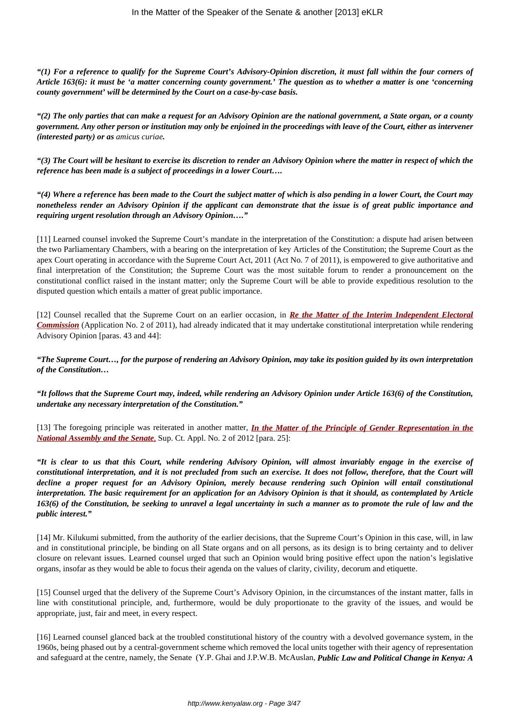***"(1) For a reference to qualify for the Supreme Court's Advisory-Opinion discretion, it must fall within the four corners of Article 163(6): it must be 'a matter concerning county government.' The question as to whether a matter is one 'concerning county government' will be determined by the Court on a case-by-case basis.***

***"(2) The only parties that can make a request for an Advisory Opinion are the national government, a State organ, or a county government. Any other person or institution may only be enjoined in the proceedings with leave of the Court, either as intervener (interested party) or as*** *amicus curiae****.***

***"(3) The Court will be hesitant to exercise its discretion to render an Advisory Opinion where the matter in respect of which the reference has been made is a subject of proceedings in a lower Court….***

***"(4) Where a reference has been made to the Court the subject matter of which is also pending in a lower Court, the Court may nonetheless render an Advisory Opinion if the applicant can demonstrate that the issue is of great public importance and requiring urgent resolution through an Advisory Opinion…."***

[11] Learned counsel invoked the Supreme Court's mandate in the interpretation of the Constitution: a dispute had arisen between the two Parliamentary Chambers, with a bearing on the interpretation of key Articles of the Constitution; the Supreme Court as the apex Court operating in accordance with the Supreme Court Act, 2011 (Act No. 7 of 2011), is empowered to give authoritative and final interpretation of the Constitution; the Supreme Court was the most suitable forum to render a pronouncement on the constitutional conflict raised in the instant matter; only the Supreme Court will be able to provide expeditious resolution to the disputed question which entails a matter of great public importance.

[12] Counsel recalled that the Supreme Court on an earlier occasion, in ***Re the Matter of the Interim Independent Electoral Commission*** (Application No. 2 of 2011), had already indicated that it may undertake constitutional interpretation while rendering Advisory Opinion [paras. 43 and 44]:

***"The Supreme Court…, for the purpose of rendering an Advisory Opinion, may take its position guided by its own interpretation of the Constitution…***

***"It follows that the Supreme Court may, indeed, while rendering an Advisory Opinion under Article 163(6) of the Constitution, undertake any necessary interpretation of the Constitution."***

[13] The foregoing principle was reiterated in another matter, ***In the Matter of the Principle of Gender Representation in the National Assembly and the Senate***, Sup. Ct. Appl. No. 2 of 2012 [para. 25]:

***"It is clear to us that this Court, while rendering Advisory Opinion, will almost invariably engage in the exercise of constitutional interpretation, and it is not precluded from such an exercise. It does not follow, therefore, that the Court will decline a proper request for an Advisory Opinion, merely because rendering such Opinion will entail constitutional interpretation. The basic requirement for an application for an Advisory Opinion is that it should, as contemplated by Article 163(6) of the Constitution, be seeking to unravel a legal uncertainty in such a manner as to promote the rule of law and the public interest."***

[14] Mr. Kilukumi submitted, from the authority of the earlier decisions, that the Supreme Court's Opinion in this case, will, in law and in constitutional principle, be binding on all State organs and on all persons, as its design is to bring certainty and to deliver closure on relevant issues. Learned counsel urged that such an Opinion would bring positive effect upon the nation's legislative organs, insofar as they would be able to focus their agenda on the values of clarity, civility, decorum and etiquette.

[15] Counsel urged that the delivery of the Supreme Court's Advisory Opinion, in the circumstances of the instant matter, falls in line with constitutional principle, and, furthermore, would be duly proportionate to the gravity of the issues, and would be appropriate, just, fair and meet, in every respect.

[16] Learned counsel glanced back at the troubled constitutional history of the country with a devolved governance system, in the 1960s, being phased out by a central-government scheme which removed the local units together with their agency of representation and safeguard at the centre, namely, the Senate (Y.P. Ghai and J.P.W.B. McAuslan, ***Public Law and Political Change in Kenya: A***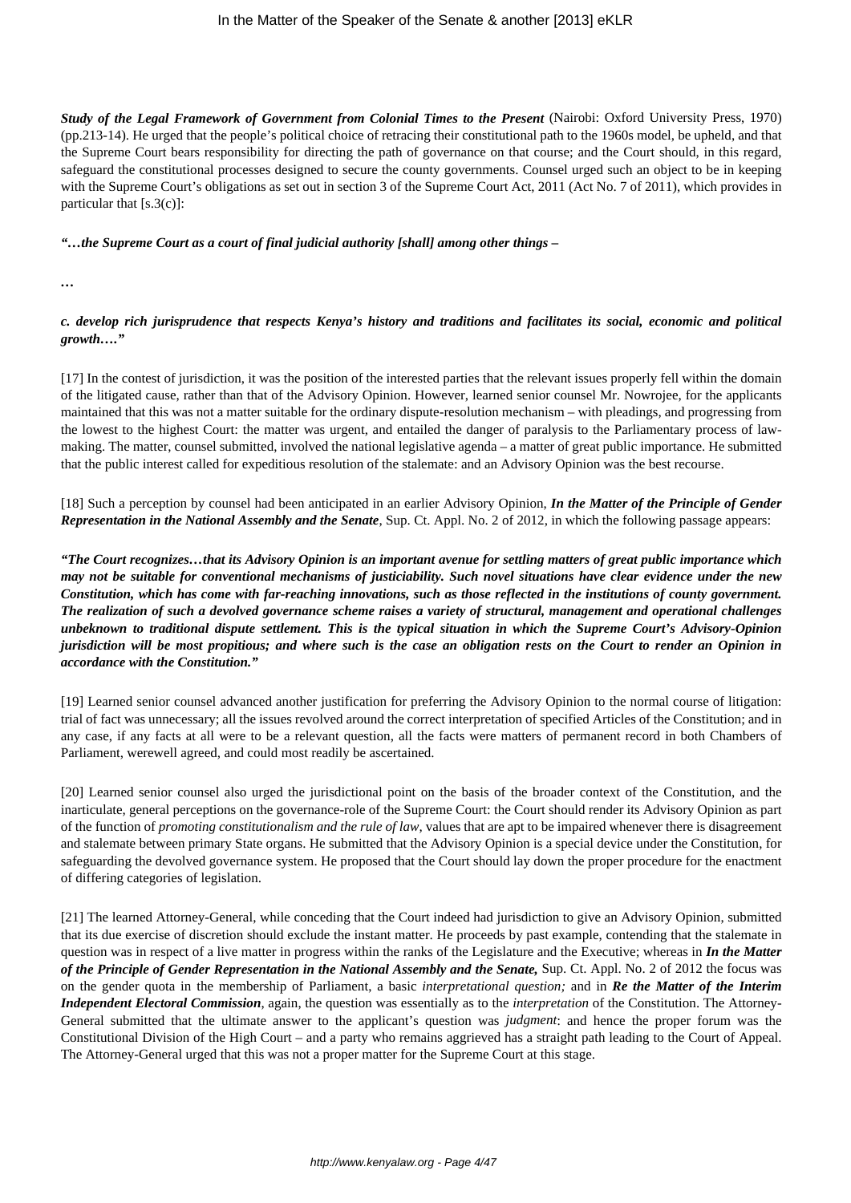***Study of the Legal Framework of Government from Colonial Times to the Present*** (Nairobi: Oxford University Press, 1970) (pp.213-14). He urged that the people's political choice of retracing their constitutional path to the 1960s model, be upheld, and that the Supreme Court bears responsibility for directing the path of governance on that course; and the Court should, in this regard, safeguard the constitutional processes designed to secure the county governments. Counsel urged such an object to be in keeping with the Supreme Court's obligations as set out in section 3 of the Supreme Court Act, 2011 (Act No. 7 of 2011), which provides in particular that [s.3(c)]:

***"…the Supreme Court as a court of final judicial authority [shall] among other things –***

***…***

***c. develop rich jurisprudence that respects Kenya's history and traditions and facilitates its social, economic and political growth…."***

[17] In the contest of jurisdiction, it was the position of the interested parties that the relevant issues properly fell within the domain of the litigated cause, rather than that of the Advisory Opinion. However, learned senior counsel Mr. Nowrojee, for the applicants maintained that this was not a matter suitable for the ordinary dispute-resolution mechanism – with pleadings, and progressing from the lowest to the highest Court: the matter was urgent, and entailed the danger of paralysis to the Parliamentary process of law-making. The matter, counsel submitted, involved the national legislative agenda – a matter of great public importance. He submitted that the public interest called for expeditious resolution of the stalemate: and an Advisory Opinion was the best recourse.

[18] Such a perception by counsel had been anticipated in an earlier Advisory Opinion, ***In the Matter of the Principle of Gender Representation in the National Assembly and the Senate***, Sup. Ct. Appl. No. 2 of 2012, in which the following passage appears:

***"The Court recognizes…that its Advisory Opinion is an important avenue for settling matters of great public importance which may not be suitable for conventional mechanisms of justiciability. Such novel situations have clear evidence under the new Constitution, which has come with far-reaching innovations, such as those reflected in the institutions of county government. The realization of such a devolved governance scheme raises a variety of structural, management and operational challenges unbeknown to traditional dispute settlement. This is the typical situation in which the Supreme Court's Advisory-Opinion jurisdiction will be most propitious; and where such is the case an obligation rests on the Court to render an Opinion in accordance with the Constitution."***

[19] Learned senior counsel advanced another justification for preferring the Advisory Opinion to the normal course of litigation: trial of fact was unnecessary; all the issues revolved around the correct interpretation of specified Articles of the Constitution; and in any case, if any facts at all were to be a relevant question, all the facts were matters of permanent record in both Chambers of Parliament, werewell agreed, and could most readily be ascertained.

[20] Learned senior counsel also urged the jurisdictional point on the basis of the broader context of the Constitution, and the inarticulate, general perceptions on the governance-role of the Supreme Court: the Court should render its Advisory Opinion as part of the function of *promoting constitutionalism and the rule of law*, values that are apt to be impaired whenever there is disagreement and stalemate between primary State organs. He submitted that the Advisory Opinion is a special device under the Constitution, for safeguarding the devolved governance system. He proposed that the Court should lay down the proper procedure for the enactment of differing categories of legislation.

[21] The learned Attorney-General, while conceding that the Court indeed had jurisdiction to give an Advisory Opinion, submitted that its due exercise of discretion should exclude the instant matter. He proceeds by past example, contending that the stalemate in question was in respect of a live matter in progress within the ranks of the Legislature and the Executive; whereas in ***In the Matter of the Principle of Gender Representation in the National Assembly and the Senate,*** Sup. Ct. Appl. No. 2 of 2012 the focus was on the gender quota in the membership of Parliament, a basic *interpretational question;* and in ***Re the Matter of the Interim Independent Electoral Commission***, again, the question was essentially as to the *interpretation* of the Constitution. The Attorney-General submitted that the ultimate answer to the applicant's question was *judgment*: and hence the proper forum was the Constitutional Division of the High Court – and a party who remains aggrieved has a straight path leading to the Court of Appeal. The Attorney-General urged that this was not a proper matter for the Supreme Court at this stage.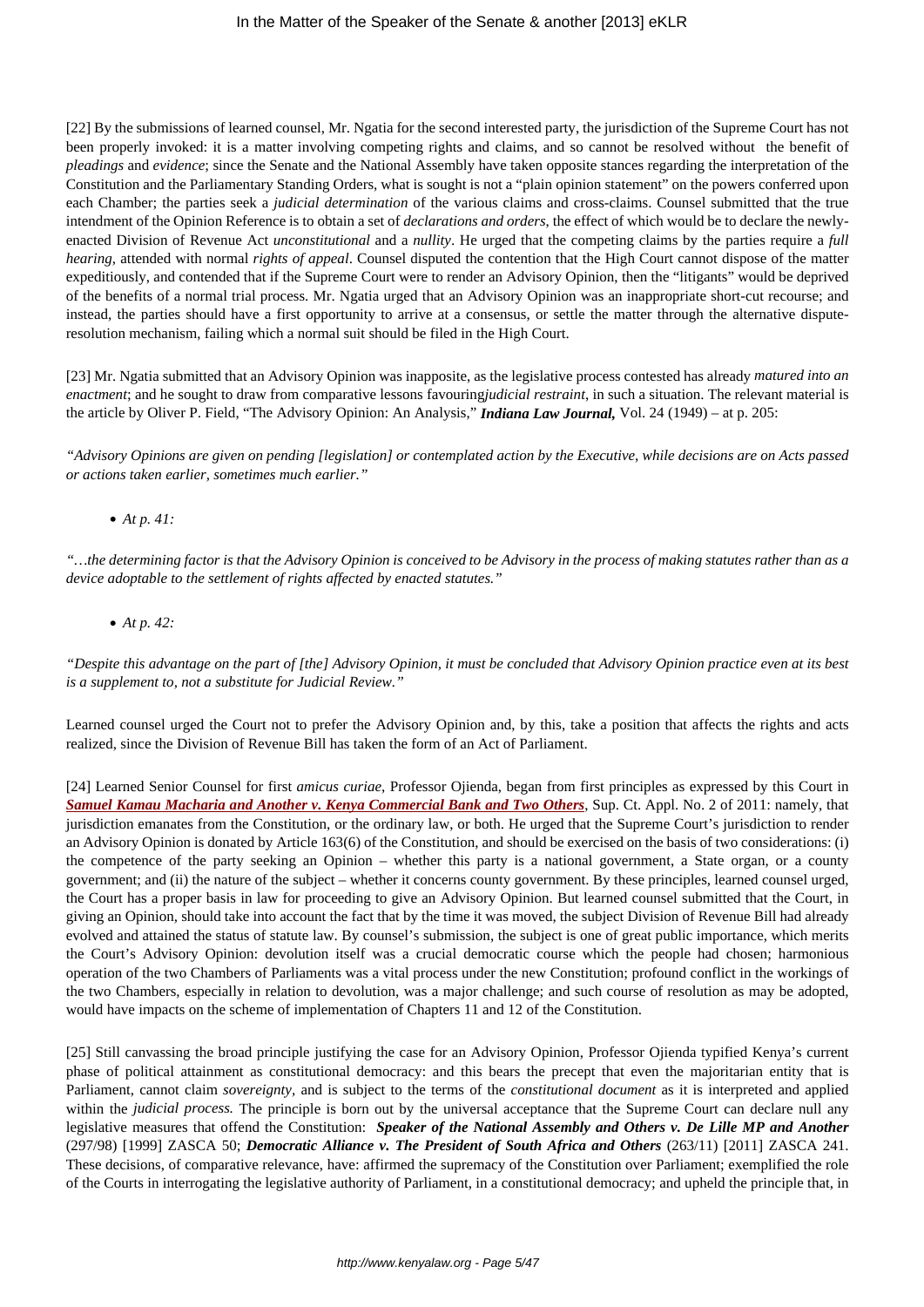[22] By the submissions of learned counsel, Mr. Ngatia for the second interested party, the jurisdiction of the Supreme Court has not been properly invoked: it is a matter involving competing rights and claims, and so cannot be resolved without the benefit of *pleadings* and *evidence*; since the Senate and the National Assembly have taken opposite stances regarding the interpretation of the Constitution and the Parliamentary Standing Orders, what is sought is not a "plain opinion statement" on the powers conferred upon each Chamber; the parties seek a *judicial determination* of the various claims and cross-claims. Counsel submitted that the true intendment of the Opinion Reference is to obtain a set of *declarations and orders*, the effect of which would be to declare the newly-enacted Division of Revenue Act *unconstitutional* and a *nullity*. He urged that the competing claims by the parties require a *full hearing*, attended with normal *rights of appeal*. Counsel disputed the contention that the High Court cannot dispose of the matter expeditiously, and contended that if the Supreme Court were to render an Advisory Opinion, then the "litigants" would be deprived of the benefits of a normal trial process. Mr. Ngatia urged that an Advisory Opinion was an inappropriate short-cut recourse; and instead, the parties should have a first opportunity to arrive at a consensus, or settle the matter through the alternative dispute-resolution mechanism, failing which a normal suit should be filed in the High Court.

[23] Mr. Ngatia submitted that an Advisory Opinion was inapposite, as the legislative process contested has already *matured into an enactment*; and he sought to draw from comparative lessons favouring*judicial restraint*, in such a situation. The relevant material is the article by Oliver P. Field, "The Advisory Opinion: An Analysis," ***Indiana Law Journal,*** Vol. 24 (1949) – at p. 205:

*"Advisory Opinions are given on pending [legislation] or contemplated action by the Executive, while decisions are on Acts passed or actions taken earlier, sometimes much earlier."*

- *At p. 41:*

*"…the determining factor is that the Advisory Opinion is conceived to be Advisory in the process of making statutes rather than as a device adoptable to the settlement of rights affected by enacted statutes."*

- *At p. 42:*

*"Despite this advantage on the part of [the] Advisory Opinion, it must be concluded that Advisory Opinion practice even at its best is a supplement to, not a substitute for Judicial Review."*

Learned counsel urged the Court not to prefer the Advisory Opinion and, by this, take a position that affects the rights and acts realized, since the Division of Revenue Bill has taken the form of an Act of Parliament.

[24] Learned Senior Counsel for first *amicus curiae*, Professor Ojienda, began from first principles as expressed by this Court in ***Samuel Kamau Macharia and Another v. Kenya Commercial Bank and Two Others***, Sup. Ct. Appl. No. 2 of 2011: namely, that jurisdiction emanates from the Constitution, or the ordinary law, or both. He urged that the Supreme Court's jurisdiction to render an Advisory Opinion is donated by Article 163(6) of the Constitution, and should be exercised on the basis of two considerations: (i) the competence of the party seeking an Opinion – whether this party is a national government, a State organ, or a county government; and (ii) the nature of the subject – whether it concerns county government. By these principles, learned counsel urged, the Court has a proper basis in law for proceeding to give an Advisory Opinion. But learned counsel submitted that the Court, in giving an Opinion, should take into account the fact that by the time it was moved, the subject Division of Revenue Bill had already evolved and attained the status of statute law. By counsel's submission, the subject is one of great public importance, which merits the Court's Advisory Opinion: devolution itself was a crucial democratic course which the people had chosen; harmonious operation of the two Chambers of Parliaments was a vital process under the new Constitution; profound conflict in the workings of the two Chambers, especially in relation to devolution, was a major challenge; and such course of resolution as may be adopted, would have impacts on the scheme of implementation of Chapters 11 and 12 of the Constitution.

[25] Still canvassing the broad principle justifying the case for an Advisory Opinion, Professor Ojienda typified Kenya's current phase of political attainment as constitutional democracy: and this bears the precept that even the majoritarian entity that is Parliament, cannot claim *sovereignty*, and is subject to the terms of the *constitutional document* as it is interpreted and applied within the *judicial process.* The principle is born out by the universal acceptance that the Supreme Court can declare null any legislative measures that offend the Constitution: ***Speaker of the National Assembly and Others v. De Lille MP and Another*** (297/98) [1999] ZASCA 50; ***Democratic Alliance v. The President of South Africa and Others*** (263/11) [2011] ZASCA 241. These decisions, of comparative relevance, have: affirmed the supremacy of the Constitution over Parliament; exemplified the role of the Courts in interrogating the legislative authority of Parliament, in a constitutional democracy; and upheld the principle that, in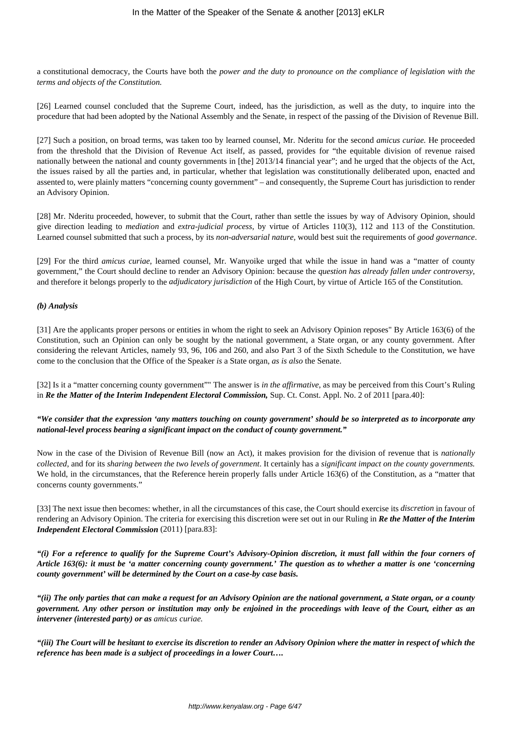a constitutional democracy, the Courts have both the *power and the duty to pronounce on the compliance of legislation with the terms and objects of the Constitution.*

[26] Learned counsel concluded that the Supreme Court, indeed, has the jurisdiction, as well as the duty, to inquire into the procedure that had been adopted by the National Assembly and the Senate, in respect of the passing of the Division of Revenue Bill.

[27] Such a position, on broad terms, was taken too by learned counsel, Mr. Nderitu for the second *amicus curiae.* He proceeded from the threshold that the Division of Revenue Act itself, as passed, provides for "the equitable division of revenue raised nationally between the national and county governments in [the] 2013/14 financial year"; and he urged that the objects of the Act, the issues raised by all the parties and, in particular, whether that legislation was constitutionally deliberated upon, enacted and assented to, were plainly matters "concerning county government" – and consequently, the Supreme Court has jurisdiction to render an Advisory Opinion.

[28] Mr. Nderitu proceeded, however, to submit that the Court, rather than settle the issues by way of Advisory Opinion, should give direction leading to *mediation* and *extra-judicial process*, by virtue of Articles 110(3), 112 and 113 of the Constitution. Learned counsel submitted that such a process, by its *non-adversarial nature*, would best suit the requirements of *good governance*.

[29] For the third *amicus curiae*, learned counsel, Mr. Wanyoike urged that while the issue in hand was a "matter of county government," the Court should decline to render an Advisory Opinion: because the *question has already fallen under controversy*, and therefore it belongs properly to the *adjudicatory jurisdiction* of the High Court, by virtue of Article 165 of the Constitution.

***(b) Analysis***

[31] Are the applicants proper persons or entities in whom the right to seek an Advisory Opinion reposes" By Article 163(6) of the Constitution, such an Opinion can only be sought by the national government, a State organ, or any county government. After considering the relevant Articles, namely 93, 96, 106 and 260, and also Part 3 of the Sixth Schedule to the Constitution, we have come to the conclusion that the Office of the Speaker *is* a State organ, *as is also* the Senate.

[32] Is it a "matter concerning county government"" The answer is *in the affirmative*, as may be perceived from this Court's Ruling in ***Re the Matter of the Interim Independent Electoral Commission,*** Sup. Ct. Const. Appl. No. 2 of 2011 [para.40]:

***"We consider that the expression 'any matters touching on county government' should be so interpreted as to incorporate any national-level process bearing a significant impact on the conduct of county government."***

Now in the case of the Division of Revenue Bill (now an Act), it makes provision for the division of revenue that is *nationally collected*, and for its *sharing between the two levels of government*. It certainly has a *significant impact on the county governments.* We hold, in the circumstances, that the Reference herein properly falls under Article 163(6) of the Constitution, as a "matter that concerns county governments."

[33] The next issue then becomes: whether, in all the circumstances of this case, the Court should exercise its *discretion* in favour of rendering an Advisory Opinion. The criteria for exercising this discretion were set out in our Ruling in ***Re the Matter of the Interim Independent Electoral Commission*** (2011) [para.83]:

***"(i) For a reference to qualify for the Supreme Court's Advisory-Opinion discretion, it must fall within the four corners of Article 163(6): it must be 'a matter concerning county government.' The question as to whether a matter is one 'concerning county government' will be determined by the Court on a case-by case basis.***

***"(ii) The only parties that can make a request for an Advisory Opinion are the national government, a State organ, or a county government. Any other person or institution may only be enjoined in the proceedings with leave of the Court, either as an intervener (interested party) or as** amicus curiae.*

***"(iii) The Court will be hesitant to exercise its discretion to render an Advisory Opinion where the matter in respect of which the reference has been made is a subject of proceedings in a lower Court….***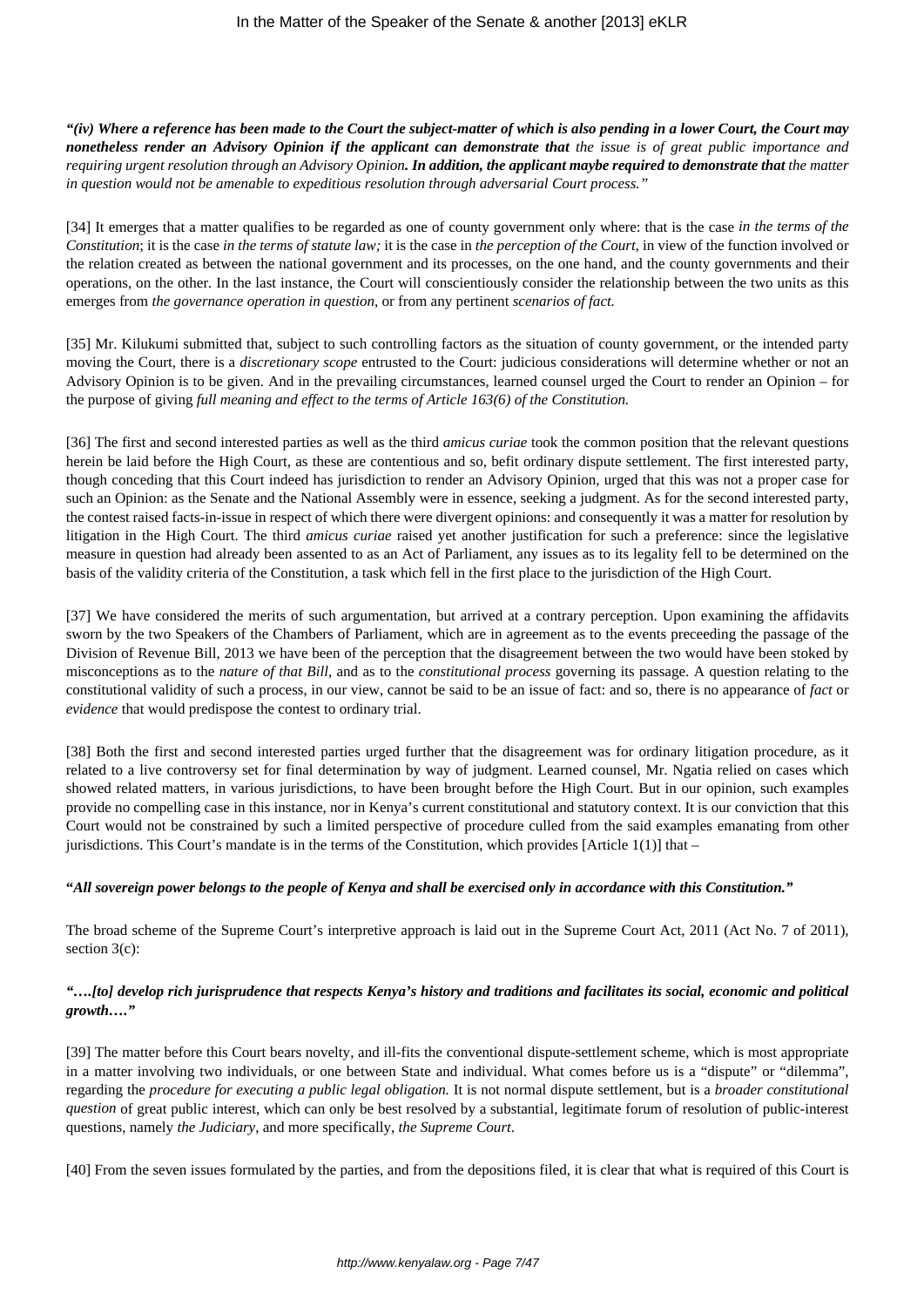***"(iv) Where a reference has been made to the Court the subject-matter of which is also pending in a lower Court, the Court may nonetheless render an Advisory Opinion if the applicant can demonstrate that*** *the issue is of great public importance and requiring urgent resolution through an Advisory Opinion****. In addition, the applicant maybe required to demonstrate that*** *the matter in question would not be amenable to expeditious resolution through adversarial Court process."*

[34] It emerges that a matter qualifies to be regarded as one of county government only where: that is the case *in the terms of the Constitution*; it is the case *in the terms of statute law;* it is the case in *the perception of the Court*, in view of the function involved or the relation created as between the national government and its processes, on the one hand, and the county governments and their operations, on the other. In the last instance, the Court will conscientiously consider the relationship between the two units as this emerges from *the governance operation in question*, or from any pertinent *scenarios of fact.*

[35] Mr. Kilukumi submitted that, subject to such controlling factors as the situation of county government, or the intended party moving the Court, there is a *discretionary scope* entrusted to the Court: judicious considerations will determine whether or not an Advisory Opinion is to be given. And in the prevailing circumstances, learned counsel urged the Court to render an Opinion – for the purpose of giving *full meaning and effect to the terms of Article 163(6) of the Constitution.*

[36] The first and second interested parties as well as the third *amicus curiae* took the common position that the relevant questions herein be laid before the High Court, as these are contentious and so, befit ordinary dispute settlement. The first interested party, though conceding that this Court indeed has jurisdiction to render an Advisory Opinion, urged that this was not a proper case for such an Opinion: as the Senate and the National Assembly were in essence, seeking a judgment. As for the second interested party, the contest raised facts-in-issue in respect of which there were divergent opinions: and consequently it was a matter for resolution by litigation in the High Court. The third *amicus curiae* raised yet another justification for such a preference: since the legislative measure in question had already been assented to as an Act of Parliament, any issues as to its legality fell to be determined on the basis of the validity criteria of the Constitution, a task which fell in the first place to the jurisdiction of the High Court.

[37] We have considered the merits of such argumentation, but arrived at a contrary perception. Upon examining the affidavits sworn by the two Speakers of the Chambers of Parliament, which are in agreement as to the events preceeding the passage of the Division of Revenue Bill, 2013 we have been of the perception that the disagreement between the two would have been stoked by misconceptions as to the *nature of that Bill*, and as to the *constitutional process* governing its passage. A question relating to the constitutional validity of such a process, in our view, cannot be said to be an issue of fact: and so, there is no appearance of *fact* or *evidence* that would predispose the contest to ordinary trial.

[38] Both the first and second interested parties urged further that the disagreement was for ordinary litigation procedure, as it related to a live controversy set for final determination by way of judgment. Learned counsel, Mr. Ngatia relied on cases which showed related matters, in various jurisdictions, to have been brought before the High Court. But in our opinion, such examples provide no compelling case in this instance, nor in Kenya's current constitutional and statutory context. It is our conviction that this Court would not be constrained by such a limited perspective of procedure culled from the said examples emanating from other jurisdictions. This Court's mandate is in the terms of the Constitution, which provides [Article 1(1)] that –

**"*All sovereign power belongs to the people of Kenya and shall be exercised only in accordance with this Constitution."***

The broad scheme of the Supreme Court's interpretive approach is laid out in the Supreme Court Act, 2011 (Act No. 7 of 2011), section 3(c):

***"….[to] develop rich jurisprudence that respects Kenya's history and traditions and facilitates its social, economic and political growth…."***

[39] The matter before this Court bears novelty, and ill-fits the conventional dispute-settlement scheme, which is most appropriate in a matter involving two individuals, or one between State and individual. What comes before us is a "dispute" or "dilemma", regarding the *procedure for executing a public legal obligation.* It is not normal dispute settlement, but is a *broader constitutional question* of great public interest, which can only be best resolved by a substantial, legitimate forum of resolution of public-interest questions, namely *the Judiciary*, and more specifically, *the Supreme Court*.

[40] From the seven issues formulated by the parties, and from the depositions filed, it is clear that what is required of this Court is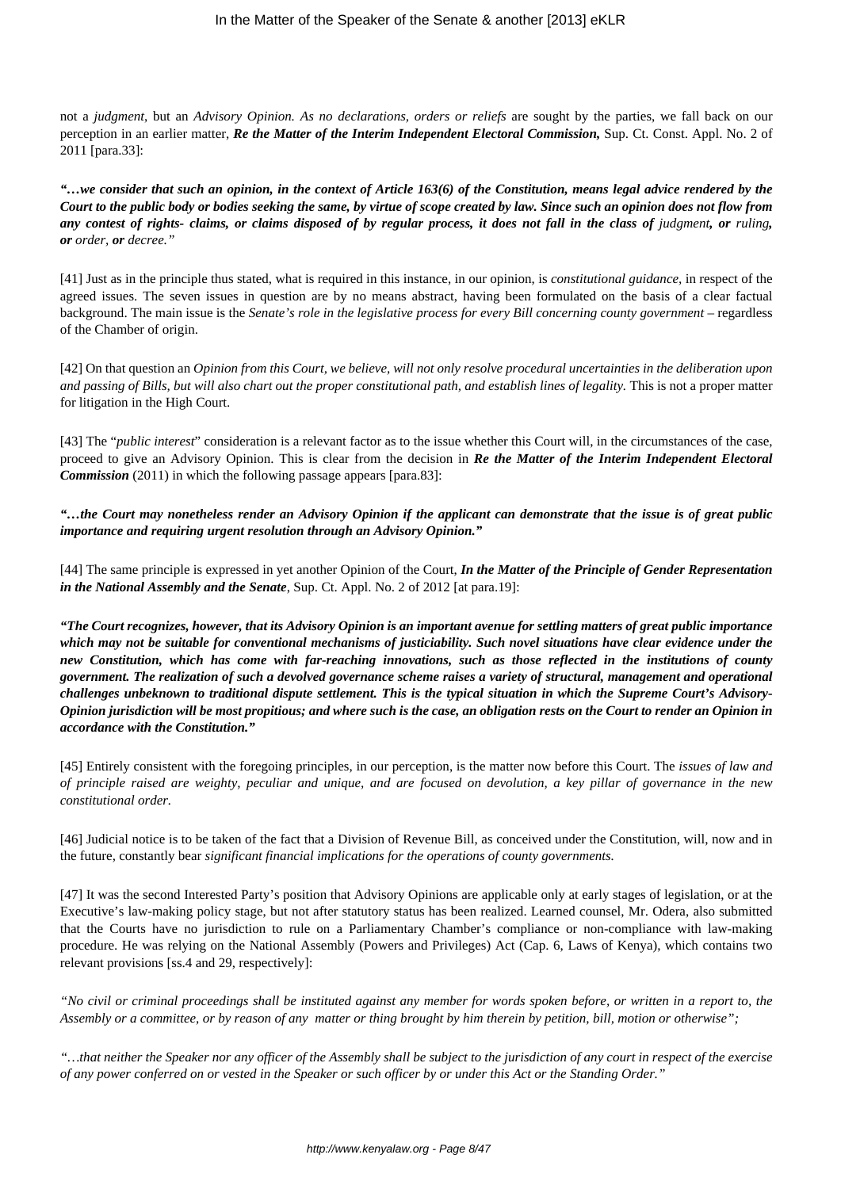not a *judgment*, but an *Advisory Opinion. As no declarations, orders or reliefs* are sought by the parties, we fall back on our perception in an earlier matter, ***Re the Matter of the Interim Independent Electoral Commission,*** Sup. Ct. Const. Appl. No. 2 of 2011 [para.33]:

***"…we consider that such an opinion, in the context of Article 163(6) of the Constitution, means legal advice rendered by the Court to the public body or bodies seeking the same, by virtue of scope created by law. Since such an opinion does not flow from any contest of rights- claims, or claims disposed of by regular process, it does not fall in the class of*** *judgment****, or*** *ruling****, or*** *order****, or*** *decree."*

[41] Just as in the principle thus stated, what is required in this instance, in our opinion, is *constitutional guidance*, in respect of the agreed issues. The seven issues in question are by no means abstract, having been formulated on the basis of a clear factual background. The main issue is the *Senate's role in the legislative process for every Bill concerning county government* – regardless of the Chamber of origin.

[42] On that question an *Opinion from this Court, we believe, will not only resolve procedural uncertainties in the deliberation upon and passing of Bills, but will also chart out the proper constitutional path, and establish lines of legality.* This is not a proper matter for litigation in the High Court.

[43] The "*public interest*" consideration is a relevant factor as to the issue whether this Court will, in the circumstances of the case, proceed to give an Advisory Opinion. This is clear from the decision in ***Re the Matter of the Interim Independent Electoral Commission*** (2011) in which the following passage appears [para.83]:

***"…the Court may nonetheless render an Advisory Opinion if the applicant can demonstrate that the issue is of great public importance and requiring urgent resolution through an Advisory Opinion."***

[44] The same principle is expressed in yet another Opinion of the Court, ***In the Matter of the Principle of Gender Representation in the National Assembly and the Senate***, Sup. Ct. Appl. No. 2 of 2012 [at para.19]:

***"The Court recognizes, however, that its Advisory Opinion is an important avenue for settling matters of great public importance which may not be suitable for conventional mechanisms of justiciability. Such novel situations have clear evidence under the new Constitution, which has come with far-reaching innovations, such as those reflected in the institutions of county government. The realization of such a devolved governance scheme raises a variety of structural, management and operational challenges unbeknown to traditional dispute settlement. This is the typical situation in which the Supreme Court's Advisory-Opinion jurisdiction will be most propitious; and where such is the case, an obligation rests on the Court to render an Opinion in accordance with the Constitution."***

[45] Entirely consistent with the foregoing principles, in our perception, is the matter now before this Court. The *issues of law and of principle raised are weighty, peculiar and unique, and are focused on devolution, a key pillar of governance in the new constitutional order.*

[46] Judicial notice is to be taken of the fact that a Division of Revenue Bill, as conceived under the Constitution, will, now and in the future, constantly bear *significant financial implications for the operations of county governments.*

[47] It was the second Interested Party's position that Advisory Opinions are applicable only at early stages of legislation, or at the Executive's law-making policy stage, but not after statutory status has been realized. Learned counsel, Mr. Odera, also submitted that the Courts have no jurisdiction to rule on a Parliamentary Chamber's compliance or non-compliance with law-making procedure. He was relying on the National Assembly (Powers and Privileges) Act (Cap. 6, Laws of Kenya), which contains two relevant provisions [ss.4 and 29, respectively]:

*"No civil or criminal proceedings shall be instituted against any member for words spoken before, or written in a report to, the Assembly or a committee, or by reason of any matter or thing brought by him therein by petition, bill, motion or otherwise";*

*"…that neither the Speaker nor any officer of the Assembly shall be subject to the jurisdiction of any court in respect of the exercise of any power conferred on or vested in the Speaker or such officer by or under this Act or the Standing Order."*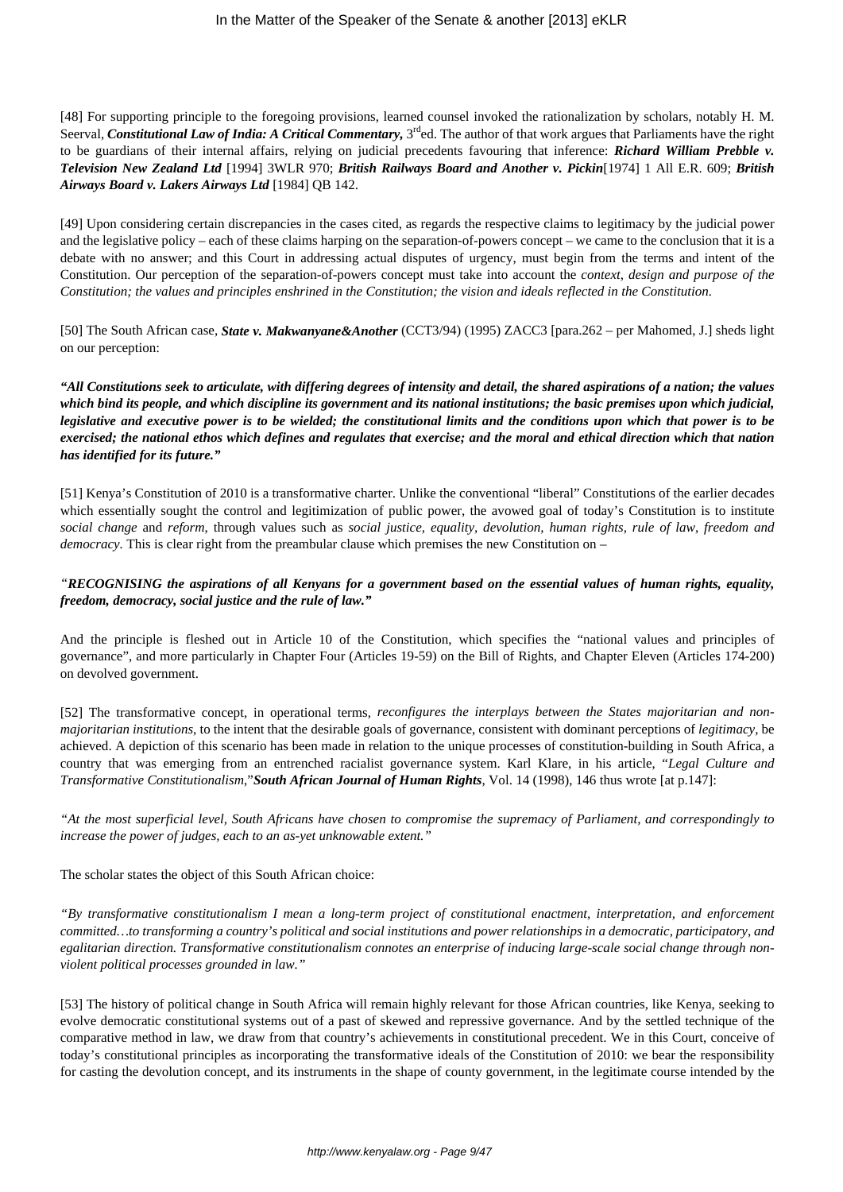[48] For supporting principle to the foregoing provisions, learned counsel invoked the rationalization by scholars, notably H. M. Seerval, ***Constitutional Law of India: A Critical Commentary,*** 3rd ed. The author of that work argues that Parliaments have the right to be guardians of their internal affairs, relying on judicial precedents favouring that inference: ***Richard William Prebble v. Television New Zealand Ltd*** [1994] 3WLR 970; ***British Railways Board and Another v. Pickin***[1974] 1 All E.R. 609; ***British Airways Board v. Lakers Airways Ltd*** [1984] QB 142.

[49] Upon considering certain discrepancies in the cases cited, as regards the respective claims to legitimacy by the judicial power and the legislative policy – each of these claims harping on the separation-of-powers concept – we came to the conclusion that it is a debate with no answer; and this Court in addressing actual disputes of urgency, must begin from the terms and intent of the Constitution. Our perception of the separation-of-powers concept must take into account the *context, design and purpose of the Constitution; the values and principles enshrined in the Constitution; the vision and ideals reflected in the Constitution.*

[50] The South African case, ***State v. Makwanyane&Another*** (CCT3/94) (1995) ZACC3 [para.262 – per Mahomed, J.] sheds light on our perception:

***"All Constitutions seek to articulate, with differing degrees of intensity and detail, the shared aspirations of a nation; the values which bind its people, and which discipline its government and its national institutions; the basic premises upon which judicial, legislative and executive power is to be wielded; the constitutional limits and the conditions upon which that power is to be exercised; the national ethos which defines and regulates that exercise; and the moral and ethical direction which that nation has identified for its future."***

[51] Kenya's Constitution of 2010 is a transformative charter. Unlike the conventional "liberal" Constitutions of the earlier decades which essentially sought the control and legitimization of public power, the avowed goal of today's Constitution is to institute *social change* and *reform*, through values such as *social justice, equality, devolution, human rights, rule of law, freedom and democracy.* This is clear right from the preambular clause which premises the new Constitution on –

*"**RECOGNISING the aspirations of all Kenyans for a government based on the essential values of human rights, equality, freedom, democracy, social justice and the rule of law."***

And the principle is fleshed out in Article 10 of the Constitution, which specifies the "national values and principles of governance", and more particularly in Chapter Four (Articles 19-59) on the Bill of Rights, and Chapter Eleven (Articles 174-200) on devolved government.

[52] The transformative concept, in operational terms, *reconfigures the interplays between the States majoritarian and non-majoritarian institutions*, to the intent that the desirable goals of governance, consistent with dominant perceptions of *legitimacy*, be achieved. A depiction of this scenario has been made in relation to the unique processes of constitution-building in South Africa, a country that was emerging from an entrenched racialist governance system. Karl Klare, in his article, "*Legal Culture and Transformative Constitutionalism*,"***South African Journal of Human Rights***, Vol. 14 (1998), 146 thus wrote [at p.147]:

*"At the most superficial level, South Africans have chosen to compromise the supremacy of Parliament, and correspondingly to increase the power of judges, each to an as-yet unknowable extent."*

The scholar states the object of this South African choice:

*"By transformative constitutionalism I mean a long-term project of constitutional enactment, interpretation, and enforcement committed…to transforming a country's political and social institutions and power relationships in a democratic, participatory, and egalitarian direction. Transformative constitutionalism connotes an enterprise of inducing large-scale social change through non-violent political processes grounded in law."*

[53] The history of political change in South Africa will remain highly relevant for those African countries, like Kenya, seeking to evolve democratic constitutional systems out of a past of skewed and repressive governance. And by the settled technique of the comparative method in law, we draw from that country's achievements in constitutional precedent. We in this Court, conceive of today's constitutional principles as incorporating the transformative ideals of the Constitution of 2010: we bear the responsibility for casting the devolution concept, and its instruments in the shape of county government, in the legitimate course intended by the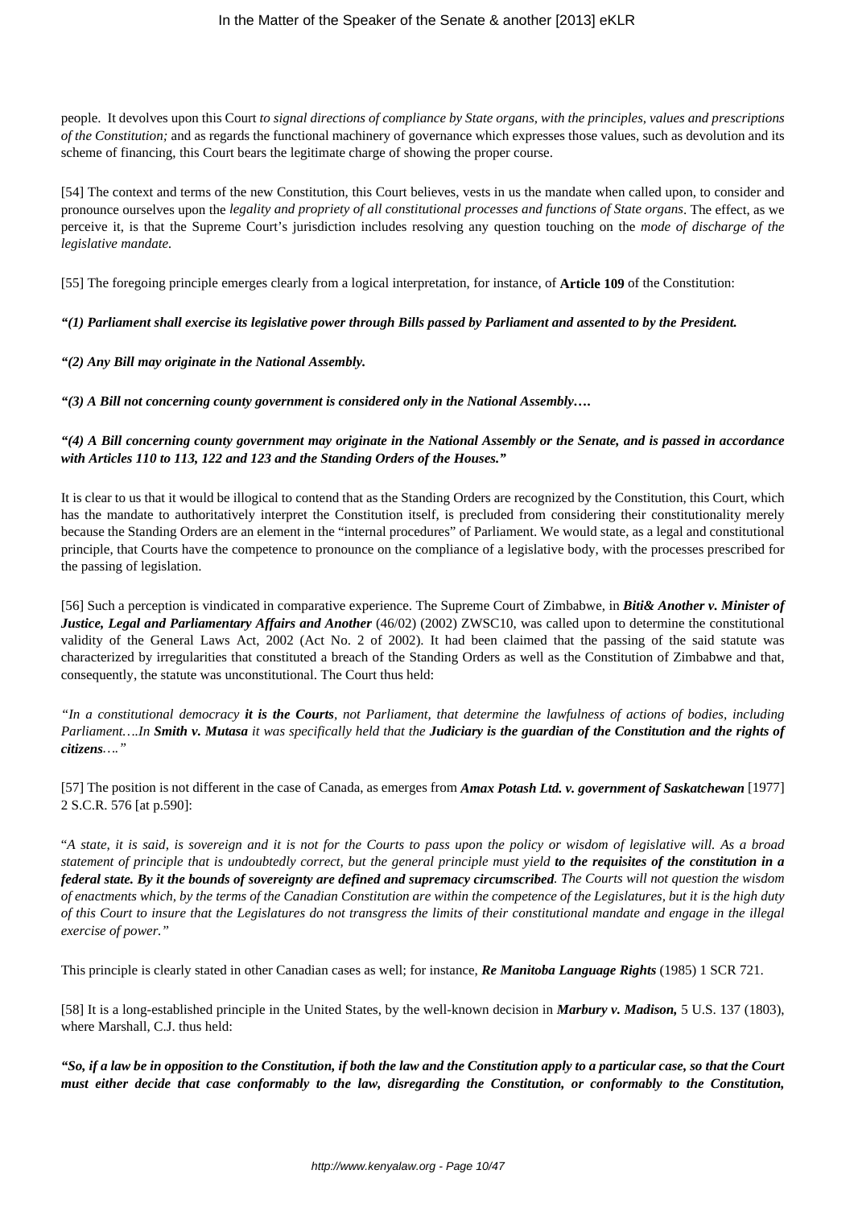people. It devolves upon this Court *to signal directions of compliance by State organs, with the principles, values and prescriptions of the Constitution;* and as regards the functional machinery of governance which expresses those values, such as devolution and its scheme of financing, this Court bears the legitimate charge of showing the proper course.

[54] The context and terms of the new Constitution, this Court believes, vests in us the mandate when called upon, to consider and pronounce ourselves upon the *legality and propriety of all constitutional processes and functions of State organs*. The effect, as we perceive it, is that the Supreme Court's jurisdiction includes resolving any question touching on the *mode of discharge of the legislative mandate.*

[55] The foregoing principle emerges clearly from a logical interpretation, for instance, of **Article 109** of the Constitution:

***"(1) Parliament shall exercise its legislative power through Bills passed by Parliament and assented to by the President.***

***"(2) Any Bill may originate in the National Assembly.***

***"(3) A Bill not concerning county government is considered only in the National Assembly….***

***"(4) A Bill concerning county government may originate in the National Assembly or the Senate, and is passed in accordance with Articles 110 to 113, 122 and 123 and the Standing Orders of the Houses."***

It is clear to us that it would be illogical to contend that as the Standing Orders are recognized by the Constitution, this Court, which has the mandate to authoritatively interpret the Constitution itself, is precluded from considering their constitutionality merely because the Standing Orders are an element in the "internal procedures" of Parliament. We would state, as a legal and constitutional principle, that Courts have the competence to pronounce on the compliance of a legislative body, with the processes prescribed for the passing of legislation.

[56] Such a perception is vindicated in comparative experience. The Supreme Court of Zimbabwe, in ***Biti& Another v. Minister of Justice, Legal and Parliamentary Affairs and Another*** (46/02) (2002) ZWSC10, was called upon to determine the constitutional validity of the General Laws Act, 2002 (Act No. 2 of 2002). It had been claimed that the passing of the said statute was characterized by irregularities that constituted a breach of the Standing Orders as well as the Constitution of Zimbabwe and that, consequently, the statute was unconstitutional. The Court thus held:

*"In a constitutional democracy **it is the Courts**, not Parliament, that determine the lawfulness of actions of bodies, including Parliament….In **Smith v. Mutasa** it was specifically held that the **Judiciary is the guardian of the Constitution and the rights of citizens**…."*

[57] The position is not different in the case of Canada, as emerges from ***Amax Potash Ltd. v. government of Saskatchewan*** [1977] 2 S.C.R. 576 [at p.590]:

"*A state, it is said, is sovereign and it is not for the Courts to pass upon the policy or wisdom of legislative will. As a broad statement of principle that is undoubtedly correct, but the general principle must yield **to the requisites of the constitution in a federal state. By it the bounds of sovereignty are defined and supremacy circumscribed**. The Courts will not question the wisdom of enactments which, by the terms of the Canadian Constitution are within the competence of the Legislatures, but it is the high duty of this Court to insure that the Legislatures do not transgress the limits of their constitutional mandate and engage in the illegal exercise of power."*

This principle is clearly stated in other Canadian cases as well; for instance, ***Re Manitoba Language Rights*** (1985) 1 SCR 721.

[58] It is a long-established principle in the United States, by the well-known decision in ***Marbury v. Madison,*** 5 U.S. 137 (1803), where Marshall, C.J. thus held:

***"So, if a law be in opposition to the Constitution, if both the law and the Constitution apply to a particular case, so that the Court must either decide that case conformably to the law, disregarding the Constitution, or conformably to the Constitution,***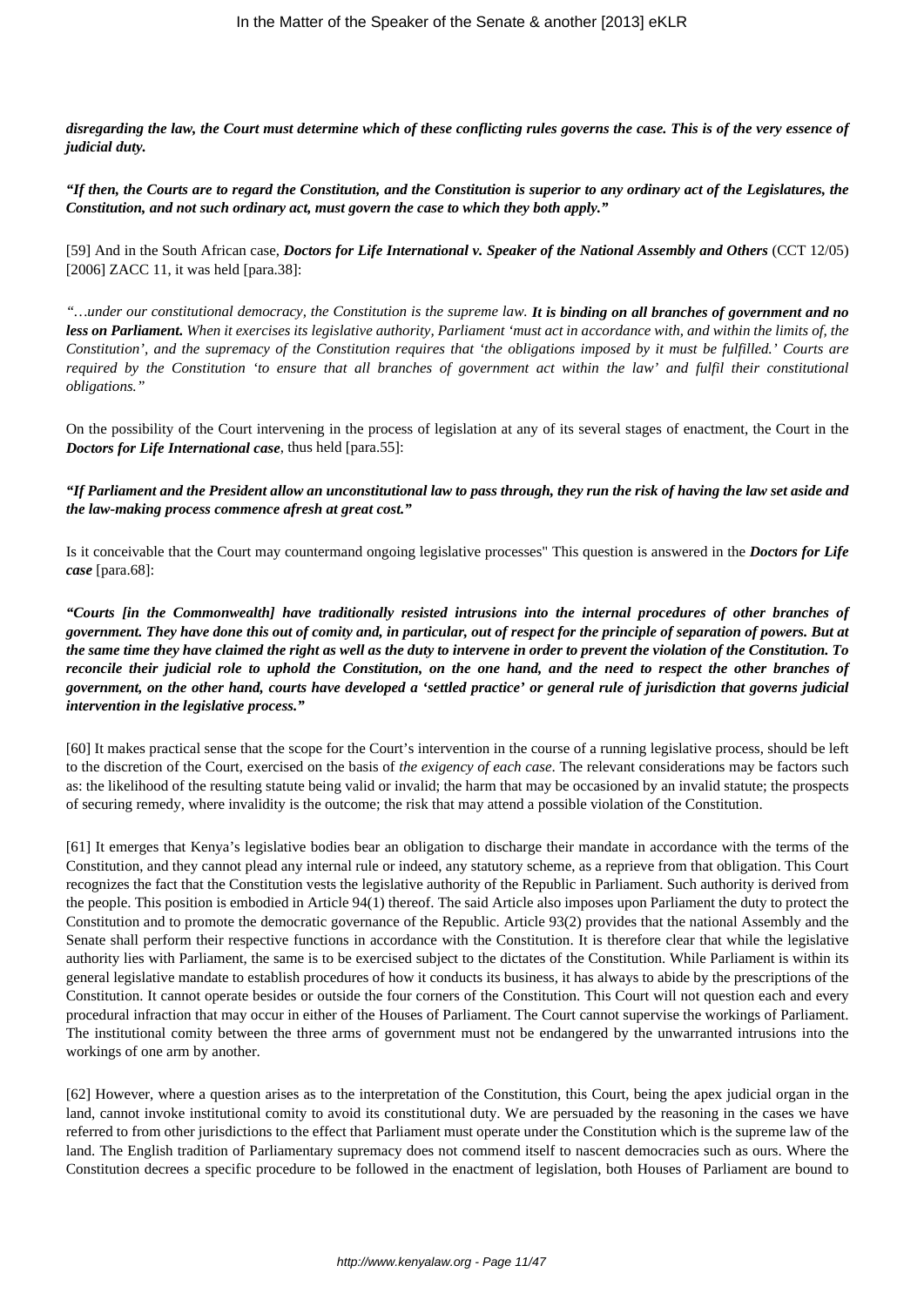***disregarding the law, the Court must determine which of these conflicting rules governs the case. This is of the very essence of judicial duty.***

***"If then, the Courts are to regard the Constitution, and the Constitution is superior to any ordinary act of the Legislatures, the Constitution, and not such ordinary act, must govern the case to which they both apply."***

[59] And in the South African case, ***Doctors for Life International v. Speaker of the National Assembly and Others*** (CCT 12/05) [2006] ZACC 11, it was held [para.38]:

*"…under our constitutional democracy, the Constitution is the supreme law.* ***It is binding on all branches of government and no less on Parliament.*** *When it exercises its legislative authority, Parliament 'must act in accordance with, and within the limits of, the Constitution', and the supremacy of the Constitution requires that 'the obligations imposed by it must be fulfilled.' Courts are required by the Constitution 'to ensure that all branches of government act within the law' and fulfil their constitutional obligations."*

On the possibility of the Court intervening in the process of legislation at any of its several stages of enactment, the Court in the ***Doctors for Life International case***, thus held [para.55]:

***"If Parliament and the President allow an unconstitutional law to pass through, they run the risk of having the law set aside and the law-making process commence afresh at great cost."***

Is it conceivable that the Court may countermand ongoing legislative processes" This question is answered in the ***Doctors for Life case*** [para.68]:

***"Courts [in the Commonwealth] have traditionally resisted intrusions into the internal procedures of other branches of government. They have done this out of comity and, in particular, out of respect for the principle of separation of powers. But at the same time they have claimed the right as well as the duty to intervene in order to prevent the violation of the Constitution. To reconcile their judicial role to uphold the Constitution, on the one hand, and the need to respect the other branches of government, on the other hand, courts have developed a 'settled practice' or general rule of jurisdiction that governs judicial intervention in the legislative process."***

[60] It makes practical sense that the scope for the Court's intervention in the course of a running legislative process, should be left to the discretion of the Court, exercised on the basis of *the exigency of each case*. The relevant considerations may be factors such as: the likelihood of the resulting statute being valid or invalid; the harm that may be occasioned by an invalid statute; the prospects of securing remedy, where invalidity is the outcome; the risk that may attend a possible violation of the Constitution.

[61] It emerges that Kenya's legislative bodies bear an obligation to discharge their mandate in accordance with the terms of the Constitution, and they cannot plead any internal rule or indeed, any statutory scheme, as a reprieve from that obligation. This Court recognizes the fact that the Constitution vests the legislative authority of the Republic in Parliament. Such authority is derived from the people. This position is embodied in Article 94(1) thereof. The said Article also imposes upon Parliament the duty to protect the Constitution and to promote the democratic governance of the Republic. Article 93(2) provides that the national Assembly and the Senate shall perform their respective functions in accordance with the Constitution. It is therefore clear that while the legislative authority lies with Parliament, the same is to be exercised subject to the dictates of the Constitution. While Parliament is within its general legislative mandate to establish procedures of how it conducts its business, it has always to abide by the prescriptions of the Constitution. It cannot operate besides or outside the four corners of the Constitution. This Court will not question each and every procedural infraction that may occur in either of the Houses of Parliament. The Court cannot supervise the workings of Parliament. The institutional comity between the three arms of government must not be endangered by the unwarranted intrusions into the workings of one arm by another.

[62] However, where a question arises as to the interpretation of the Constitution, this Court, being the apex judicial organ in the land, cannot invoke institutional comity to avoid its constitutional duty. We are persuaded by the reasoning in the cases we have referred to from other jurisdictions to the effect that Parliament must operate under the Constitution which is the supreme law of the land. The English tradition of Parliamentary supremacy does not commend itself to nascent democracies such as ours. Where the Constitution decrees a specific procedure to be followed in the enactment of legislation, both Houses of Parliament are bound to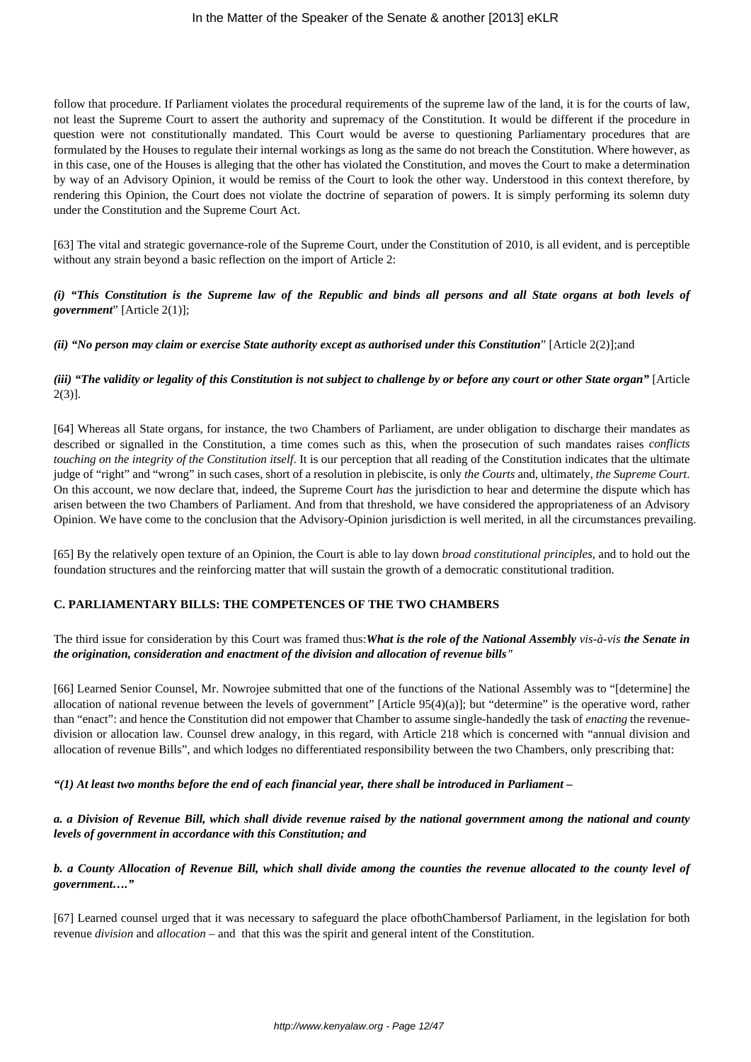follow that procedure. If Parliament violates the procedural requirements of the supreme law of the land, it is for the courts of law, not least the Supreme Court to assert the authority and supremacy of the Constitution. It would be different if the procedure in question were not constitutionally mandated. This Court would be averse to questioning Parliamentary procedures that are formulated by the Houses to regulate their internal workings as long as the same do not breach the Constitution. Where however, as in this case, one of the Houses is alleging that the other has violated the Constitution, and moves the Court to make a determination by way of an Advisory Opinion, it would be remiss of the Court to look the other way. Understood in this context therefore, by rendering this Opinion, the Court does not violate the doctrine of separation of powers. It is simply performing its solemn duty under the Constitution and the Supreme Court Act.

[63] The vital and strategic governance-role of the Supreme Court, under the Constitution of 2010, is all evident, and is perceptible without any strain beyond a basic reflection on the import of Article 2:

***(i) "This Constitution is the Supreme law of the Republic and binds all persons and all State organs at both levels of government*"** [Article 2(1)];

***(ii) "No person may claim or exercise State authority except as authorised under this Constitution*"** [Article 2(2)];and

***(iii) "The validity or legality of this Constitution is not subject to challenge by or before any court or other State organ"*** [Article 2(3)].

[64] Whereas all State organs, for instance, the two Chambers of Parliament, are under obligation to discharge their mandates as described or signalled in the Constitution, a time comes such as this, when the prosecution of such mandates raises *conflicts touching on the integrity of the Constitution itself*. It is our perception that all reading of the Constitution indicates that the ultimate judge of "right" and "wrong" in such cases, short of a resolution in plebiscite, is only *the Courts* and, ultimately, *the Supreme Court*. On this account, we now declare that, indeed, the Supreme Court *has* the jurisdiction to hear and determine the dispute which has arisen between the two Chambers of Parliament. And from that threshold, we have considered the appropriateness of an Advisory Opinion. We have come to the conclusion that the Advisory-Opinion jurisdiction is well merited, in all the circumstances prevailing.

[65] By the relatively open texture of an Opinion, the Court is able to lay down *broad constitutional principles*, and to hold out the foundation structures and the reinforcing matter that will sustain the growth of a democratic constitutional tradition.

**C. PARLIAMENTARY BILLS: THE COMPETENCES OF THE TWO CHAMBERS**

The third issue for consideration by this Court was framed thus:***What is the role of the National Assembly** vis-à-vis **the Senate in the origination, consideration and enactment of the division and allocation of revenue bills"***

[66] Learned Senior Counsel, Mr. Nowrojee submitted that one of the functions of the National Assembly was to "[determine] the allocation of national revenue between the levels of government" [Article 95(4)(a)]; but "determine" is the operative word, rather than "enact": and hence the Constitution did not empower that Chamber to assume single-handedly the task of *enacting* the revenue-division or allocation law. Counsel drew analogy, in this regard, with Article 218 which is concerned with "annual division and allocation of revenue Bills", and which lodges no differentiated responsibility between the two Chambers, only prescribing that:

***"(1) At least two months before the end of each financial year, there shall be introduced in Parliament –***

***a. a Division of Revenue Bill, which shall divide revenue raised by the national government among the national and county levels of government in accordance with this Constitution; and***

***b. a County Allocation of Revenue Bill, which shall divide among the counties the revenue allocated to the county level of government…."***

[67] Learned counsel urged that it was necessary to safeguard the place ofbothChambersof Parliament, in the legislation for both revenue *division* and *allocation* – and that this was the spirit and general intent of the Constitution.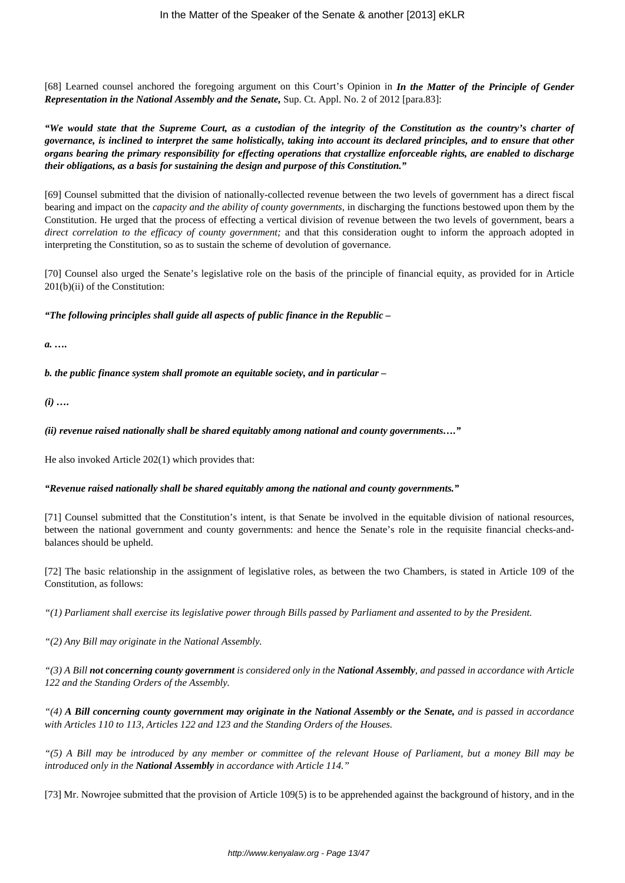[68] Learned counsel anchored the foregoing argument on this Court's Opinion in ***In the Matter of the Principle of Gender Representation in the National Assembly and the Senate,*** Sup. Ct. Appl. No. 2 of 2012 [para.83]:

***"We would state that the Supreme Court, as a custodian of the integrity of the Constitution as the country's charter of governance, is inclined to interpret the same holistically, taking into account its declared principles, and to ensure that other organs bearing the primary responsibility for effecting operations that crystallize enforceable rights, are enabled to discharge their obligations, as a basis for sustaining the design and purpose of this Constitution."***

[69] Counsel submitted that the division of nationally-collected revenue between the two levels of government has a direct fiscal bearing and impact on the *capacity and the ability of county governments,* in discharging the functions bestowed upon them by the Constitution. He urged that the process of effecting a vertical division of revenue between the two levels of government, bears a *direct correlation to the efficacy of county government;* and that this consideration ought to inform the approach adopted in interpreting the Constitution, so as to sustain the scheme of devolution of governance.

[70] Counsel also urged the Senate's legislative role on the basis of the principle of financial equity, as provided for in Article 201(b)(ii) of the Constitution:

***"The following principles shall guide all aspects of public finance in the Republic –***

***a. ….***

***b. the public finance system shall promote an equitable society, and in particular –***

***(i) ….***

***(ii) revenue raised nationally shall be shared equitably among national and county governments…."***

He also invoked Article 202(1) which provides that:

***"Revenue raised nationally shall be shared equitably among the national and county governments."***

[71] Counsel submitted that the Constitution's intent, is that Senate be involved in the equitable division of national resources, between the national government and county governments: and hence the Senate's role in the requisite financial checks-and-balances should be upheld.

[72] The basic relationship in the assignment of legislative roles, as between the two Chambers, is stated in Article 109 of the Constitution, as follows:

*"(1) Parliament shall exercise its legislative power through Bills passed by Parliament and assented to by the President.*

*"(2) Any Bill may originate in the National Assembly.*

*"(3) A Bill* ***not concerning county government*** *is considered only in the* ***National Assembly****, and passed in accordance with Article 122 and the Standing Orders of the Assembly.*

*"(4)* ***A Bill concerning county government may originate in the National Assembly or the Senate,*** *and is passed in accordance with Articles 110 to 113, Articles 122 and 123 and the Standing Orders of the Houses.*

*"(5) A Bill may be introduced by any member or committee of the relevant House of Parliament, but a money Bill may be introduced only in the* ***National Assembly*** *in accordance with Article 114."*

[73] Mr. Nowrojee submitted that the provision of Article 109(5) is to be apprehended against the background of history, and in the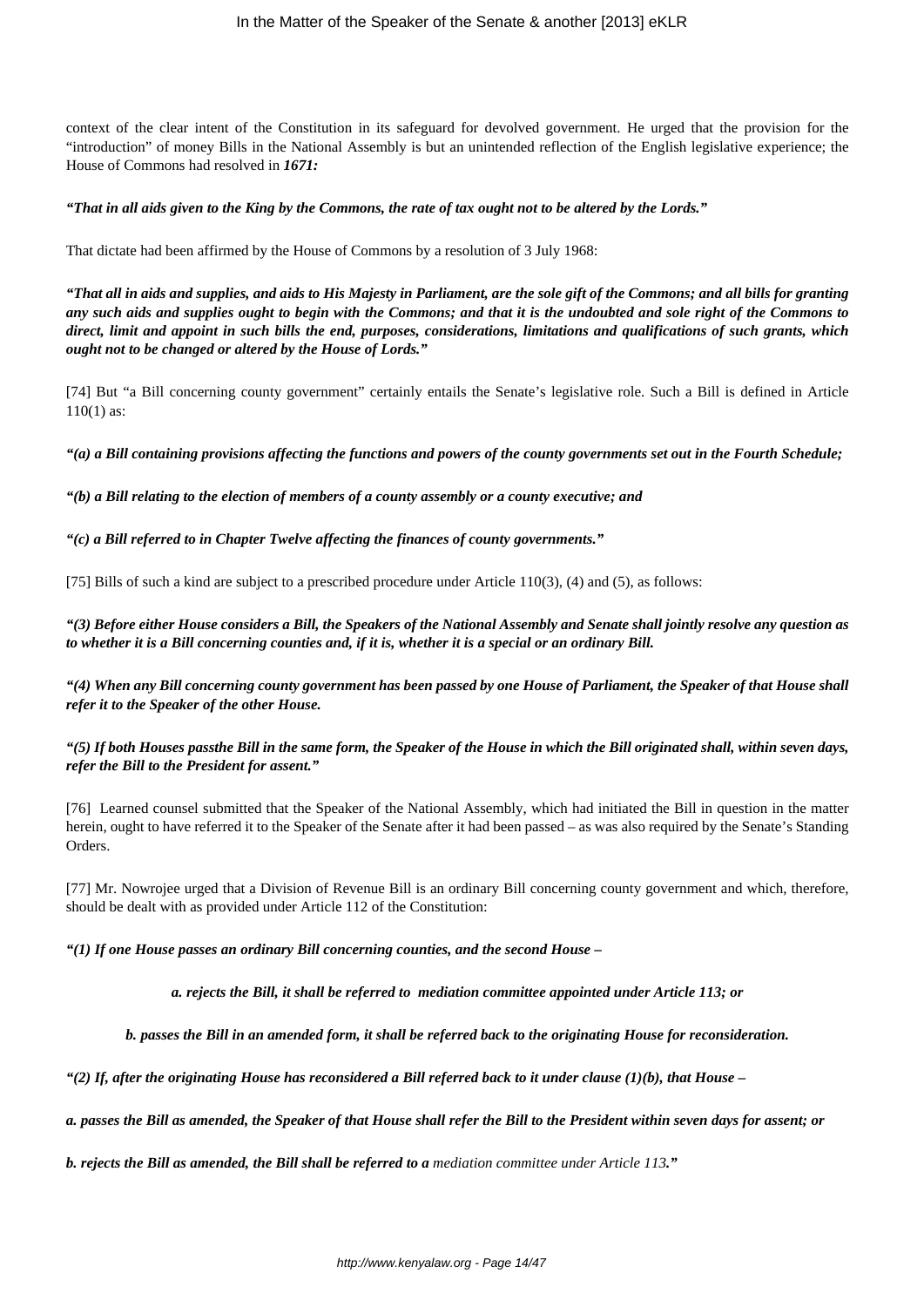context of the clear intent of the Constitution in its safeguard for devolved government. He urged that the provision for the "introduction" of money Bills in the National Assembly is but an unintended reflection of the English legislative experience; the House of Commons had resolved in ***1671:***

***"That in all aids given to the King by the Commons, the rate of tax ought not to be altered by the Lords."***

That dictate had been affirmed by the House of Commons by a resolution of 3 July 1968:

***"That all in aids and supplies, and aids to His Majesty in Parliament, are the sole gift of the Commons; and all bills for granting any such aids and supplies ought to begin with the Commons; and that it is the undoubted and sole right of the Commons to direct, limit and appoint in such bills the end, purposes, considerations, limitations and qualifications of such grants, which ought not to be changed or altered by the House of Lords."***

[74] But "a Bill concerning county government" certainly entails the Senate's legislative role. Such a Bill is defined in Article 110(1) as:

***"(a) a Bill containing provisions affecting the functions and powers of the county governments set out in the Fourth Schedule;***

***"(b) a Bill relating to the election of members of a county assembly or a county executive; and***

***"(c) a Bill referred to in Chapter Twelve affecting the finances of county governments."***

[75] Bills of such a kind are subject to a prescribed procedure under Article 110(3), (4) and (5), as follows:

***"(3) Before either House considers a Bill, the Speakers of the National Assembly and Senate shall jointly resolve any question as to whether it is a Bill concerning counties and, if it is, whether it is a special or an ordinary Bill.***

***"(4) When any Bill concerning county government has been passed by one House of Parliament, the Speaker of that House shall refer it to the Speaker of the other House.***

***"(5) If both Houses passthe Bill in the same form, the Speaker of the House in which the Bill originated shall, within seven days, refer the Bill to the President for assent."***

[76] Learned counsel submitted that the Speaker of the National Assembly, which had initiated the Bill in question in the matter herein, ought to have referred it to the Speaker of the Senate after it had been passed – as was also required by the Senate's Standing Orders.

[77] Mr. Nowrojee urged that a Division of Revenue Bill is an ordinary Bill concerning county government and which, therefore, should be dealt with as provided under Article 112 of the Constitution:

***"(1) If one House passes an ordinary Bill concerning counties, and the second House –***

> ***a. rejects the Bill, it shall be referred to mediation committee appointed under Article 113; or***
>
> ***b. passes the Bill in an amended form, it shall be referred back to the originating House for reconsideration.***

***"(2) If, after the originating House has reconsidered a Bill referred back to it under clause (1)(b), that House –***

***a. passes the Bill as amended, the Speaker of that House shall refer the Bill to the President within seven days for assent; or***

***b. rejects the Bill as amended, the Bill shall be referred to a*** *mediation committee under Article 113****."***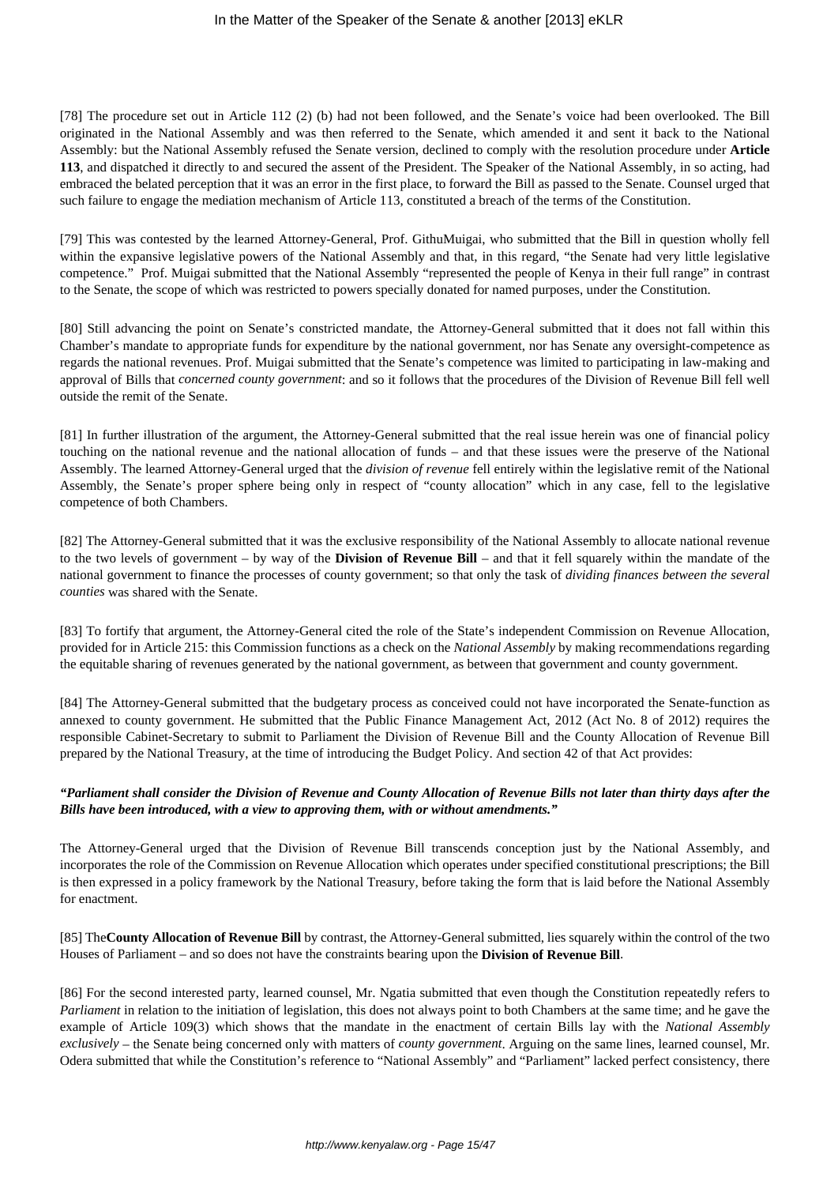[78] The procedure set out in Article 112 (2) (b) had not been followed, and the Senate's voice had been overlooked. The Bill originated in the National Assembly and was then referred to the Senate, which amended it and sent it back to the National Assembly: but the National Assembly refused the Senate version, declined to comply with the resolution procedure under **Article 113**, and dispatched it directly to and secured the assent of the President. The Speaker of the National Assembly, in so acting, had embraced the belated perception that it was an error in the first place, to forward the Bill as passed to the Senate. Counsel urged that such failure to engage the mediation mechanism of Article 113, constituted a breach of the terms of the Constitution.

[79] This was contested by the learned Attorney-General, Prof. GithuMuigai, who submitted that the Bill in question wholly fell within the expansive legislative powers of the National Assembly and that, in this regard, "the Senate had very little legislative competence." Prof. Muigai submitted that the National Assembly "represented the people of Kenya in their full range" in contrast to the Senate, the scope of which was restricted to powers specially donated for named purposes, under the Constitution.

[80] Still advancing the point on Senate's constricted mandate, the Attorney-General submitted that it does not fall within this Chamber's mandate to appropriate funds for expenditure by the national government, nor has Senate any oversight-competence as regards the national revenues. Prof. Muigai submitted that the Senate's competence was limited to participating in law-making and approval of Bills that *concerned county government*: and so it follows that the procedures of the Division of Revenue Bill fell well outside the remit of the Senate.

[81] In further illustration of the argument, the Attorney-General submitted that the real issue herein was one of financial policy touching on the national revenue and the national allocation of funds – and that these issues were the preserve of the National Assembly. The learned Attorney-General urged that the *division of revenue* fell entirely within the legislative remit of the National Assembly, the Senate's proper sphere being only in respect of "county allocation" which in any case, fell to the legislative competence of both Chambers.

[82] The Attorney-General submitted that it was the exclusive responsibility of the National Assembly to allocate national revenue to the two levels of government – by way of the **Division of Revenue Bill** – and that it fell squarely within the mandate of the national government to finance the processes of county government; so that only the task of *dividing finances between the several counties* was shared with the Senate.

[83] To fortify that argument, the Attorney-General cited the role of the State's independent Commission on Revenue Allocation, provided for in Article 215: this Commission functions as a check on the *National Assembly* by making recommendations regarding the equitable sharing of revenues generated by the national government, as between that government and county government.

[84] The Attorney-General submitted that the budgetary process as conceived could not have incorporated the Senate-function as annexed to county government. He submitted that the Public Finance Management Act, 2012 (Act No. 8 of 2012) requires the responsible Cabinet-Secretary to submit to Parliament the Division of Revenue Bill and the County Allocation of Revenue Bill prepared by the National Treasury, at the time of introducing the Budget Policy. And section 42 of that Act provides:

***"Parliament shall consider the Division of Revenue and County Allocation of Revenue Bills not later than thirty days after the Bills have been introduced, with a view to approving them, with or without amendments."***

The Attorney-General urged that the Division of Revenue Bill transcends conception just by the National Assembly, and incorporates the role of the Commission on Revenue Allocation which operates under specified constitutional prescriptions; the Bill is then expressed in a policy framework by the National Treasury, before taking the form that is laid before the National Assembly for enactment.

[85] The**County Allocation of Revenue Bill** by contrast, the Attorney-General submitted, lies squarely within the control of the two Houses of Parliament – and so does not have the constraints bearing upon the **Division of Revenue Bill**.

[86] For the second interested party, learned counsel, Mr. Ngatia submitted that even though the Constitution repeatedly refers to *Parliament* in relation to the initiation of legislation, this does not always point to both Chambers at the same time; and he gave the example of Article 109(3) which shows that the mandate in the enactment of certain Bills lay with the *National Assembly exclusively* – the Senate being concerned only with matters of *county government*. Arguing on the same lines, learned counsel, Mr. Odera submitted that while the Constitution's reference to "National Assembly" and "Parliament" lacked perfect consistency, there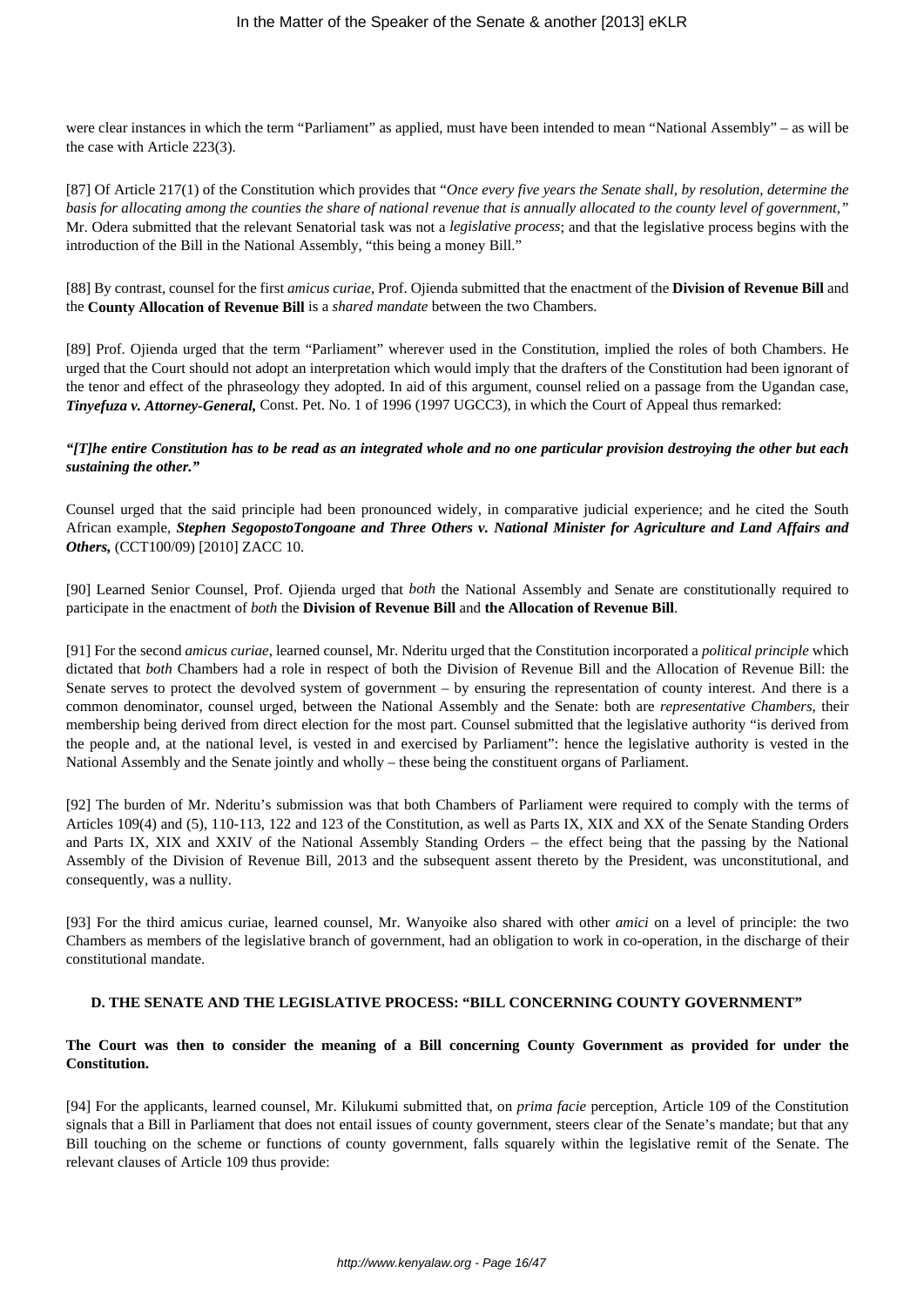were clear instances in which the term "Parliament" as applied, must have been intended to mean "National Assembly" – as will be the case with Article 223(3).

[87] Of Article 217(1) of the Constitution which provides that "*Once every five years the Senate shall, by resolution, determine the basis for allocating among the counties the share of national revenue that is annually allocated to the county level of government,*" Mr. Odera submitted that the relevant Senatorial task was not a *legislative process*; and that the legislative process begins with the introduction of the Bill in the National Assembly, "this being a money Bill."

[88] By contrast, counsel for the first *amicus curiae*, Prof. Ojienda submitted that the enactment of the **Division of Revenue Bill** and the **County Allocation of Revenue Bill** is a *shared mandate* between the two Chambers.

[89] Prof. Ojienda urged that the term "Parliament" wherever used in the Constitution, implied the roles of both Chambers. He urged that the Court should not adopt an interpretation which would imply that the drafters of the Constitution had been ignorant of the tenor and effect of the phraseology they adopted. In aid of this argument, counsel relied on a passage from the Ugandan case, ***Tinyefuza v. Attorney-General,*** Const. Pet. No. 1 of 1996 (1997 UGCC3), in which the Court of Appeal thus remarked:

***"[T]he entire Constitution has to be read as an integrated whole and no one particular provision destroying the other but each sustaining the other."***

Counsel urged that the said principle had been pronounced widely, in comparative judicial experience; and he cited the South African example, ***Stephen SegopostoTongoane and Three Others v. National Minister for Agriculture and Land Affairs and Others,*** (CCT100/09) [2010] ZACC 10.

[90] Learned Senior Counsel, Prof. Ojienda urged that *both* the National Assembly and Senate are constitutionally required to participate in the enactment of *both* the **Division of Revenue Bill** and **the Allocation of Revenue Bill**.

[91] For the second *amicus curiae*, learned counsel, Mr. Nderitu urged that the Constitution incorporated a *political principle* which dictated that *both* Chambers had a role in respect of both the Division of Revenue Bill and the Allocation of Revenue Bill: the Senate serves to protect the devolved system of government – by ensuring the representation of county interest. And there is a common denominator, counsel urged, between the National Assembly and the Senate: both are *representative Chambers*, their membership being derived from direct election for the most part. Counsel submitted that the legislative authority "is derived from the people and, at the national level, is vested in and exercised by Parliament": hence the legislative authority is vested in the National Assembly and the Senate jointly and wholly – these being the constituent organs of Parliament.

[92] The burden of Mr. Nderitu's submission was that both Chambers of Parliament were required to comply with the terms of Articles 109(4) and (5), 110-113, 122 and 123 of the Constitution, as well as Parts IX, XIX and XX of the Senate Standing Orders and Parts IX, XIX and XXIV of the National Assembly Standing Orders – the effect being that the passing by the National Assembly of the Division of Revenue Bill, 2013 and the subsequent assent thereto by the President, was unconstitutional, and consequently, was a nullity.

[93] For the third amicus curiae, learned counsel, Mr. Wanyoike also shared with other *amici* on a level of principle: the two Chambers as members of the legislative branch of government, had an obligation to work in co-operation, in the discharge of their constitutional mandate.

### D. THE SENATE AND THE LEGISLATIVE PROCESS: "BILL CONCERNING COUNTY GOVERNMENT"

**The Court was then to consider the meaning of a Bill concerning County Government as provided for under the Constitution.**

[94] For the applicants, learned counsel, Mr. Kilukumi submitted that, on *prima facie* perception, Article 109 of the Constitution signals that a Bill in Parliament that does not entail issues of county government, steers clear of the Senate's mandate; but that any Bill touching on the scheme or functions of county government, falls squarely within the legislative remit of the Senate. The relevant clauses of Article 109 thus provide: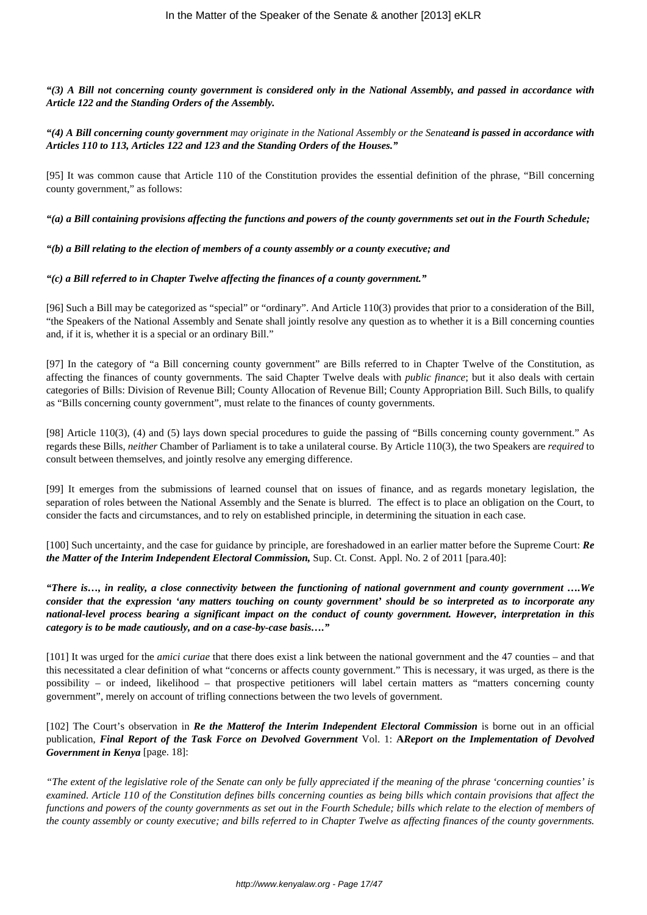***"(3) A Bill not concerning county government is considered only in the National Assembly, and passed in accordance with Article 122 and the Standing Orders of the Assembly.***

***"(4) A Bill concerning county government*** *may originate in the National Assembly or the Senate****and is passed in accordance with Articles 110 to 113, Articles 122 and 123 and the Standing Orders of the Houses."***

[95] It was common cause that Article 110 of the Constitution provides the essential definition of the phrase, "Bill concerning county government," as follows:

***"(a) a Bill containing provisions affecting the functions and powers of the county governments set out in the Fourth Schedule;***

***"(b) a Bill relating to the election of members of a county assembly or a county executive; and***

***"(c) a Bill referred to in Chapter Twelve affecting the finances of a county government."***

[96] Such a Bill may be categorized as "special" or "ordinary". And Article 110(3) provides that prior to a consideration of the Bill, "the Speakers of the National Assembly and Senate shall jointly resolve any question as to whether it is a Bill concerning counties and, if it is, whether it is a special or an ordinary Bill."

[97] In the category of "a Bill concerning county government" are Bills referred to in Chapter Twelve of the Constitution, as affecting the finances of county governments. The said Chapter Twelve deals with *public finance*; but it also deals with certain categories of Bills: Division of Revenue Bill; County Allocation of Revenue Bill; County Appropriation Bill. Such Bills, to qualify as "Bills concerning county government", must relate to the finances of county governments.

[98] Article 110(3), (4) and (5) lays down special procedures to guide the passing of "Bills concerning county government." As regards these Bills, *neither* Chamber of Parliament is to take a unilateral course. By Article 110(3), the two Speakers are *required* to consult between themselves, and jointly resolve any emerging difference.

[99] It emerges from the submissions of learned counsel that on issues of finance, and as regards monetary legislation, the separation of roles between the National Assembly and the Senate is blurred. The effect is to place an obligation on the Court, to consider the facts and circumstances, and to rely on established principle, in determining the situation in each case.

[100] Such uncertainty, and the case for guidance by principle, are foreshadowed in an earlier matter before the Supreme Court: ***Re the Matter of the Interim Independent Electoral Commission,*** Sup. Ct. Const. Appl. No. 2 of 2011 [para.40]:

***"There is…, in reality, a close connectivity between the functioning of national government and county government ….We consider that the expression 'any matters touching on county government' should be so interpreted as to incorporate any national-level process bearing a significant impact on the conduct of county government. However, interpretation in this category is to be made cautiously, and on a case-by-case basis…."***

[101] It was urged for the *amici curiae* that there does exist a link between the national government and the 47 counties – and that this necessitated a clear definition of what "concerns or affects county government." This is necessary, it was urged, as there is the possibility – or indeed, likelihood – that prospective petitioners will label certain matters as "matters concerning county government", merely on account of trifling connections between the two levels of government.

[102] The Court's observation in ***Re the Matterof the Interim Independent Electoral Commission*** is borne out in an official publication, ***Final Report of the Task Force on Devolved Government*** Vol. 1: **A*Report on the Implementation of Devolved Government in Kenya*** [page. 18]:

*"The extent of the legislative role of the Senate can only be fully appreciated if the meaning of the phrase 'concerning counties' is examined. Article 110 of the Constitution defines bills concerning counties as being bills which contain provisions that affect the functions and powers of the county governments as set out in the Fourth Schedule; bills which relate to the election of members of the county assembly or county executive; and bills referred to in Chapter Twelve as affecting finances of the county governments.*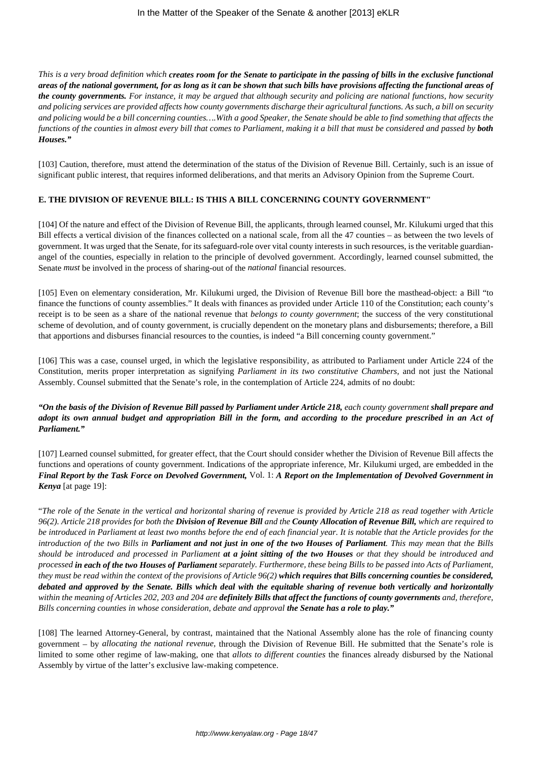*This is a very broad definition which* ***creates room for the Senate to participate in the passing of bills in the exclusive functional areas of the national government, for as long as it can be shown that such bills have provisions affecting the functional areas of the county governments.*** *For instance, it may be argued that although security and policing are national functions, how security and policing services are provided affects how county governments discharge their agricultural functions. As such, a bill on security and policing would be a bill concerning counties….With a good Speaker, the Senate should be able to find something that affects the functions of the counties in almost every bill that comes to Parliament, making it a bill that must be considered and passed by* ***both Houses."***

[103] Caution, therefore, must attend the determination of the status of the Division of Revenue Bill. Certainly, such is an issue of significant public interest, that requires informed deliberations, and that merits an Advisory Opinion from the Supreme Court.

**E. THE DIVISION OF REVENUE BILL: IS THIS A BILL CONCERNING COUNTY GOVERNMENT"**

[104] Of the nature and effect of the Division of Revenue Bill, the applicants, through learned counsel, Mr. Kilukumi urged that this Bill effects a vertical division of the finances collected on a national scale, from all the 47 counties – as between the two levels of government. It was urged that the Senate, for its safeguard-role over vital county interests in such resources, is the veritable guardian-angel of the counties, especially in relation to the principle of devolved government. Accordingly, learned counsel submitted, the Senate *must* be involved in the process of sharing-out of the *national* financial resources.

[105] Even on elementary consideration, Mr. Kilukumi urged, the Division of Revenue Bill bore the masthead-object: a Bill "to finance the functions of county assemblies." It deals with finances as provided under Article 110 of the Constitution; each county's receipt is to be seen as a share of the national revenue that *belongs to county government*; the success of the very constitutional scheme of devolution, and of county government, is crucially dependent on the monetary plans and disbursements; therefore, a Bill that apportions and disburses financial resources to the counties, is indeed "a Bill concerning county government."

[106] This was a case, counsel urged, in which the legislative responsibility, as attributed to Parliament under Article 224 of the Constitution, merits proper interpretation as signifying *Parliament in its two constitutive Chambers*, and not just the National Assembly. Counsel submitted that the Senate's role, in the contemplation of Article 224, admits of no doubt:

***"On the basis of the Division of Revenue Bill passed by Parliament under Article 218,*** *each county government* ***shall prepare and adopt its own annual budget and appropriation Bill in the form, and according to the procedure prescribed in an Act of Parliament."***

[107] Learned counsel submitted, for greater effect, that the Court should consider whether the Division of Revenue Bill affects the functions and operations of county government. Indications of the appropriate inference, Mr. Kilukumi urged, are embedded in the ***Final Report by the Task Force on Devolved Government,*** Vol. 1: ***A Report on the Implementation of Devolved Government in Kenya*** [at page 19]:

"*The role of the Senate in the vertical and horizontal sharing of revenue is provided by Article 218 as read together with Article 96(2). Article 218 provides for both the* ***Division of Revenue Bill*** *and the* ***County Allocation of Revenue Bill,*** *which are required to be introduced in Parliament at least two months before the end of each financial year. It is notable that the Article provides for the introduction of the two Bills in* ***Parliament and not just in one of the two Houses of Parliament****. This may mean that the Bills should be introduced and processed in Parliament* ***at a joint sitting of the two Houses*** *or that they should be introduced and processed* ***in each of the two Houses of Parliament*** *separately. Furthermore, these being Bills to be passed into Acts of Parliament, they must be read within the context of the provisions of Article 96(2)* ***which requires that Bills concerning counties be considered, debated and approved by the Senate. Bills which deal with the equitable sharing of revenue both vertically and horizontally*** *within the meaning of Articles 202, 203 and 204 are* ***definitely Bills that affect the functions of county governments*** *and, therefore, Bills concerning counties in whose consideration, debate and approval* ***the Senate has a role to play."***

[108] The learned Attorney-General, by contrast, maintained that the National Assembly alone has the role of financing county government – by *allocating the national revenue,* through the Division of Revenue Bill. He submitted that the Senate's role is limited to some other regime of law-making, one that *allots to different counties* the finances already disbursed by the National Assembly by virtue of the latter's exclusive law-making competence.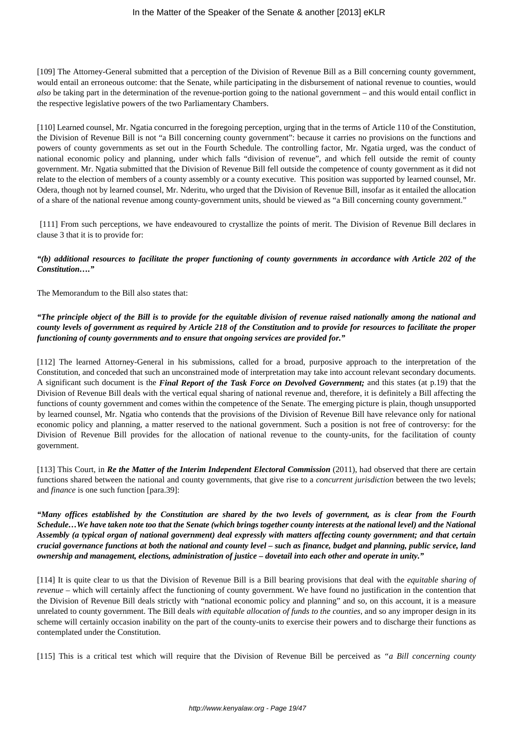[109] The Attorney-General submitted that a perception of the Division of Revenue Bill as a Bill concerning county government, would entail an erroneous outcome: that the Senate, while participating in the disbursement of national revenue to counties, would *also* be taking part in the determination of the revenue-portion going to the national government – and this would entail conflict in the respective legislative powers of the two Parliamentary Chambers.

[110] Learned counsel, Mr. Ngatia concurred in the foregoing perception, urging that in the terms of Article 110 of the Constitution, the Division of Revenue Bill is not "a Bill concerning county government": because it carries no provisions on the functions and powers of county governments as set out in the Fourth Schedule. The controlling factor, Mr. Ngatia urged, was the conduct of national economic policy and planning, under which falls "division of revenue", and which fell outside the remit of county government. Mr. Ngatia submitted that the Division of Revenue Bill fell outside the competence of county government as it did not relate to the election of members of a county assembly or a county executive. This position was supported by learned counsel, Mr. Odera, though not by learned counsel, Mr. Nderitu, who urged that the Division of Revenue Bill, insofar as it entailed the allocation of a share of the national revenue among county-government units, should be viewed as "a Bill concerning county government."

[111] From such perceptions, we have endeavoured to crystallize the points of merit. The Division of Revenue Bill declares in clause 3 that it is to provide for:

***"(b) additional resources to facilitate the proper functioning of county governments in accordance with Article 202 of the Constitution…."***

The Memorandum to the Bill also states that:

***"The principle object of the Bill is to provide for the equitable division of revenue raised nationally among the national and county levels of government as required by Article 218 of the Constitution and to provide for resources to facilitate the proper functioning of county governments and to ensure that ongoing services are provided for."***

[112] The learned Attorney-General in his submissions, called for a broad, purposive approach to the interpretation of the Constitution, and conceded that such an unconstrained mode of interpretation may take into account relevant secondary documents. A significant such document is the ***Final Report of the Task Force on Devolved Government;*** and this states (at p.19) that the Division of Revenue Bill deals with the vertical equal sharing of national revenue and, therefore, it is definitely a Bill affecting the functions of county government and comes within the competence of the Senate. The emerging picture is plain, though unsupported by learned counsel, Mr. Ngatia who contends that the provisions of the Division of Revenue Bill have relevance only for national economic policy and planning, a matter reserved to the national government. Such a position is not free of controversy: for the Division of Revenue Bill provides for the allocation of national revenue to the county-units, for the facilitation of county government.

[113] This Court, in ***Re the Matter of the Interim Independent Electoral Commission*** (2011), had observed that there are certain functions shared between the national and county governments, that give rise to a *concurrent jurisdiction* between the two levels; and *finance* is one such function [para.39]:

***"Many offices established by the Constitution are shared by the two levels of government, as is clear from the Fourth Schedule…We have taken note too that the Senate (which brings together county interests at the national level) and the National Assembly (a typical organ of national government) deal expressly with matters affecting county government; and that certain crucial governance functions at both the national and county level – such as finance, budget and planning, public service, land ownership and management, elections, administration of justice – dovetail into each other and operate in unity."***

[114] It is quite clear to us that the Division of Revenue Bill is a Bill bearing provisions that deal with the *equitable sharing of revenue* – which will certainly affect the functioning of county government. We have found no justification in the contention that the Division of Revenue Bill deals strictly with "national economic policy and planning" and so, on this account, it is a measure unrelated to county government. The Bill deals *with equitable allocation of funds to the counties*, and so any improper design in its scheme will certainly occasion inability on the part of the county-units to exercise their powers and to discharge their functions as contemplated under the Constitution.

[115] This is a critical test which will require that the Division of Revenue Bill be perceived as *"a Bill concerning county*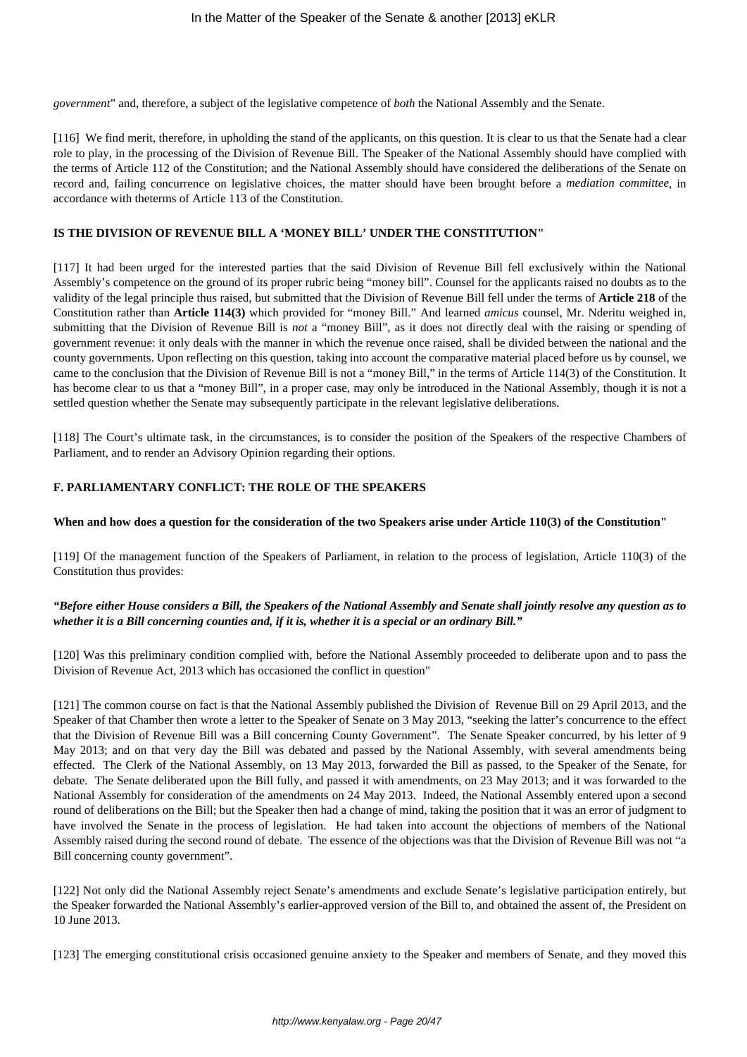*government*" and, therefore, a subject of the legislative competence of *both* the National Assembly and the Senate.

[116] We find merit, therefore, in upholding the stand of the applicants, on this question. It is clear to us that the Senate had a clear role to play, in the processing of the Division of Revenue Bill. The Speaker of the National Assembly should have complied with the terms of Article 112 of the Constitution; and the National Assembly should have considered the deliberations of the Senate on record and, failing concurrence on legislative choices, the matter should have been brought before a *mediation committee*, in accordance with theterms of Article 113 of the Constitution.

**IS THE DIVISION OF REVENUE BILL A 'MONEY BILL' UNDER THE CONSTITUTION"**

[117] It had been urged for the interested parties that the said Division of Revenue Bill fell exclusively within the National Assembly's competence on the ground of its proper rubric being "money bill". Counsel for the applicants raised no doubts as to the validity of the legal principle thus raised, but submitted that the Division of Revenue Bill fell under the terms of **Article 218** of the Constitution rather than **Article 114(3)** which provided for "money Bill." And learned *amicus* counsel, Mr. Nderitu weighed in, submitting that the Division of Revenue Bill is *not* a "money Bill", as it does not directly deal with the raising or spending of government revenue: it only deals with the manner in which the revenue once raised, shall be divided between the national and the county governments. Upon reflecting on this question, taking into account the comparative material placed before us by counsel, we came to the conclusion that the Division of Revenue Bill is not a "money Bill," in the terms of Article 114(3) of the Constitution. It has become clear to us that a "money Bill", in a proper case, may only be introduced in the National Assembly, though it is not a settled question whether the Senate may subsequently participate in the relevant legislative deliberations.

[118] The Court's ultimate task, in the circumstances, is to consider the position of the Speakers of the respective Chambers of Parliament, and to render an Advisory Opinion regarding their options.

**F. PARLIAMENTARY CONFLICT: THE ROLE OF THE SPEAKERS**

**When and how does a question for the consideration of the two Speakers arise under Article 110(3) of the Constitution"**

[119] Of the management function of the Speakers of Parliament, in relation to the process of legislation, Article 110(3) of the Constitution thus provides:

***"Before either House considers a Bill, the Speakers of the National Assembly and Senate shall jointly resolve any question as to whether it is a Bill concerning counties and, if it is, whether it is a special or an ordinary Bill."***

[120] Was this preliminary condition complied with, before the National Assembly proceeded to deliberate upon and to pass the Division of Revenue Act, 2013 which has occasioned the conflict in question"

[121] The common course on fact is that the National Assembly published the Division of Revenue Bill on 29 April 2013, and the Speaker of that Chamber then wrote a letter to the Speaker of Senate on 3 May 2013, "seeking the latter's concurrence to the effect that the Division of Revenue Bill was a Bill concerning County Government". The Senate Speaker concurred, by his letter of 9 May 2013; and on that very day the Bill was debated and passed by the National Assembly, with several amendments being effected. The Clerk of the National Assembly, on 13 May 2013, forwarded the Bill as passed, to the Speaker of the Senate, for debate. The Senate deliberated upon the Bill fully, and passed it with amendments, on 23 May 2013; and it was forwarded to the National Assembly for consideration of the amendments on 24 May 2013. Indeed, the National Assembly entered upon a second round of deliberations on the Bill; but the Speaker then had a change of mind, taking the position that it was an error of judgment to have involved the Senate in the process of legislation. He had taken into account the objections of members of the National Assembly raised during the second round of debate. The essence of the objections was that the Division of Revenue Bill was not "a Bill concerning county government".

[122] Not only did the National Assembly reject Senate's amendments and exclude Senate's legislative participation entirely, but the Speaker forwarded the National Assembly's earlier-approved version of the Bill to, and obtained the assent of, the President on 10 June 2013.

[123] The emerging constitutional crisis occasioned genuine anxiety to the Speaker and members of Senate, and they moved this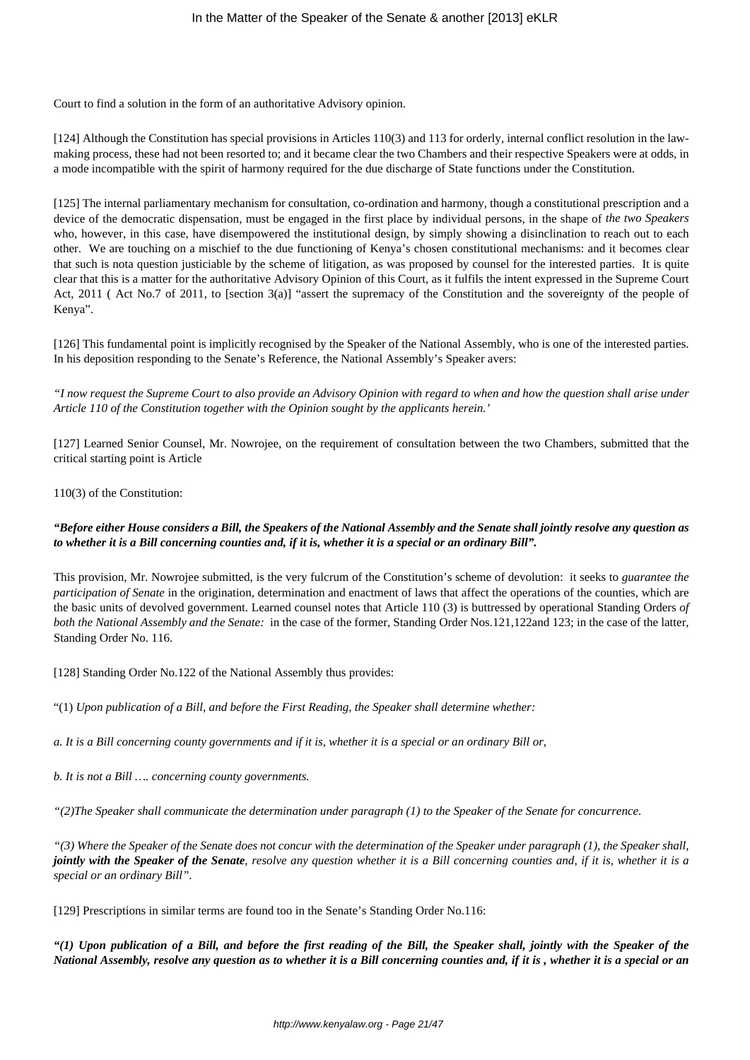Court to find a solution in the form of an authoritative Advisory opinion.

[124] Although the Constitution has special provisions in Articles 110(3) and 113 for orderly, internal conflict resolution in the law-making process, these had not been resorted to; and it became clear the two Chambers and their respective Speakers were at odds, in a mode incompatible with the spirit of harmony required for the due discharge of State functions under the Constitution.

[125] The internal parliamentary mechanism for consultation, co-ordination and harmony, though a constitutional prescription and a device of the democratic dispensation, must be engaged in the first place by individual persons, in the shape of *the two Speakers* who, however, in this case, have disempowered the institutional design, by simply showing a disinclination to reach out to each other. We are touching on a mischief to the due functioning of Kenya's chosen constitutional mechanisms: and it becomes clear that such is nota question justiciable by the scheme of litigation, as was proposed by counsel for the interested parties. It is quite clear that this is a matter for the authoritative Advisory Opinion of this Court, as it fulfils the intent expressed in the Supreme Court Act, 2011 ( Act No.7 of 2011, to [section 3(a)] "assert the supremacy of the Constitution and the sovereignty of the people of Kenya".

[126] This fundamental point is implicitly recognised by the Speaker of the National Assembly, who is one of the interested parties. In his deposition responding to the Senate's Reference, the National Assembly's Speaker avers:

*"I now request the Supreme Court to also provide an Advisory Opinion with regard to when and how the question shall arise under Article 110 of the Constitution together with the Opinion sought by the applicants herein.'*

[127] Learned Senior Counsel, Mr. Nowrojee, on the requirement of consultation between the two Chambers, submitted that the critical starting point is Article

110(3) of the Constitution:

***"Before either House considers a Bill, the Speakers of the National Assembly and the Senate shall jointly resolve any question as to whether it is a Bill concerning counties and, if it is, whether it is a special or an ordinary Bill".***

This provision, Mr. Nowrojee submitted, is the very fulcrum of the Constitution's scheme of devolution: it seeks to *guarantee the participation of Senate* in the origination, determination and enactment of laws that affect the operations of the counties, which are the basic units of devolved government. Learned counsel notes that Article 110 (3) is buttressed by operational Standing Orders *of both the National Assembly and the Senate:* in the case of the former, Standing Order Nos.121,122and 123; in the case of the latter, Standing Order No. 116.

[128] Standing Order No.122 of the National Assembly thus provides:

"(1) *Upon publication of a Bill, and before the First Reading, the Speaker shall determine whether:*

*a. It is a Bill concerning county governments and if it is, whether it is a special or an ordinary Bill or,*

*b. It is not a Bill …. concerning county governments.*

*"(2)The Speaker shall communicate the determination under paragraph (1) to the Speaker of the Senate for concurrence.*

*"(3) Where the Speaker of the Senate does not concur with the determination of the Speaker under paragraph (1), the Speaker shall,* ***jointly with the Speaker of the Senate****, resolve any question whether it is a Bill concerning counties and, if it is, whether it is a special or an ordinary Bill".*

[129] Prescriptions in similar terms are found too in the Senate's Standing Order No.116:

***"(1) Upon publication of a Bill, and before the first reading of the Bill, the Speaker shall, jointly with the Speaker of the National Assembly, resolve any question as to whether it is a Bill concerning counties and, if it is , whether it is a special or an***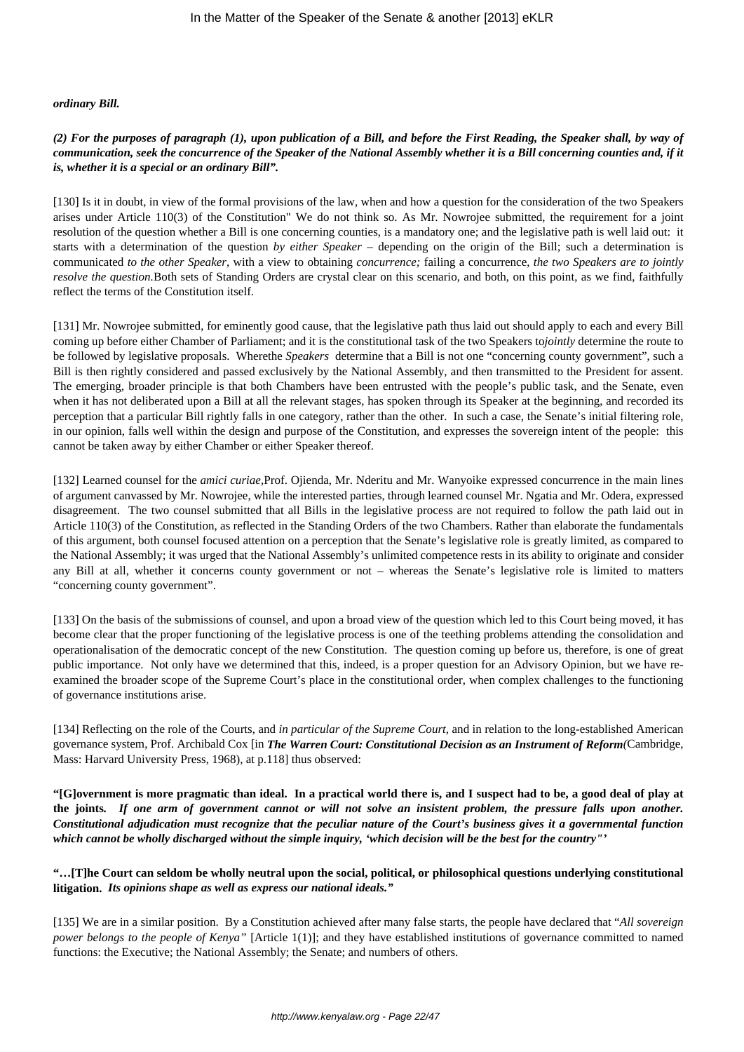***ordinary Bill.***

***(2) For the purposes of paragraph (1), upon publication of a Bill, and before the First Reading, the Speaker shall, by way of communication, seek the concurrence of the Speaker of the National Assembly whether it is a Bill concerning counties and, if it is, whether it is a special or an ordinary Bill".***

[130] Is it in doubt, in view of the formal provisions of the law, when and how a question for the consideration of the two Speakers arises under Article 110(3) of the Constitution" We do not think so. As Mr. Nowrojee submitted, the requirement for a joint resolution of the question whether a Bill is one concerning counties, is a mandatory one; and the legislative path is well laid out: it starts with a determination of the question *by either Speaker* – depending on the origin of the Bill; such a determination is communicated *to the other Speaker*, with a view to obtaining *concurrence;* failing a concurrence, *the two Speakers are to jointly resolve the question.*Both sets of Standing Orders are crystal clear on this scenario, and both, on this point, as we find, faithfully reflect the terms of the Constitution itself.

[131] Mr. Nowrojee submitted, for eminently good cause, that the legislative path thus laid out should apply to each and every Bill coming up before either Chamber of Parliament; and it is the constitutional task of the two Speakers to*jointly* determine the route to be followed by legislative proposals. Wherethe *Speakers* determine that a Bill is not one "concerning county government", such a Bill is then rightly considered and passed exclusively by the National Assembly, and then transmitted to the President for assent. The emerging, broader principle is that both Chambers have been entrusted with the people's public task, and the Senate, even when it has not deliberated upon a Bill at all the relevant stages, has spoken through its Speaker at the beginning, and recorded its perception that a particular Bill rightly falls in one category, rather than the other. In such a case, the Senate's initial filtering role, in our opinion, falls well within the design and purpose of the Constitution, and expresses the sovereign intent of the people: this cannot be taken away by either Chamber or either Speaker thereof.

[132] Learned counsel for the *amici curiae,*Prof. Ojienda, Mr. Nderitu and Mr. Wanyoike expressed concurrence in the main lines of argument canvassed by Mr. Nowrojee, while the interested parties, through learned counsel Mr. Ngatia and Mr. Odera, expressed disagreement. The two counsel submitted that all Bills in the legislative process are not required to follow the path laid out in Article 110(3) of the Constitution, as reflected in the Standing Orders of the two Chambers. Rather than elaborate the fundamentals of this argument, both counsel focused attention on a perception that the Senate's legislative role is greatly limited, as compared to the National Assembly; it was urged that the National Assembly's unlimited competence rests in its ability to originate and consider any Bill at all, whether it concerns county government or not – whereas the Senate's legislative role is limited to matters "concerning county government".

[133] On the basis of the submissions of counsel, and upon a broad view of the question which led to this Court being moved, it has become clear that the proper functioning of the legislative process is one of the teething problems attending the consolidation and operationalisation of the democratic concept of the new Constitution. The question coming up before us, therefore, is one of great public importance. Not only have we determined that this, indeed, is a proper question for an Advisory Opinion, but we have re-examined the broader scope of the Supreme Court's place in the constitutional order, when complex challenges to the functioning of governance institutions arise.

[134] Reflecting on the role of the Courts, and *in particular of the Supreme Court,* and in relation to the long-established American governance system, Prof. Archibald Cox [in ***The Warren Court: Constitutional Decision as an Instrument of Reform***(Cambridge, Mass: Harvard University Press, 1968), at p.118] thus observed:

**"[G]overnment is more pragmatic than ideal. In a practical world there is, and I suspect had to be, a good deal of play at the joints. *If one arm of government cannot or will not solve an insistent problem, the pressure falls upon another. Constitutional adjudication must recognize that the peculiar nature of the Court's business gives it a governmental function which cannot be wholly discharged without the simple inquiry, 'which decision will be the best for the country"'***

**"…[T]he Court can seldom be wholly neutral upon the social, political, or philosophical questions underlying constitutional litigation. *Its opinions shape as well as express our national ideals."***

[135] We are in a similar position. By a Constitution achieved after many false starts, the people have declared that "*All sovereign power belongs to the people of Kenya"* [Article 1(1)]; and they have established institutions of governance committed to named functions: the Executive; the National Assembly; the Senate; and numbers of others.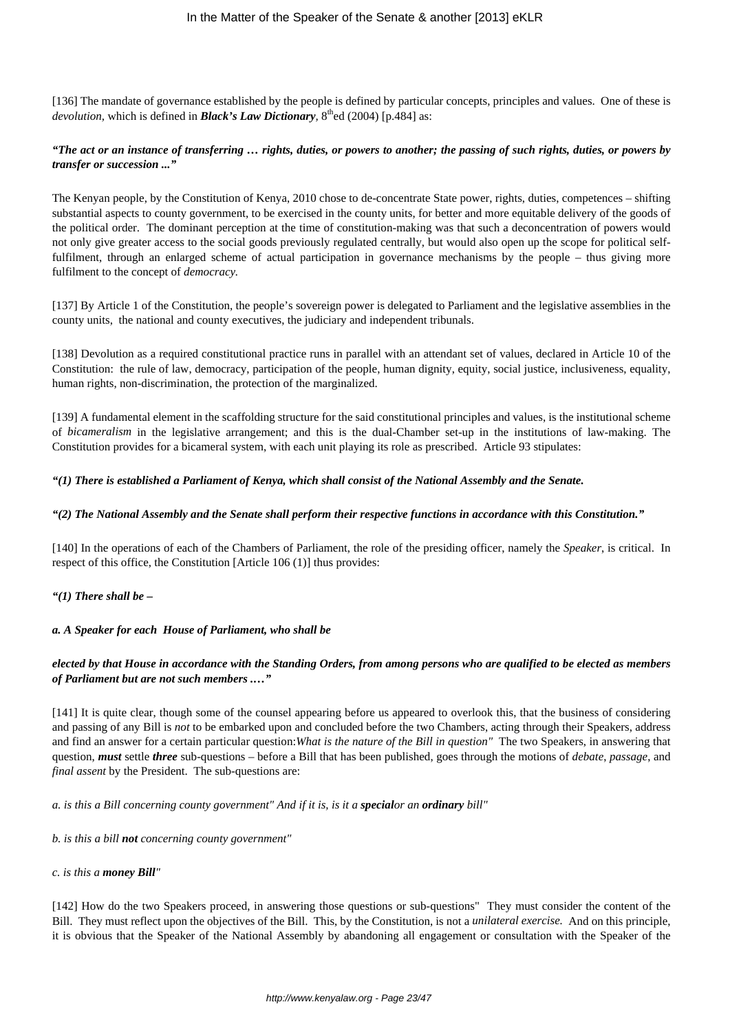[136] The mandate of governance established by the people is defined by particular concepts, principles and values. One of these is *devolution*, which is defined in ***Black's Law Dictionary***, 8th ed (2004) [p.484] as:

***"The act or an instance of transferring … rights, duties, or powers to another; the passing of such rights, duties, or powers by transfer or succession ..."***

The Kenyan people, by the Constitution of Kenya, 2010 chose to de-concentrate State power, rights, duties, competences – shifting substantial aspects to county government, to be exercised in the county units, for better and more equitable delivery of the goods of the political order. The dominant perception at the time of constitution-making was that such a deconcentration of powers would not only give greater access to the social goods previously regulated centrally, but would also open up the scope for political self-fulfilment, through an enlarged scheme of actual participation in governance mechanisms by the people – thus giving more fulfilment to the concept of *democracy.*

[137] By Article 1 of the Constitution, the people's sovereign power is delegated to Parliament and the legislative assemblies in the county units, the national and county executives, the judiciary and independent tribunals.

[138] Devolution as a required constitutional practice runs in parallel with an attendant set of values, declared in Article 10 of the Constitution: the rule of law, democracy, participation of the people, human dignity, equity, social justice, inclusiveness, equality, human rights, non-discrimination, the protection of the marginalized.

[139] A fundamental element in the scaffolding structure for the said constitutional principles and values, is the institutional scheme of *bicameralism* in the legislative arrangement; and this is the dual-Chamber set-up in the institutions of law-making. The Constitution provides for a bicameral system, with each unit playing its role as prescribed. Article 93 stipulates:

***"(1) There is established a Parliament of Kenya, which shall consist of the National Assembly and the Senate.***

***"(2) The National Assembly and the Senate shall perform their respective functions in accordance with this Constitution."***

[140] In the operations of each of the Chambers of Parliament, the role of the presiding officer, namely the *Speaker*, is critical. In respect of this office, the Constitution [Article 106 (1)] thus provides:

***"(1) There shall be –***

***a. A Speaker for each House of Parliament, who shall be***

***elected by that House in accordance with the Standing Orders, from among persons who are qualified to be elected as members of Parliament but are not such members …."***

[141] It is quite clear, though some of the counsel appearing before us appeared to overlook this, that the business of considering and passing of any Bill is *not* to be embarked upon and concluded before the two Chambers, acting through their Speakers, address and find an answer for a certain particular question:*What is the nature of the Bill in question"* The two Speakers, in answering that question, ***must*** settle ***three*** sub-questions – before a Bill that has been published, goes through the motions of *debate*, *passage*, and *final assent* by the President. The sub-questions are:

*a. is this a Bill concerning county government" And if it is, is it a **special**or an **ordinary** bill"*

*b. is this a bill **not** concerning county government"*

*c. is this a **money Bill**"*

[142] How do the two Speakers proceed, in answering those questions or sub-questions" They must consider the content of the Bill. They must reflect upon the objectives of the Bill. This, by the Constitution, is not a *unilateral exercise.* And on this principle, it is obvious that the Speaker of the National Assembly by abandoning all engagement or consultation with the Speaker of the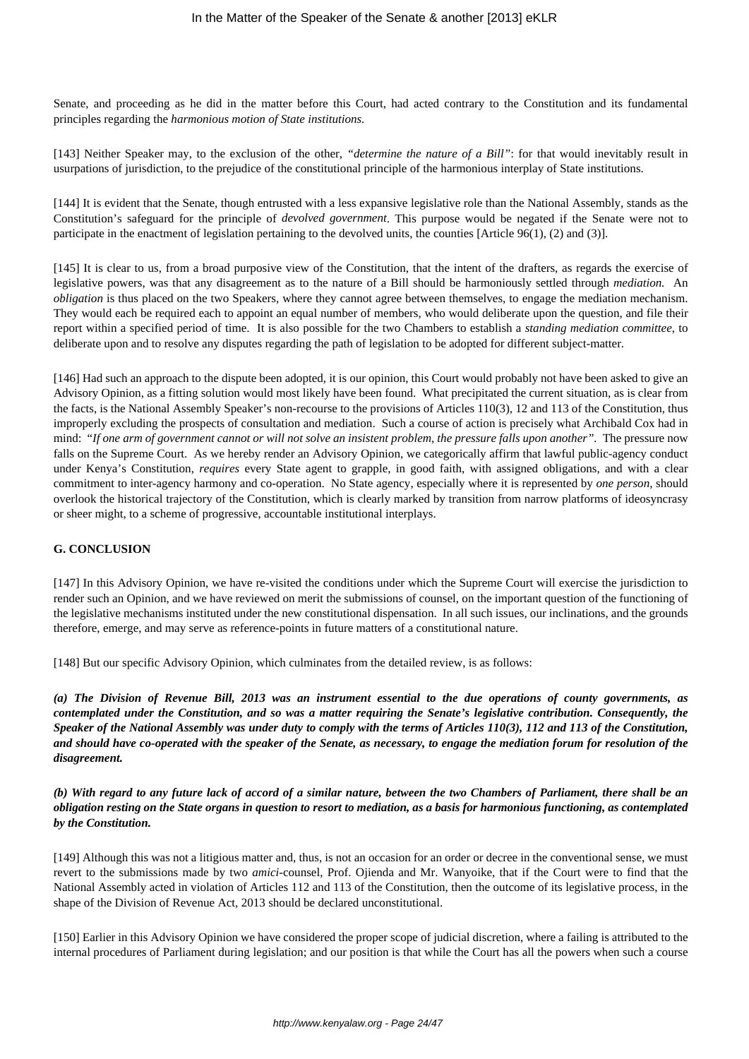Senate, and proceeding as he did in the matter before this Court, had acted contrary to the Constitution and its fundamental principles regarding the *harmonious motion of State institutions.*

[143] Neither Speaker may, to the exclusion of the other, *"determine the nature of a Bill"*: for that would inevitably result in usurpations of jurisdiction, to the prejudice of the constitutional principle of the harmonious interplay of State institutions.

[144] It is evident that the Senate, though entrusted with a less expansive legislative role than the National Assembly, stands as the Constitution's safeguard for the principle of *devolved government*. This purpose would be negated if the Senate were not to participate in the enactment of legislation pertaining to the devolved units, the counties [Article 96(1), (2) and (3)].

[145] It is clear to us, from a broad purposive view of the Constitution, that the intent of the drafters, as regards the exercise of legislative powers, was that any disagreement as to the nature of a Bill should be harmoniously settled through *mediation.* An *obligation* is thus placed on the two Speakers, where they cannot agree between themselves, to engage the mediation mechanism. They would each be required each to appoint an equal number of members, who would deliberate upon the question, and file their report within a specified period of time. It is also possible for the two Chambers to establish a *standing mediation committee*, to deliberate upon and to resolve any disputes regarding the path of legislation to be adopted for different subject-matter.

[146] Had such an approach to the dispute been adopted, it is our opinion, this Court would probably not have been asked to give an Advisory Opinion, as a fitting solution would most likely have been found. What precipitated the current situation, as is clear from the facts, is the National Assembly Speaker's non-recourse to the provisions of Articles 110(3), 12 and 113 of the Constitution, thus improperly excluding the prospects of consultation and mediation. Such a course of action is precisely what Archibald Cox had in mind: *"If one arm of government cannot or will not solve an insistent problem, the pressure falls upon another"*. The pressure now falls on the Supreme Court. As we hereby render an Advisory Opinion, we categorically affirm that lawful public-agency conduct under Kenya's Constitution, *requires* every State agent to grapple, in good faith, with assigned obligations, and with a clear commitment to inter-agency harmony and co-operation. No State agency, especially where it is represented by *one person,* should overlook the historical trajectory of the Constitution, which is clearly marked by transition from narrow platforms of ideosyncrasy or sheer might, to a scheme of progressive, accountable institutional interplays.

## G. CONCLUSION

[147] In this Advisory Opinion, we have re-visited the conditions under which the Supreme Court will exercise the jurisdiction to render such an Opinion, and we have reviewed on merit the submissions of counsel, on the important question of the functioning of the legislative mechanisms instituted under the new constitutional dispensation. In all such issues, our inclinations, and the grounds therefore, emerge, and may serve as reference-points in future matters of a constitutional nature.

[148] But our specific Advisory Opinion, which culminates from the detailed review, is as follows:

***(a) The Division of Revenue Bill, 2013 was an instrument essential to the due operations of county governments, as contemplated under the Constitution, and so was a matter requiring the Senate's legislative contribution. Consequently, the Speaker of the National Assembly was under duty to comply with the terms of Articles 110(3), 112 and 113 of the Constitution, and should have co-operated with the speaker of the Senate, as necessary, to engage the mediation forum for resolution of the disagreement.***

***(b) With regard to any future lack of accord of a similar nature, between the two Chambers of Parliament, there shall be an obligation resting on the State organs in question to resort to mediation, as a basis for harmonious functioning, as contemplated by the Constitution.***

[149] Although this was not a litigious matter and, thus, is not an occasion for an order or decree in the conventional sense, we must revert to the submissions made by two *amici*-counsel, Prof. Ojienda and Mr. Wanyoike, that if the Court were to find that the National Assembly acted in violation of Articles 112 and 113 of the Constitution, then the outcome of its legislative process, in the shape of the Division of Revenue Act, 2013 should be declared unconstitutional.

[150] Earlier in this Advisory Opinion we have considered the proper scope of judicial discretion, where a failing is attributed to the internal procedures of Parliament during legislation; and our position is that while the Court has all the powers when such a course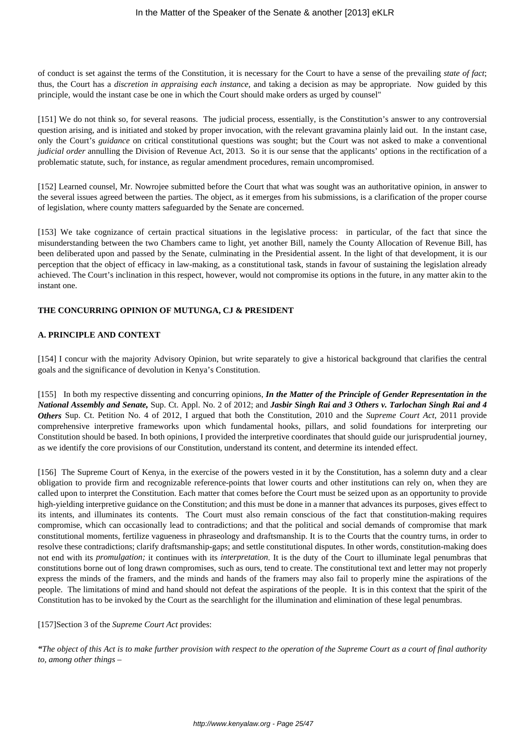of conduct is set against the terms of the Constitution, it is necessary for the Court to have a sense of the prevailing *state of fact*; thus, the Court has a *discretion in appraising each instance*, and taking a decision as may be appropriate. Now guided by this principle, would the instant case be one in which the Court should make orders as urged by counsel"

[151] We do not think so, for several reasons. The judicial process, essentially, is the Constitution's answer to any controversial question arising, and is initiated and stoked by proper invocation, with the relevant gravamina plainly laid out. In the instant case, only the Court's *guidance* on critical constitutional questions was sought; but the Court was not asked to make a conventional *judicial order* annulling the Division of Revenue Act, 2013. So it is our sense that the applicants' options in the rectification of a problematic statute, such, for instance, as regular amendment procedures, remain uncompromised.

[152] Learned counsel, Mr. Nowrojee submitted before the Court that what was sought was an authoritative opinion, in answer to the several issues agreed between the parties. The object, as it emerges from his submissions, is a clarification of the proper course of legislation, where county matters safeguarded by the Senate are concerned.

[153] We take cognizance of certain practical situations in the legislative process: in particular, of the fact that since the misunderstanding between the two Chambers came to light, yet another Bill, namely the County Allocation of Revenue Bill, has been deliberated upon and passed by the Senate, culminating in the Presidential assent. In the light of that development, it is our perception that the object of efficacy in law-making, as a constitutional task, stands in favour of sustaining the legislation already achieved. The Court's inclination in this respect, however, would not compromise its options in the future, in any matter akin to the instant one.

**THE CONCURRING OPINION OF MUTUNGA, CJ & PRESIDENT**

**A. PRINCIPLE AND CONTEXT**

[154] I concur with the majority Advisory Opinion, but write separately to give a historical background that clarifies the central goals and the significance of devolution in Kenya's Constitution.

[155] In both my respective dissenting and concurring opinions, ***In the Matter of the Principle of Gender Representation in the National Assembly and Senate,*** Sup. Ct. Appl. No. 2 of 2012; and ***Jasbir Singh Rai and 3 Others v. Tarlochan Singh Rai and 4 Others*** Sup. Ct. Petition No. 4 of 2012, I argued that both the Constitution, 2010 and the *Supreme Court Act*, 2011 provide comprehensive interpretive frameworks upon which fundamental hooks, pillars, and solid foundations for interpreting our Constitution should be based. In both opinions, I provided the interpretive coordinates that should guide our jurisprudential journey, as we identify the core provisions of our Constitution, understand its content, and determine its intended effect.

[156] The Supreme Court of Kenya, in the exercise of the powers vested in it by the Constitution, has a solemn duty and a clear obligation to provide firm and recognizable reference-points that lower courts and other institutions can rely on, when they are called upon to interpret the Constitution. Each matter that comes before the Court must be seized upon as an opportunity to provide high-yielding interpretive guidance on the Constitution; and this must be done in a manner that advances its purposes, gives effect to its intents, and illuminates its contents. The Court must also remain conscious of the fact that constitution-making requires compromise, which can occasionally lead to contradictions; and that the political and social demands of compromise that mark constitutional moments, fertilize vagueness in phraseology and draftsmanship. It is to the Courts that the country turns, in order to resolve these contradictions; clarify draftsmanship-gaps; and settle constitutional disputes. In other words, constitution-making does not end with its *promulgation;* it continues with its *interpretation*. It is the duty of the Court to illuminate legal penumbras that constitutions borne out of long drawn compromises, such as ours, tend to create. The constitutional text and letter may not properly express the minds of the framers, and the minds and hands of the framers may also fail to properly mine the aspirations of the people. The limitations of mind and hand should not defeat the aspirations of the people. It is in this context that the spirit of the Constitution has to be invoked by the Court as the searchlight for the illumination and elimination of these legal penumbras.

[157]Section 3 of the *Supreme Court Act* provides:

*"The object of this Act is to make further provision with respect to the operation of the Supreme Court as a court of final authority to, among other things –*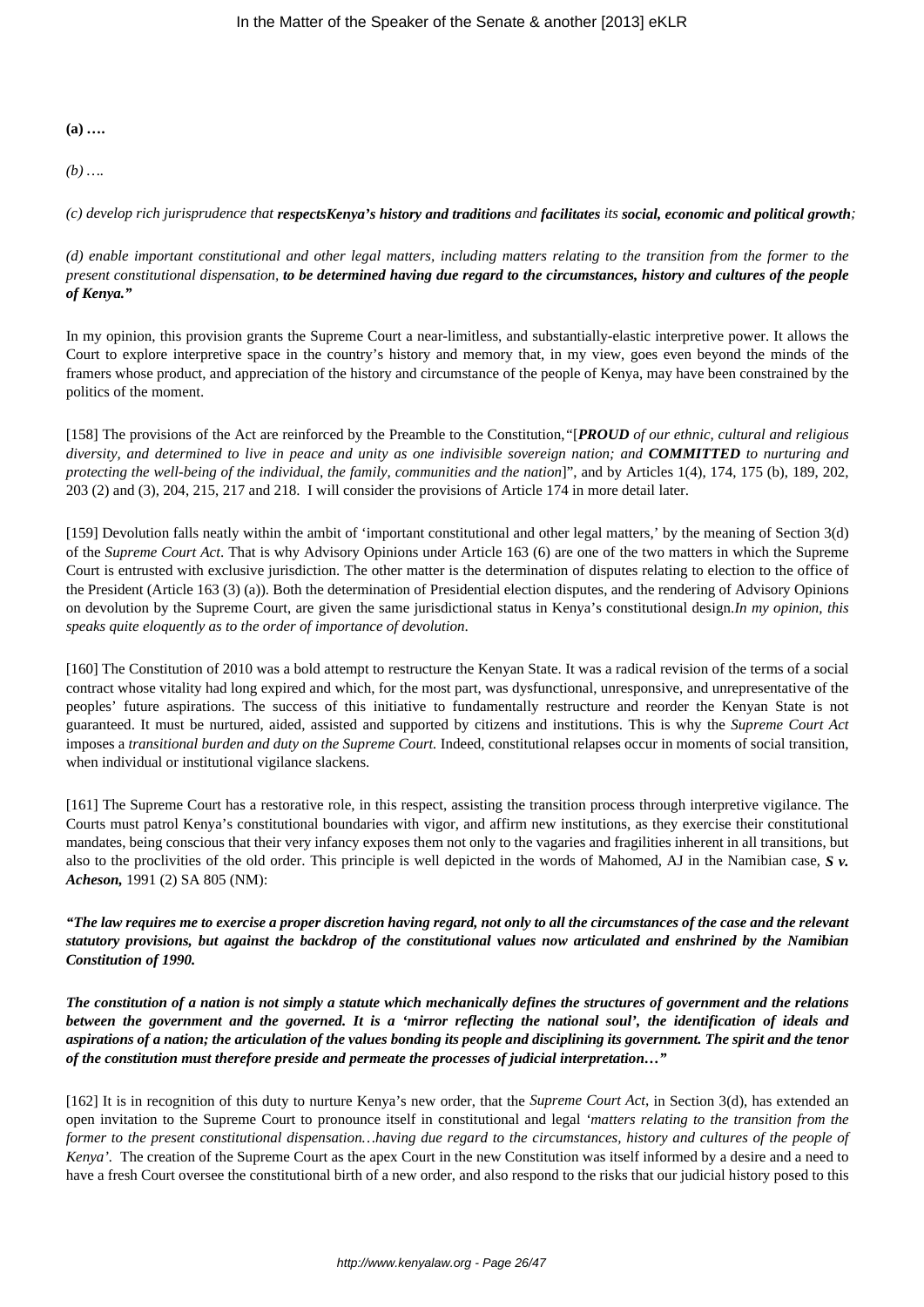**(a) ….**

*(b) ….*

*(c) develop rich jurisprudence that **respectsKenya's history and traditions** and **facilitates** its **social, economic and political growth**;*

*(d) enable important constitutional and other legal matters, including matters relating to the transition from the former to the present constitutional dispensation, **to be determined having due regard to the circumstances, history and cultures of the people of Kenya."***

In my opinion, this provision grants the Supreme Court a near-limitless, and substantially-elastic interpretive power. It allows the Court to explore interpretive space in the country's history and memory that, in my view, goes even beyond the minds of the framers whose product, and appreciation of the history and circumstance of the people of Kenya, may have been constrained by the politics of the moment.

[158] The provisions of the Act are reinforced by the Preamble to the Constitution,*"[**PROUD** of our ethnic, cultural and religious diversity, and determined to live in peace and unity as one indivisible sovereign nation; and **COMMITTED** to nurturing and protecting the well-being of the individual, the family, communities and the nation*]", and by Articles 1(4), 174, 175 (b), 189, 202, 203 (2) and (3), 204, 215, 217 and 218. I will consider the provisions of Article 174 in more detail later.

[159] Devolution falls neatly within the ambit of 'important constitutional and other legal matters,' by the meaning of Section 3(d) of the *Supreme Court Act*. That is why Advisory Opinions under Article 163 (6) are one of the two matters in which the Supreme Court is entrusted with exclusive jurisdiction. The other matter is the determination of disputes relating to election to the office of the President (Article 163 (3) (a)). Both the determination of Presidential election disputes, and the rendering of Advisory Opinions on devolution by the Supreme Court, are given the same jurisdictional status in Kenya's constitutional design.*In my opinion, this speaks quite eloquently as to the order of importance of devolution*.

[160] The Constitution of 2010 was a bold attempt to restructure the Kenyan State. It was a radical revision of the terms of a social contract whose vitality had long expired and which, for the most part, was dysfunctional, unresponsive, and unrepresentative of the peoples' future aspirations. The success of this initiative to fundamentally restructure and reorder the Kenyan State is not guaranteed. It must be nurtured, aided, assisted and supported by citizens and institutions. This is why the *Supreme Court Act* imposes a *transitional burden and duty on the Supreme Court.* Indeed, constitutional relapses occur in moments of social transition, when individual or institutional vigilance slackens.

[161] The Supreme Court has a restorative role, in this respect, assisting the transition process through interpretive vigilance. The Courts must patrol Kenya's constitutional boundaries with vigor, and affirm new institutions, as they exercise their constitutional mandates, being conscious that their very infancy exposes them not only to the vagaries and fragilities inherent in all transitions, but also to the proclivities of the old order. This principle is well depicted in the words of Mahomed, AJ in the Namibian case, ***S v. Acheson,*** 1991 (2) SA 805 (NM):

***"The law requires me to exercise a proper discretion having regard, not only to all the circumstances of the case and the relevant statutory provisions, but against the backdrop of the constitutional values now articulated and enshrined by the Namibian Constitution of 1990.***

***The constitution of a nation is not simply a statute which mechanically defines the structures of government and the relations between the government and the governed. It is a 'mirror reflecting the national soul', the identification of ideals and aspirations of a nation; the articulation of the values bonding its people and disciplining its government. The spirit and the tenor of the constitution must therefore preside and permeate the processes of judicial interpretation…"***

[162] It is in recognition of this duty to nurture Kenya's new order, that the *Supreme Court Act*, in Section 3(d), has extended an open invitation to the Supreme Court to pronounce itself in constitutional and legal *'matters relating to the transition from the former to the present constitutional dispensation…having due regard to the circumstances, history and cultures of the people of Kenya'*. The creation of the Supreme Court as the apex Court in the new Constitution was itself informed by a desire and a need to have a fresh Court oversee the constitutional birth of a new order, and also respond to the risks that our judicial history posed to this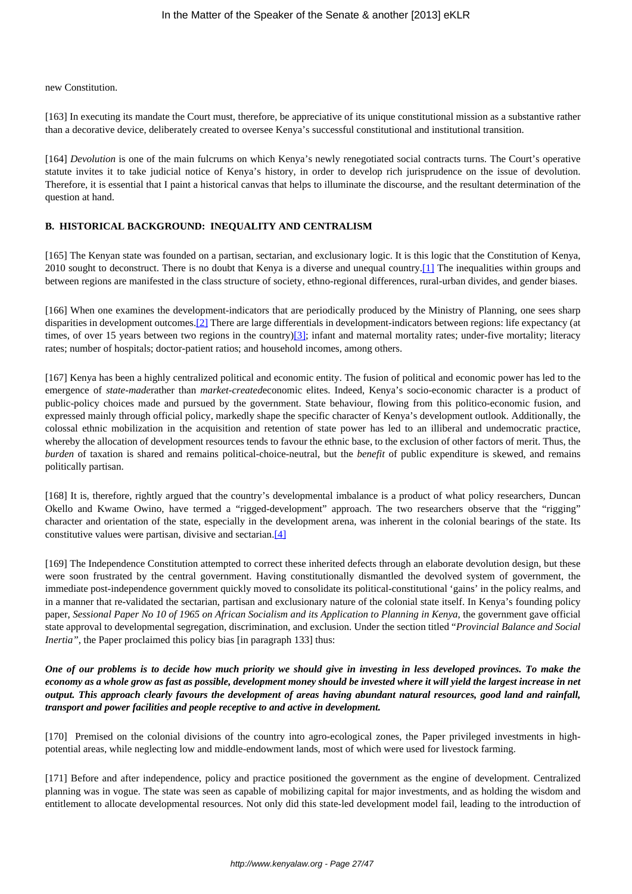new Constitution.

[163] In executing its mandate the Court must, therefore, be appreciative of its unique constitutional mission as a substantive rather than a decorative device, deliberately created to oversee Kenya's successful constitutional and institutional transition.

[164] *Devolution* is one of the main fulcrums on which Kenya's newly renegotiated social contracts turns. The Court's operative statute invites it to take judicial notice of Kenya's history, in order to develop rich jurisprudence on the issue of devolution. Therefore, it is essential that I paint a historical canvas that helps to illuminate the discourse, and the resultant determination of the question at hand.

**B. HISTORICAL BACKGROUND: INEQUALITY AND CENTRALISM**

[165] The Kenyan state was founded on a partisan, sectarian, and exclusionary logic. It is this logic that the Constitution of Kenya, 2010 sought to deconstruct. There is no doubt that Kenya is a diverse and unequal country.[1] The inequalities within groups and between regions are manifested in the class structure of society, ethno-regional differences, rural-urban divides, and gender biases.

[166] When one examines the development-indicators that are periodically produced by the Ministry of Planning, one sees sharp disparities in development outcomes.[2] There are large differentials in development-indicators between regions: life expectancy (at times, of over 15 years between two regions in the country)[3]; infant and maternal mortality rates; under-five mortality; literacy rates; number of hospitals; doctor-patient ratios; and household incomes, among others.

[167] Kenya has been a highly centralized political and economic entity. The fusion of political and economic power has led to the emergence of *state-made*rather than *market-created*economic elites. Indeed, Kenya's socio-economic character is a product of public-policy choices made and pursued by the government. State behaviour, flowing from this politico-economic fusion, and expressed mainly through official policy, markedly shape the specific character of Kenya's development outlook. Additionally, the colossal ethnic mobilization in the acquisition and retention of state power has led to an illiberal and undemocratic practice, whereby the allocation of development resources tends to favour the ethnic base, to the exclusion of other factors of merit. Thus, the *burden* of taxation is shared and remains political-choice-neutral, but the *benefit* of public expenditure is skewed, and remains politically partisan.

[168] It is, therefore, rightly argued that the country's developmental imbalance is a product of what policy researchers, Duncan Okello and Kwame Owino, have termed a "rigged-development" approach. The two researchers observe that the "rigging" character and orientation of the state, especially in the development arena, was inherent in the colonial bearings of the state. Its constitutive values were partisan, divisive and sectarian.[4]

[169] The Independence Constitution attempted to correct these inherited defects through an elaborate devolution design, but these were soon frustrated by the central government. Having constitutionally dismantled the devolved system of government, the immediate post-independence government quickly moved to consolidate its political-constitutional 'gains' in the policy realms, and in a manner that re-validated the sectarian, partisan and exclusionary nature of the colonial state itself. In Kenya's founding policy paper, *Sessional Paper No 10 of 1965 on African Socialism and its Application to Planning in Kenya*, the government gave official state approval to developmental segregation, discrimination, and exclusion. Under the section titled "*Provincial Balance and Social Inertia"*, the Paper proclaimed this policy bias [in paragraph 133] thus:

***One of our problems is to decide how much priority we should give in investing in less developed provinces. To make the economy as a whole grow as fast as possible, development money should be invested where it will yield the largest increase in net output. This approach clearly favours the development of areas having abundant natural resources, good land and rainfall, transport and power facilities and people receptive to and active in development.***

[170] Premised on the colonial divisions of the country into agro-ecological zones, the Paper privileged investments in high-potential areas, while neglecting low and middle-endowment lands, most of which were used for livestock farming.

[171] Before and after independence, policy and practice positioned the government as the engine of development. Centralized planning was in vogue. The state was seen as capable of mobilizing capital for major investments, and as holding the wisdom and entitlement to allocate developmental resources. Not only did this state-led development model fail, leading to the introduction of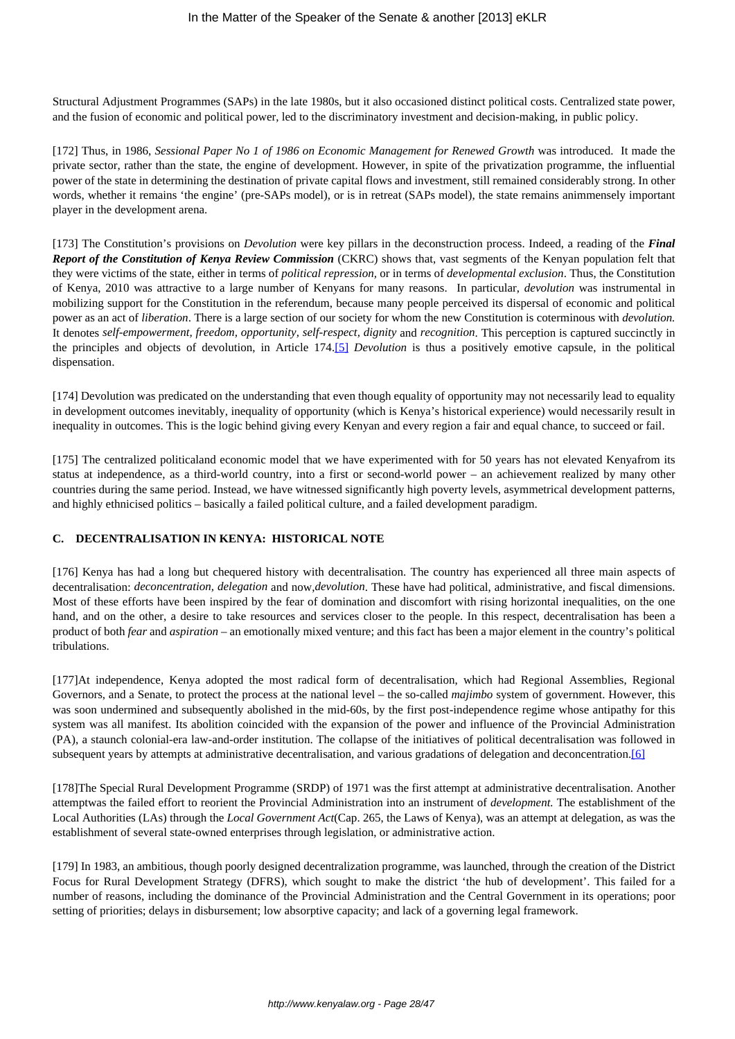Structural Adjustment Programmes (SAPs) in the late 1980s, but it also occasioned distinct political costs. Centralized state power, and the fusion of economic and political power, led to the discriminatory investment and decision-making, in public policy.

[172] Thus, in 1986, *Sessional Paper No 1 of 1986 on Economic Management for Renewed Growth* was introduced. It made the private sector, rather than the state, the engine of development. However, in spite of the privatization programme, the influential power of the state in determining the destination of private capital flows and investment, still remained considerably strong. In other words, whether it remains 'the engine' (pre-SAPs model), or is in retreat (SAPs model), the state remains animmensely important player in the development arena.

[173] The Constitution's provisions on *Devolution* were key pillars in the deconstruction process. Indeed, a reading of the ***Final Report of the Constitution of Kenya Review Commission*** (CKRC) shows that, vast segments of the Kenyan population felt that they were victims of the state, either in terms of *political repression*, or in terms of *developmental exclusion*. Thus, the Constitution of Kenya, 2010 was attractive to a large number of Kenyans for many reasons. In particular, *devolution* was instrumental in mobilizing support for the Constitution in the referendum, because many people perceived its dispersal of economic and political power as an act of *liberation*. There is a large section of our society for whom the new Constitution is coterminous with *devolution.* It denotes *self-empowerment, freedom, opportunity, self-respect, dignity* and *recognition*. This perception is captured succinctly in the principles and objects of devolution, in Article 174.[5] *Devolution* is thus a positively emotive capsule, in the political dispensation.

[174] Devolution was predicated on the understanding that even though equality of opportunity may not necessarily lead to equality in development outcomes inevitably, inequality of opportunity (which is Kenya's historical experience) would necessarily result in inequality in outcomes. This is the logic behind giving every Kenyan and every region a fair and equal chance, to succeed or fail.

[175] The centralized politicaland economic model that we have experimented with for 50 years has not elevated Kenyafrom its status at independence, as a third-world country, into a first or second-world power – an achievement realized by many other countries during the same period. Instead, we have witnessed significantly high poverty levels, asymmetrical development patterns, and highly ethnicised politics – basically a failed political culture, and a failed development paradigm.

### C. DECENTRALISATION IN KENYA: HISTORICAL NOTE

[176] Kenya has had a long but chequered history with decentralisation. The country has experienced all three main aspects of decentralisation: *deconcentration, delegation* and now,*devolution*. These have had political, administrative, and fiscal dimensions. Most of these efforts have been inspired by the fear of domination and discomfort with rising horizontal inequalities, on the one hand, and on the other, a desire to take resources and services closer to the people. In this respect, decentralisation has been a product of both *fear* and *aspiration* – an emotionally mixed venture; and this fact has been a major element in the country's political tribulations.

[177]At independence, Kenya adopted the most radical form of decentralisation, which had Regional Assemblies, Regional Governors, and a Senate, to protect the process at the national level – the so-called *majimbo* system of government. However, this was soon undermined and subsequently abolished in the mid-60s, by the first post-independence regime whose antipathy for this system was all manifest. Its abolition coincided with the expansion of the power and influence of the Provincial Administration (PA), a staunch colonial-era law-and-order institution. The collapse of the initiatives of political decentralisation was followed in subsequent years by attempts at administrative decentralisation, and various gradations of delegation and deconcentration.[6]

[178]The Special Rural Development Programme (SRDP) of 1971 was the first attempt at administrative decentralisation. Another attemptwas the failed effort to reorient the Provincial Administration into an instrument of *development.* The establishment of the Local Authorities (LAs) through the *Local Government Act*(Cap. 265, the Laws of Kenya), was an attempt at delegation, as was the establishment of several state-owned enterprises through legislation, or administrative action.

[179] In 1983, an ambitious, though poorly designed decentralization programme, was launched, through the creation of the District Focus for Rural Development Strategy (DFRS), which sought to make the district 'the hub of development'. This failed for a number of reasons, including the dominance of the Provincial Administration and the Central Government in its operations; poor setting of priorities; delays in disbursement; low absorptive capacity; and lack of a governing legal framework.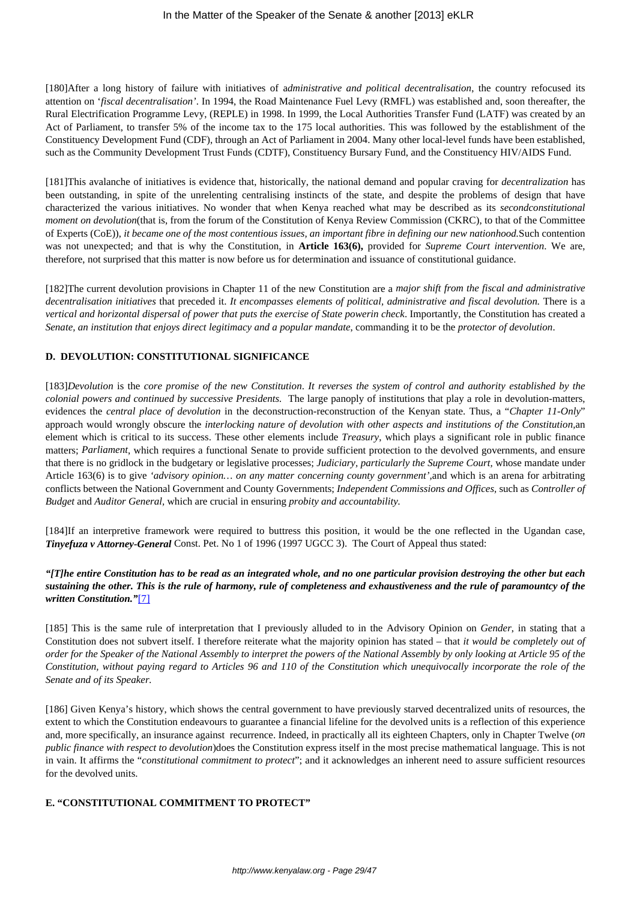[180]After a long history of failure with initiatives of a*dministrative and political decentralisation*, the country refocused its attention on '*fiscal decentralisation*'. In 1994, the Road Maintenance Fuel Levy (RMFL) was established and, soon thereafter, the Rural Electrification Programme Levy, (REPLE) in 1998. In 1999, the Local Authorities Transfer Fund (LATF) was created by an Act of Parliament, to transfer 5% of the income tax to the 175 local authorities. This was followed by the establishment of the Constituency Development Fund (CDF), through an Act of Parliament in 2004. Many other local-level funds have been established, such as the Community Development Trust Funds (CDTF), Constituency Bursary Fund, and the Constituency HIV/AIDS Fund.

[181]This avalanche of initiatives is evidence that, historically, the national demand and popular craving for *decentralization* has been outstanding, in spite of the unrelenting centralising instincts of the state, and despite the problems of design that have characterized the various initiatives. No wonder that when Kenya reached what may be described as its *secondconstitutional moment on devolution*(that is, from the forum of the Constitution of Kenya Review Commission (CKRC), to that of the Committee of Experts (CoE)), *it became one of the most contentious issues, an important fibre in defining our new nationhood.*Such contention was not unexpected; and that is why the Constitution, in **Article 163(6),** provided for *Supreme Court intervention*. We are, therefore, not surprised that this matter is now before us for determination and issuance of constitutional guidance.

[182]The current devolution provisions in Chapter 11 of the new Constitution are a *major shift from the fiscal and administrative decentralisation initiatives* that preceded it. *It encompasses elements of political, administrative and fiscal devolution.* There is a *vertical and horizontal dispersal of power that puts the exercise of State powerin check*. Importantly, the Constitution has created a *Senate, an institution that enjoys direct legitimacy and a popular mandate*, commanding it to be the *protector of devolution*.

**D. DEVOLUTION: CONSTITUTIONAL SIGNIFICANCE**

[183]*Devolution* is the *core promise of the new Constitution*. *It reverses the system of control and authority established by the colonial powers and continued by successive Presidents.* The large panoply of institutions that play a role in devolution-matters, evidences the *central place of devolution* in the deconstruction-reconstruction of the Kenyan state. Thus, a "*Chapter 11-Only*" approach would wrongly obscure the *interlocking nature of devolution with other aspects and institutions of the Constitution,*an element which is critical to its success. These other elements include *Treasury*, which plays a significant role in public finance matters; *Parliament*, which requires a functional Senate to provide sufficient protection to the devolved governments, and ensure that there is no gridlock in the budgetary or legislative processes; *Judiciary, particularly the Supreme Court,* whose mandate under Article 163(6) is to give *'advisory opinion… on any matter concerning county government'*,and which is an arena for arbitrating conflicts between the National Government and County Governments; *Independent Commissions and Offices*, such as *Controller of Budget* and *Auditor General*, which are crucial in ensuring *probity and accountability.*

[184]If an interpretive framework were required to buttress this position, it would be the one reflected in the Ugandan case, ***Tinyefuza v Attorney-General*** Const. Pet. No 1 of 1996 (1997 UGCC 3). The Court of Appeal thus stated:

***"[T]he entire Constitution has to be read as an integrated whole, and no one particular provision destroying the other but each sustaining the other. This is the rule of harmony, rule of completeness and exhaustiveness and the rule of paramountcy of the written Constitution."***[7]

[185] This is the same rule of interpretation that I previously alluded to in the Advisory Opinion on *Gender*, in stating that a Constitution does not subvert itself. I therefore reiterate what the majority opinion has stated – that *it would be completely out of order for the Speaker of the National Assembly to interpret the powers of the National Assembly by only looking at Article 95 of the Constitution, without paying regard to Articles 96 and 110 of the Constitution which unequivocally incorporate the role of the Senate and of its Speaker.*

[186] Given Kenya's history, which shows the central government to have previously starved decentralized units of resources, the extent to which the Constitution endeavours to guarantee a financial lifeline for the devolved units is a reflection of this experience and, more specifically, an insurance against recurrence. Indeed, in practically all its eighteen Chapters, only in Chapter Twelve (*on public finance with respect to devolution*)does the Constitution express itself in the most precise mathematical language. This is not in vain. It affirms the "*constitutional commitment to protect*"; and it acknowledges an inherent need to assure sufficient resources for the devolved units.

**E. "CONSTITUTIONAL COMMITMENT TO PROTECT"**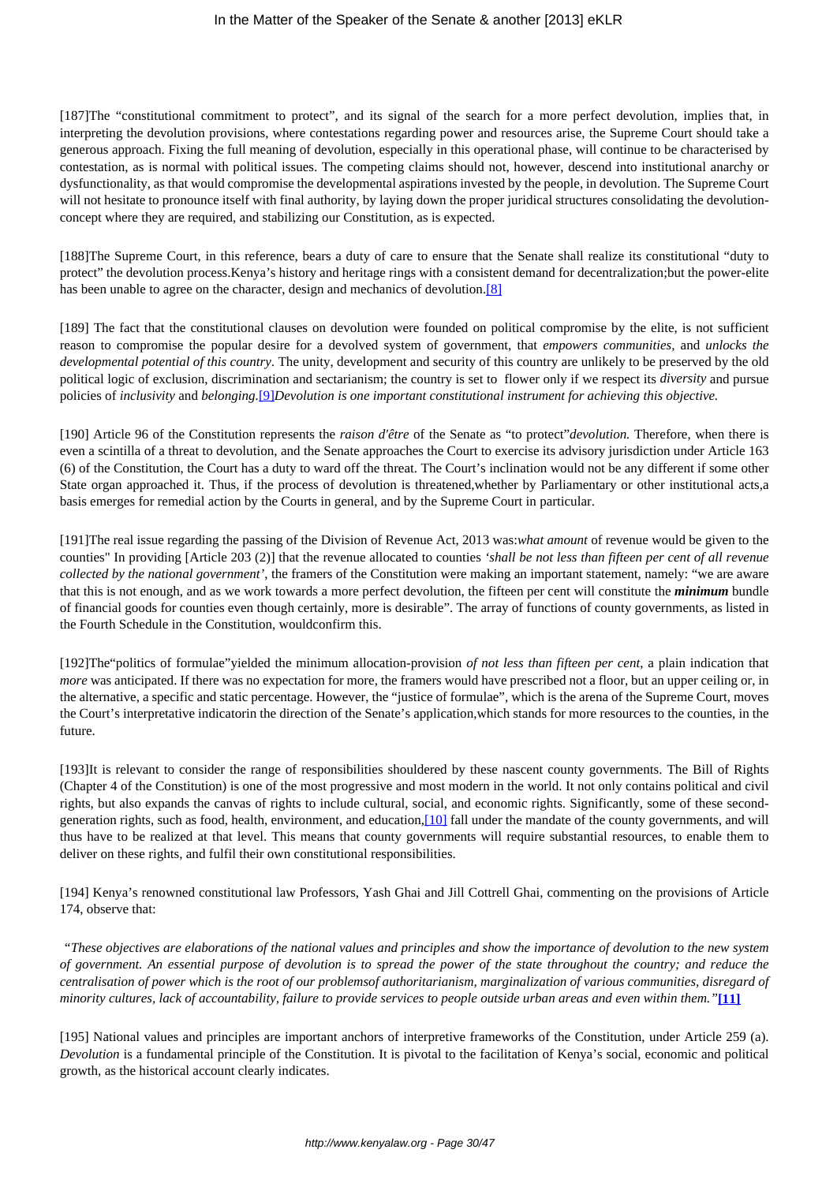[187]The "constitutional commitment to protect", and its signal of the search for a more perfect devolution, implies that, in interpreting the devolution provisions, where contestations regarding power and resources arise, the Supreme Court should take a generous approach. Fixing the full meaning of devolution, especially in this operational phase, will continue to be characterised by contestation, as is normal with political issues. The competing claims should not, however, descend into institutional anarchy or dysfunctionality, as that would compromise the developmental aspirations invested by the people, in devolution. The Supreme Court will not hesitate to pronounce itself with final authority, by laying down the proper juridical structures consolidating the devolution-concept where they are required, and stabilizing our Constitution, as is expected.

[188]The Supreme Court, in this reference, bears a duty of care to ensure that the Senate shall realize its constitutional "duty to protect" the devolution process.Kenya's history and heritage rings with a consistent demand for decentralization;but the power-elite has been unable to agree on the character, design and mechanics of devolution.[8]

[189] The fact that the constitutional clauses on devolution were founded on political compromise by the elite, is not sufficient reason to compromise the popular desire for a devolved system of government, that *empowers communities*, and *unlocks the developmental potential of this country*. The unity, development and security of this country are unlikely to be preserved by the old political logic of exclusion, discrimination and sectarianism; the country is set to flower only if we respect its *diversity* and pursue policies of *inclusivity* and *belonging*.[9]*Devolution is one important constitutional instrument for achieving this objective.*

[190] Article 96 of the Constitution represents the *raison d'être* of the Senate as "to protect"*devolution.* Therefore, when there is even a scintilla of a threat to devolution, and the Senate approaches the Court to exercise its advisory jurisdiction under Article 163 (6) of the Constitution, the Court has a duty to ward off the threat. The Court's inclination would not be any different if some other State organ approached it. Thus, if the process of devolution is threatened,whether by Parliamentary or other institutional acts,a basis emerges for remedial action by the Courts in general, and by the Supreme Court in particular.

[191]The real issue regarding the passing of the Division of Revenue Act, 2013 was:*what amount* of revenue would be given to the counties" In providing [Article 203 (2)] that the revenue allocated to counties *'shall be not less than fifteen per cent of all revenue collected by the national government'*, the framers of the Constitution were making an important statement, namely: "we are aware that this is not enough, and as we work towards a more perfect devolution, the fifteen per cent will constitute the ***minimum*** bundle of financial goods for counties even though certainly, more is desirable". The array of functions of county governments, as listed in the Fourth Schedule in the Constitution, wouldconfirm this.

[192]The"politics of formulae"yielded the minimum allocation-provision *of not less than fifteen per cent*, a plain indication that *more* was anticipated. If there was no expectation for more, the framers would have prescribed not a floor, but an upper ceiling or, in the alternative, a specific and static percentage. However, the "justice of formulae", which is the arena of the Supreme Court, moves the Court's interpretative indicatorin the direction of the Senate's application,which stands for more resources to the counties, in the future.

[193]It is relevant to consider the range of responsibilities shouldered by these nascent county governments. The Bill of Rights (Chapter 4 of the Constitution) is one of the most progressive and most modern in the world. It not only contains political and civil rights, but also expands the canvas of rights to include cultural, social, and economic rights. Significantly, some of these second-generation rights, such as food, health, environment, and education,[10] fall under the mandate of the county governments, and will thus have to be realized at that level. This means that county governments will require substantial resources, to enable them to deliver on these rights, and fulfil their own constitutional responsibilities.

[194] Kenya's renowned constitutional law Professors, Yash Ghai and Jill Cottrell Ghai, commenting on the provisions of Article 174, observe that:

*"These objectives are elaborations of the national values and principles and show the importance of devolution to the new system of government. An essential purpose of devolution is to spread the power of the state throughout the country; and reduce the centralisation of power which is the root of our problemsof authoritarianism, marginalization of various communities, disregard of minority cultures, lack of accountability, failure to provide services to people outside urban areas and even within them."***[11]**

[195] National values and principles are important anchors of interpretive frameworks of the Constitution, under Article 259 (a). *Devolution* is a fundamental principle of the Constitution. It is pivotal to the facilitation of Kenya's social, economic and political growth, as the historical account clearly indicates.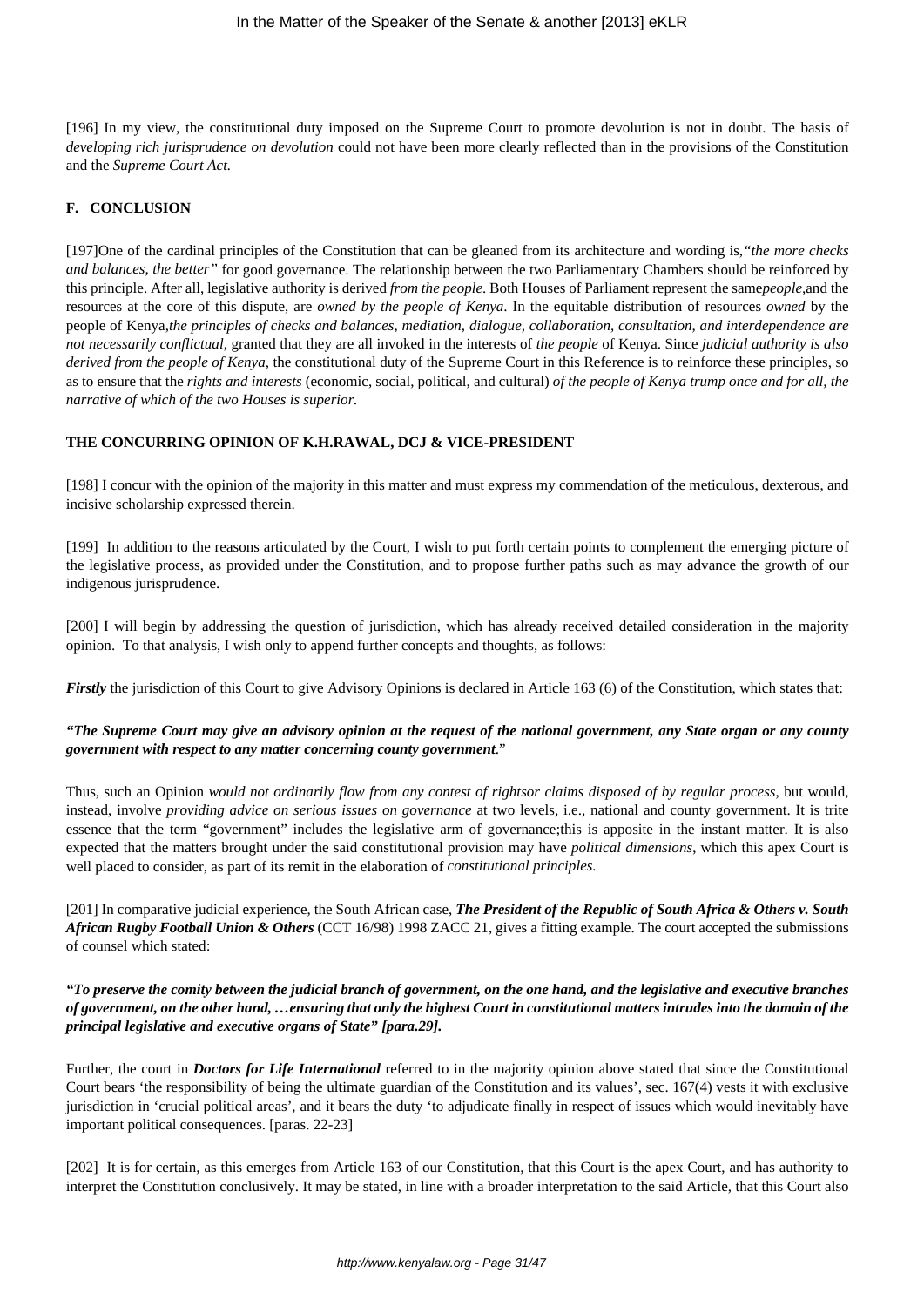[196] In my view, the constitutional duty imposed on the Supreme Court to promote devolution is not in doubt. The basis of *developing rich jurisprudence on devolution* could not have been more clearly reflected than in the provisions of the Constitution and the *Supreme Court Act.*

**F. CONCLUSION**

[197]One of the cardinal principles of the Constitution that can be gleaned from its architecture and wording is,*"the more checks and balances, the better"* for good governance. The relationship between the two Parliamentary Chambers should be reinforced by this principle. After all, legislative authority is derived *from the people*. Both Houses of Parliament represent the same*people*,and the resources at the core of this dispute, are *owned by the people of Kenya*. In the equitable distribution of resources *owned* by the people of Kenya,*the principles of checks and balances, mediation, dialogue, collaboration, consultation, and interdependence are not necessarily conflictual,* granted that they are all invoked in the interests of *the people* of Kenya. Since *judicial authority is also derived from the people of Kenya*, the constitutional duty of the Supreme Court in this Reference is to reinforce these principles, so as to ensure that the *rights and interests* (economic, social, political, and cultural) *of the people of Kenya trump once and for all, the narrative of which of the two Houses is superior.*

**THE CONCURRING OPINION OF K.H.RAWAL, DCJ & VICE-PRESIDENT**

[198] I concur with the opinion of the majority in this matter and must express my commendation of the meticulous, dexterous, and incisive scholarship expressed therein.

[199] In addition to the reasons articulated by the Court, I wish to put forth certain points to complement the emerging picture of the legislative process, as provided under the Constitution, and to propose further paths such as may advance the growth of our indigenous jurisprudence.

[200] I will begin by addressing the question of jurisdiction, which has already received detailed consideration in the majority opinion. To that analysis, I wish only to append further concepts and thoughts, as follows:

***Firstly*** the jurisdiction of this Court to give Advisory Opinions is declared in Article 163 (6) of the Constitution, which states that:

***"The Supreme Court may give an advisory opinion at the request of the national government, any State organ or any county government with respect to any matter concerning county government**."*

Thus, such an Opinion *would not ordinarily flow from any contest of rightsor claims disposed of by regular process*, but would, instead, involve *providing advice on serious issues on governance* at two levels, i.e., national and county government. It is trite essence that the term "government" includes the legislative arm of governance;this is apposite in the instant matter. It is also expected that the matters brought under the said constitutional provision may have *political dimensions*, which this apex Court is well placed to consider, as part of its remit in the elaboration of *constitutional principles.*

[201] In comparative judicial experience, the South African case, ***The President of the Republic of South Africa & Others v. South African Rugby Football Union & Others*** (CCT 16/98) 1998 ZACC 21, gives a fitting example. The court accepted the submissions of counsel which stated:

***"To preserve the comity between the judicial branch of government, on the one hand, and the legislative and executive branches of government, on the other hand, …ensuring that only the highest Court in constitutional matters intrudes into the domain of the principal legislative and executive organs of State" [para.29].***

Further, the court in ***Doctors for Life International*** referred to in the majority opinion above stated that since the Constitutional Court bears 'the responsibility of being the ultimate guardian of the Constitution and its values', sec. 167(4) vests it with exclusive jurisdiction in 'crucial political areas', and it bears the duty 'to adjudicate finally in respect of issues which would inevitably have important political consequences. [paras. 22-23]

[202] It is for certain, as this emerges from Article 163 of our Constitution, that this Court is the apex Court, and has authority to interpret the Constitution conclusively. It may be stated, in line with a broader interpretation to the said Article, that this Court also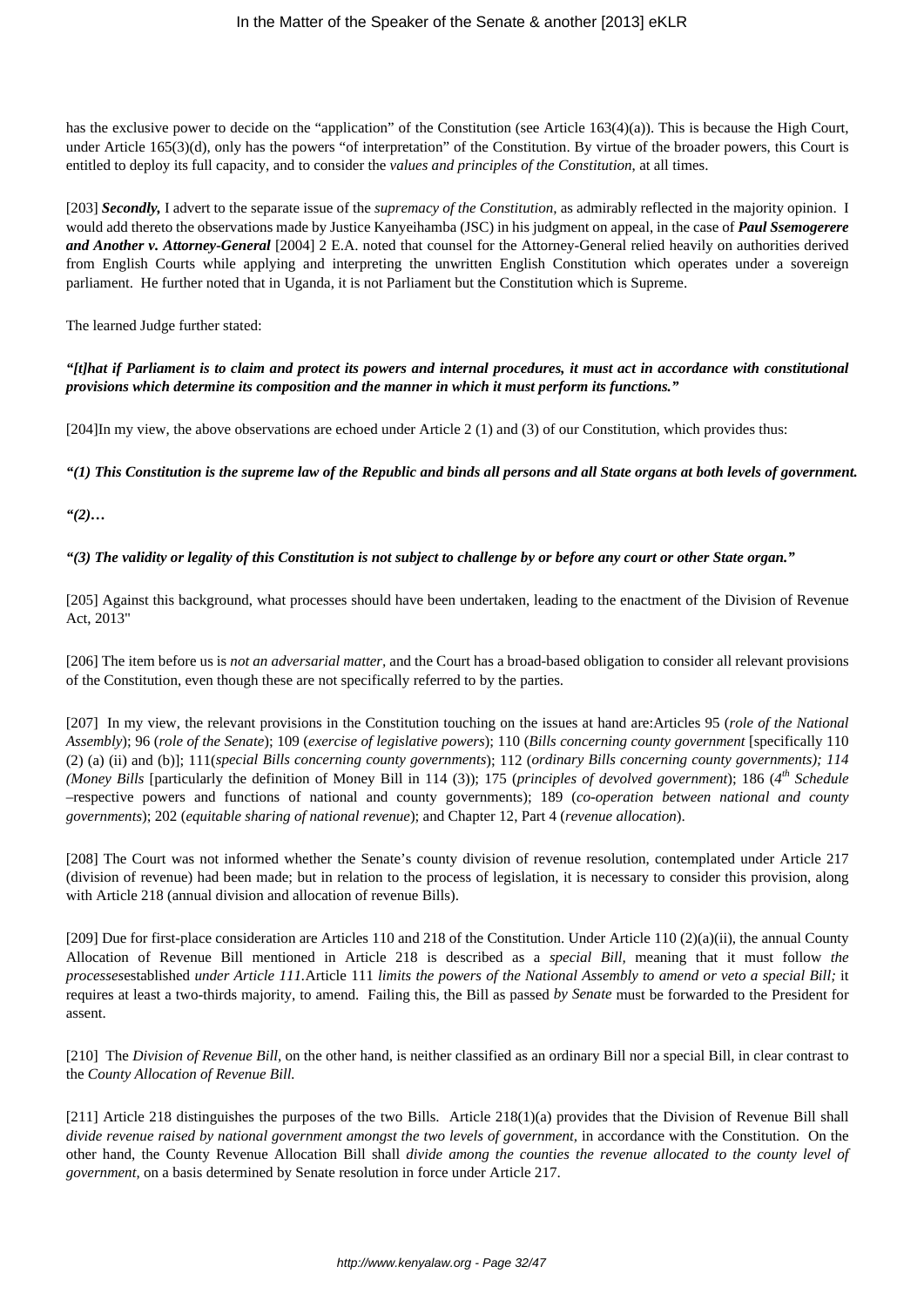has the exclusive power to decide on the "application" of the Constitution (see Article 163(4)(a)). This is because the High Court, under Article 165(3)(d), only has the powers "of interpretation" of the Constitution. By virtue of the broader powers, this Court is entitled to deploy its full capacity, and to consider the *values and principles of the Constitution*, at all times.

[203] ***Secondly,*** I advert to the separate issue of the *supremacy of the Constitution*, as admirably reflected in the majority opinion. I would add thereto the observations made by Justice Kanyeihamba (JSC) in his judgment on appeal, in the case of ***Paul Ssemogerere and Another v. Attorney-General*** [2004] 2 E.A. noted that counsel for the Attorney-General relied heavily on authorities derived from English Courts while applying and interpreting the unwritten English Constitution which operates under a sovereign parliament. He further noted that in Uganda, it is not Parliament but the Constitution which is Supreme.

The learned Judge further stated:

***"[t]hat if Parliament is to claim and protect its powers and internal procedures, it must act in accordance with constitutional provisions which determine its composition and the manner in which it must perform its functions."***

[204]In my view, the above observations are echoed under Article 2 (1) and (3) of our Constitution, which provides thus:

***"(1) This Constitution is the supreme law of the Republic and binds all persons and all State organs at both levels of government.***

***"(2)…***

***"(3) The validity or legality of this Constitution is not subject to challenge by or before any court or other State organ."***

[205] Against this background, what processes should have been undertaken, leading to the enactment of the Division of Revenue Act, 2013"

[206] The item before us is *not an adversarial matter*, and the Court has a broad-based obligation to consider all relevant provisions of the Constitution, even though these are not specifically referred to by the parties.

[207] In my view, the relevant provisions in the Constitution touching on the issues at hand are:Articles 95 (*role of the National Assembly*); 96 (*role of the Senate*); 109 (*exercise of legislative powers*); 110 (*Bills concerning county government* [specifically 110 (2) (a) (ii) and (b)]; 111(*special Bills concerning county governments*); 112 (*ordinary Bills concerning county governments); 114 (Money Bills* [particularly the definition of Money Bill in 114 (3)); 175 (*principles of devolved government*); 186 (*4th Schedule* –respective powers and functions of national and county governments); 189 (*co-operation between national and county governments*); 202 (*equitable sharing of national revenue*); and Chapter 12, Part 4 (*revenue allocation*).

[208] The Court was not informed whether the Senate's county division of revenue resolution, contemplated under Article 217 (division of revenue) had been made; but in relation to the process of legislation, it is necessary to consider this provision, along with Article 218 (annual division and allocation of revenue Bills).

[209] Due for first-place consideration are Articles 110 and 218 of the Constitution. Under Article 110 (2)(a)(ii), the annual County Allocation of Revenue Bill mentioned in Article 218 is described as a *special Bill*, meaning that it must follow *the processes*established *under Article 111.*Article 111 *limits the powers of the National Assembly to amend or veto a special Bill;* it requires at least a two-thirds majority, to amend. Failing this, the Bill as passed *by Senate* must be forwarded to the President for assent.

[210] The *Division of Revenue Bill*, on the other hand, is neither classified as an ordinary Bill nor a special Bill, in clear contrast to the *County Allocation of Revenue Bill.*

[211] Article 218 distinguishes the purposes of the two Bills. Article 218(1)(a) provides that the Division of Revenue Bill shall *divide revenue raised by national government amongst the two levels of government*, in accordance with the Constitution. On the other hand, the County Revenue Allocation Bill shall *divide among the counties the revenue allocated to the county level of government*, on a basis determined by Senate resolution in force under Article 217.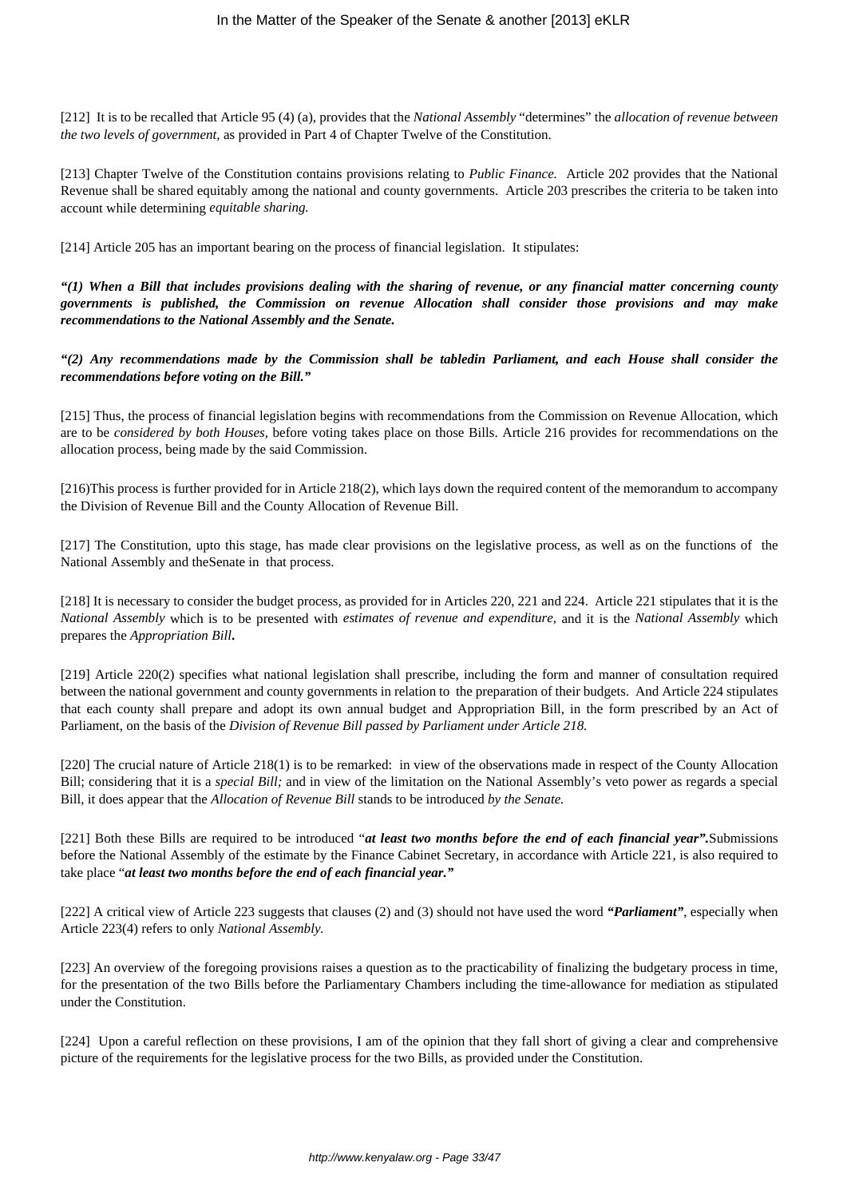[212] It is to be recalled that Article 95 (4) (a), provides that the *National Assembly* "determines" the *allocation of revenue between the two levels of government,* as provided in Part 4 of Chapter Twelve of the Constitution.

[213] Chapter Twelve of the Constitution contains provisions relating to *Public Finance.* Article 202 provides that the National Revenue shall be shared equitably among the national and county governments. Article 203 prescribes the criteria to be taken into account while determining *equitable sharing.*

[214] Article 205 has an important bearing on the process of financial legislation. It stipulates:

***"(1) When a Bill that includes provisions dealing with the sharing of revenue, or any financial matter concerning county governments is published, the Commission on revenue Allocation shall consider those provisions and may make recommendations to the National Assembly and the Senate.***

***"(2) Any recommendations made by the Commission shall be tabledin Parliament, and each House shall consider the recommendations before voting on the Bill."***

[215] Thus, the process of financial legislation begins with recommendations from the Commission on Revenue Allocation, which are to be *considered by both Houses,* before voting takes place on those Bills. Article 216 provides for recommendations on the allocation process, being made by the said Commission.

[216]This process is further provided for in Article 218(2), which lays down the required content of the memorandum to accompany the Division of Revenue Bill and the County Allocation of Revenue Bill.

[217] The Constitution, upto this stage, has made clear provisions on the legislative process, as well as on the functions of the National Assembly and theSenate in that process.

[218] It is necessary to consider the budget process, as provided for in Articles 220, 221 and 224. Article 221 stipulates that it is the *National Assembly* which is to be presented with *estimates of revenue and expenditure,* and it is the *National Assembly* which prepares the *Appropriation Bill***.**

[219] Article 220(2) specifies what national legislation shall prescribe, including the form and manner of consultation required between the national government and county governments in relation to the preparation of their budgets. And Article 224 stipulates that each county shall prepare and adopt its own annual budget and Appropriation Bill, in the form prescribed by an Act of Parliament, on the basis of the *Division of Revenue Bill passed by Parliament under Article 218.*

[220] The crucial nature of Article 218(1) is to be remarked: in view of the observations made in respect of the County Allocation Bill; considering that it is a *special Bill;* and in view of the limitation on the National Assembly's veto power as regards a special Bill, it does appear that the *Allocation of Revenue Bill* stands to be introduced *by the Senate.*

[221] Both these Bills are required to be introduced "***at least two months before the end of each financial year".***Submissions before the National Assembly of the estimate by the Finance Cabinet Secretary, in accordance with Article 221, is also required to take place "***at least two months before the end of each financial year."***

[222] A critical view of Article 223 suggests that clauses (2) and (3) should not have used the word ***"Parliament"***, especially when Article 223(4) refers to only *National Assembly.*

[223] An overview of the foregoing provisions raises a question as to the practicability of finalizing the budgetary process in time, for the presentation of the two Bills before the Parliamentary Chambers including the time-allowance for mediation as stipulated under the Constitution.

[224] Upon a careful reflection on these provisions, I am of the opinion that they fall short of giving a clear and comprehensive picture of the requirements for the legislative process for the two Bills, as provided under the Constitution.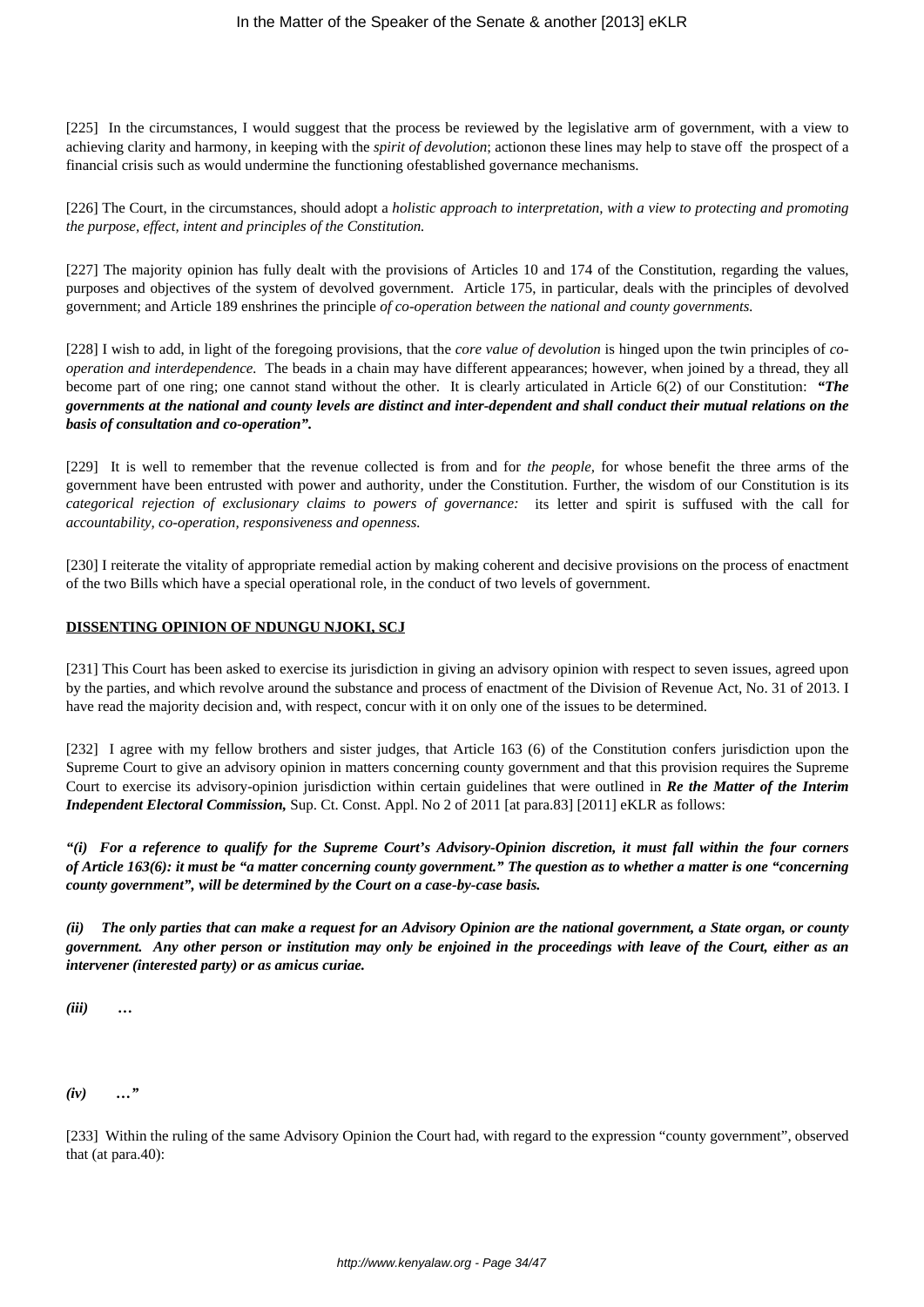[225] In the circumstances, I would suggest that the process be reviewed by the legislative arm of government, with a view to achieving clarity and harmony, in keeping with the *spirit of devolution*; actionon these lines may help to stave off the prospect of a financial crisis such as would undermine the functioning ofestablished governance mechanisms.

[226] The Court, in the circumstances, should adopt a *holistic approach to interpretation, with a view to protecting and promoting the purpose, effect, intent and principles of the Constitution.*

[227] The majority opinion has fully dealt with the provisions of Articles 10 and 174 of the Constitution, regarding the values, purposes and objectives of the system of devolved government. Article 175, in particular, deals with the principles of devolved government; and Article 189 enshrines the principle *of co-operation between the national and county governments.*

[228] I wish to add, in light of the foregoing provisions, that the *core value of devolution* is hinged upon the twin principles of *co-operation and interdependence.* The beads in a chain may have different appearances; however, when joined by a thread, they all become part of one ring; one cannot stand without the other. It is clearly articulated in Article 6(2) of our Constitution: ***"The governments at the national and county levels are distinct and inter-dependent and shall conduct their mutual relations on the basis of consultation and co-operation".***

[229] It is well to remember that the revenue collected is from and for *the people,* for whose benefit the three arms of the government have been entrusted with power and authority, under the Constitution. Further, the wisdom of our Constitution is its *categorical rejection of exclusionary claims to powers of governance:* its letter and spirit is suffused with the call for *accountability, co-operation, responsiveness and openness.*

[230] I reiterate the vitality of appropriate remedial action by making coherent and decisive provisions on the process of enactment of the two Bills which have a special operational role, in the conduct of two levels of government.

**DISSENTING OPINION OF NDUNGU NJOKI, SCJ**

[231] This Court has been asked to exercise its jurisdiction in giving an advisory opinion with respect to seven issues, agreed upon by the parties, and which revolve around the substance and process of enactment of the Division of Revenue Act, No. 31 of 2013. I have read the majority decision and, with respect, concur with it on only one of the issues to be determined.

[232] I agree with my fellow brothers and sister judges, that Article 163 (6) of the Constitution confers jurisdiction upon the Supreme Court to give an advisory opinion in matters concerning county government and that this provision requires the Supreme Court to exercise its advisory-opinion jurisdiction within certain guidelines that were outlined in ***Re the Matter of the Interim Independent Electoral Commission,*** Sup. Ct. Const. Appl. No 2 of 2011 [at para.83] [2011] eKLR as follows:

***"(i) For a reference to qualify for the Supreme Court's Advisory-Opinion discretion, it must fall within the four corners of Article 163(6): it must be "a matter concerning county government." The question as to whether a matter is one "concerning county government", will be determined by the Court on a case-by-case basis.***

***(ii) The only parties that can make a request for an Advisory Opinion are the national government, a State organ, or county government. Any other person or institution may only be enjoined in the proceedings with leave of the Court, either as an intervener (interested party) or as amicus curiae.***

***(iii) …***

***(iv) …"***

[233] Within the ruling of the same Advisory Opinion the Court had, with regard to the expression "county government", observed that (at para.40):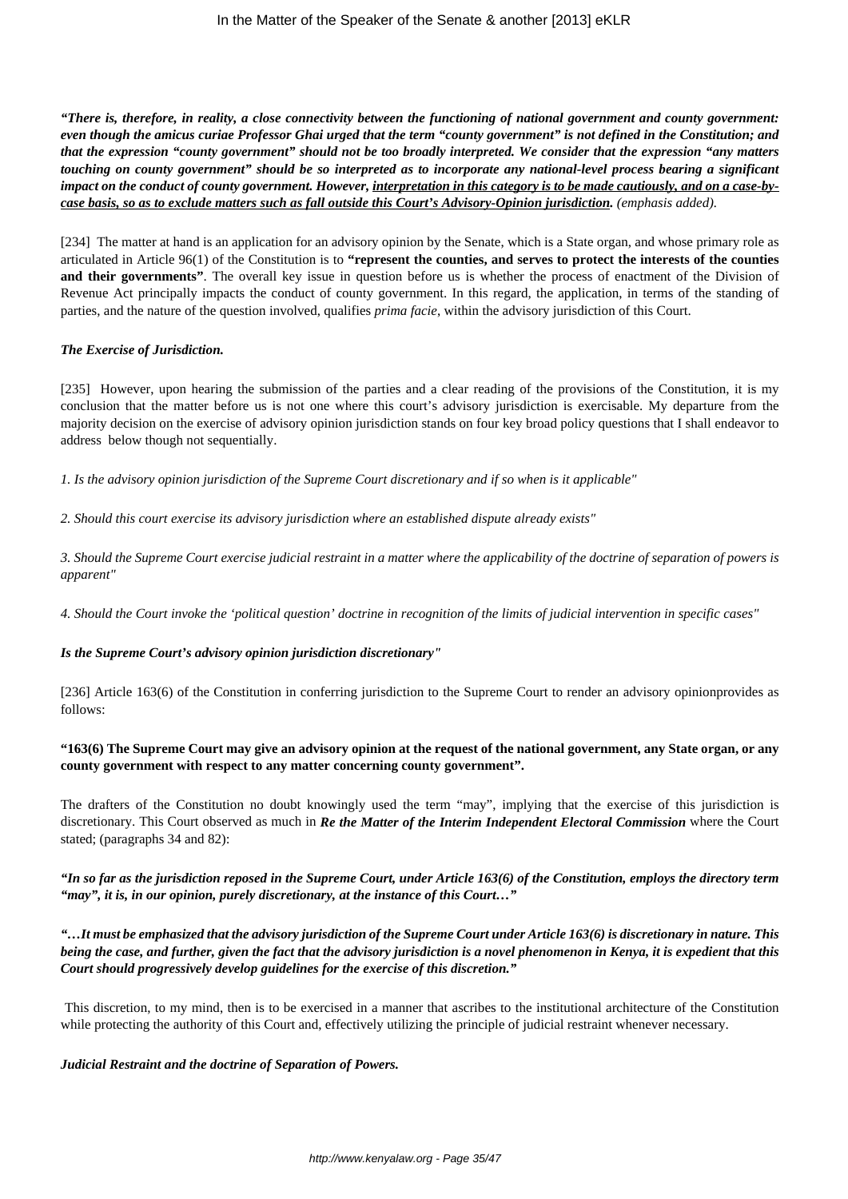***"There is, therefore, in reality, a close connectivity between the functioning of national government and county government: even though the amicus curiae Professor Ghai urged that the term "county government" is not defined in the Constitution; and that the expression "county government" should not be too broadly interpreted. We consider that the expression "any matters touching on county government" should be so interpreted as to incorporate any national-level process bearing a significant impact on the conduct of county government. However, <u>interpretation in this category is to be made cautiously, and on a case-by-case basis, so as to exclude matters such as fall outside this Court's Advisory-Opinion jurisdiction</u>.*** *(emphasis added).*

[234] The matter at hand is an application for an advisory opinion by the Senate, which is a State organ, and whose primary role as articulated in Article 96(1) of the Constitution is to **"represent the counties, and serves to protect the interests of the counties and their governments"**. The overall key issue in question before us is whether the process of enactment of the Division of Revenue Act principally impacts the conduct of county government. In this regard, the application, in terms of the standing of parties, and the nature of the question involved, qualifies *prima facie*, within the advisory jurisdiction of this Court.

***The Exercise of Jurisdiction.***

[235] However, upon hearing the submission of the parties and a clear reading of the provisions of the Constitution, it is my conclusion that the matter before us is not one where this court's advisory jurisdiction is exercisable. My departure from the majority decision on the exercise of advisory opinion jurisdiction stands on four key broad policy questions that I shall endeavor to address below though not sequentially.

*1. Is the advisory opinion jurisdiction of the Supreme Court discretionary and if so when is it applicable"*

*2. Should this court exercise its advisory jurisdiction where an established dispute already exists"*

*3. Should the Supreme Court exercise judicial restraint in a matter where the applicability of the doctrine of separation of powers is apparent"*

*4. Should the Court invoke the 'political question' doctrine in recognition of the limits of judicial intervention in specific cases"*

***Is the Supreme Court's advisory opinion jurisdiction discretionary"***

[236] Article 163(6) of the Constitution in conferring jurisdiction to the Supreme Court to render an advisory opinionprovides as follows:

**"163(6) The Supreme Court may give an advisory opinion at the request of the national government, any State organ, or any county government with respect to any matter concerning county government".**

The drafters of the Constitution no doubt knowingly used the term "may", implying that the exercise of this jurisdiction is discretionary. This Court observed as much in ***Re the Matter of the Interim Independent Electoral Commission*** where the Court stated; (paragraphs 34 and 82):

***"In so far as the jurisdiction reposed in the Supreme Court, under Article 163(6) of the Constitution, employs the directory term "may", it is, in our opinion, purely discretionary, at the instance of this Court…"***

***"…It must be emphasized that the advisory jurisdiction of the Supreme Court under Article 163(6) is discretionary in nature. This being the case, and further, given the fact that the advisory jurisdiction is a novel phenomenon in Kenya, it is expedient that this Court should progressively develop guidelines for the exercise of this discretion."***

This discretion, to my mind, then is to be exercised in a manner that ascribes to the institutional architecture of the Constitution while protecting the authority of this Court and, effectively utilizing the principle of judicial restraint whenever necessary.

***Judicial Restraint and the doctrine of Separation of Powers.***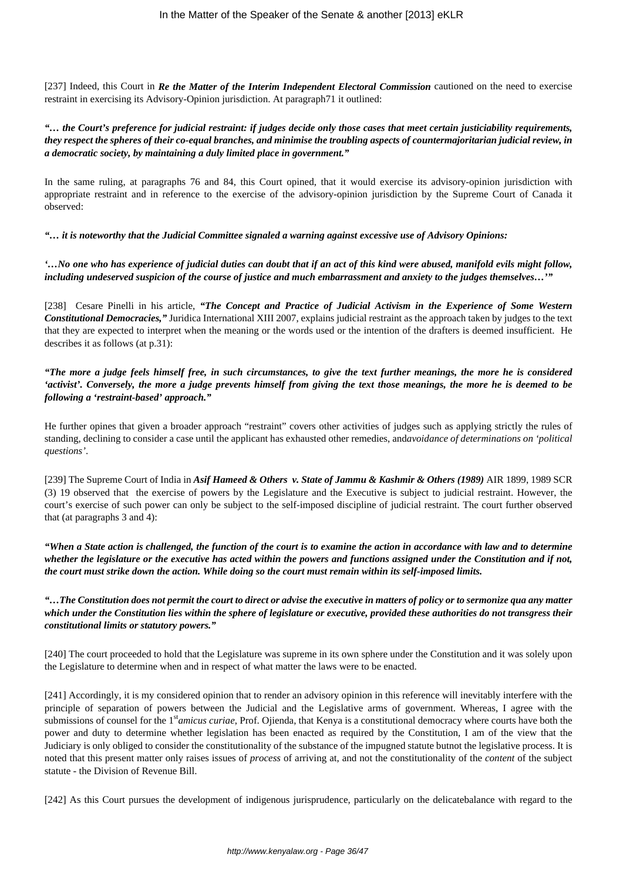[237] Indeed, this Court in ***Re the Matter of the Interim Independent Electoral Commission*** cautioned on the need to exercise restraint in exercising its Advisory-Opinion jurisdiction. At paragraph71 it outlined:

***"… the Court's preference for judicial restraint: if judges decide only those cases that meet certain justiciability requirements, they respect the spheres of their co-equal branches, and minimise the troubling aspects of countermajoritarian judicial review, in a democratic society, by maintaining a duly limited place in government."***

In the same ruling, at paragraphs 76 and 84, this Court opined, that it would exercise its advisory-opinion jurisdiction with appropriate restraint and in reference to the exercise of the advisory-opinion jurisdiction by the Supreme Court of Canada it observed:

***"… it is noteworthy that the Judicial Committee signaled a warning against excessive use of Advisory Opinions:***

***'…No one who has experience of judicial duties can doubt that if an act of this kind were abused, manifold evils might follow, including undeserved suspicion of the course of justice and much embarrassment and anxiety to the judges themselves…'"***

[238] Cesare Pinelli in his article, ***"The Concept and Practice of Judicial Activism in the Experience of Some Western Constitutional Democracies,"*** Juridica International XIII 2007, explains judicial restraint as the approach taken by judges to the text that they are expected to interpret when the meaning or the words used or the intention of the drafters is deemed insufficient. He describes it as follows (at p.31):

***"The more a judge feels himself free, in such circumstances, to give the text further meanings, the more he is considered 'activist'. Conversely, the more a judge prevents himself from giving the text those meanings, the more he is deemed to be following a 'restraint-based' approach."***

He further opines that given a broader approach "restraint" covers other activities of judges such as applying strictly the rules of standing, declining to consider a case until the applicant has exhausted other remedies, and*avoidance of determinations on 'political questions'*.

[239] The Supreme Court of India in ***Asif Hameed & Others v. State of Jammu & Kashmir & Others (1989)*** AIR 1899, 1989 SCR (3) 19 observed that the exercise of powers by the Legislature and the Executive is subject to judicial restraint. However, the court's exercise of such power can only be subject to the self-imposed discipline of judicial restraint. The court further observed that (at paragraphs 3 and 4):

***"When a State action is challenged, the function of the court is to examine the action in accordance with law and to determine whether the legislature or the executive has acted within the powers and functions assigned under the Constitution and if not, the court must strike down the action. While doing so the court must remain within its self-imposed limits.***

***"…The Constitution does not permit the court to direct or advise the executive in matters of policy or to sermonize qua any matter which under the Constitution lies within the sphere of legislature or executive, provided these authorities do not transgress their constitutional limits or statutory powers."***

[240] The court proceeded to hold that the Legislature was supreme in its own sphere under the Constitution and it was solely upon the Legislature to determine when and in respect of what matter the laws were to be enacted.

[241] Accordingly, it is my considered opinion that to render an advisory opinion in this reference will inevitably interfere with the principle of separation of powers between the Judicial and the Legislative arms of government. Whereas, I agree with the submissions of counsel for the 1st *amicus curiae*, Prof. Ojienda, that Kenya is a constitutional democracy where courts have both the power and duty to determine whether legislation has been enacted as required by the Constitution, I am of the view that the Judiciary is only obliged to consider the constitutionality of the substance of the impugned statute butnot the legislative process. It is noted that this present matter only raises issues of *process* of arriving at, and not the constitutionality of the *content* of the subject statute - the Division of Revenue Bill.

[242] As this Court pursues the development of indigenous jurisprudence, particularly on the delicatebalance with regard to the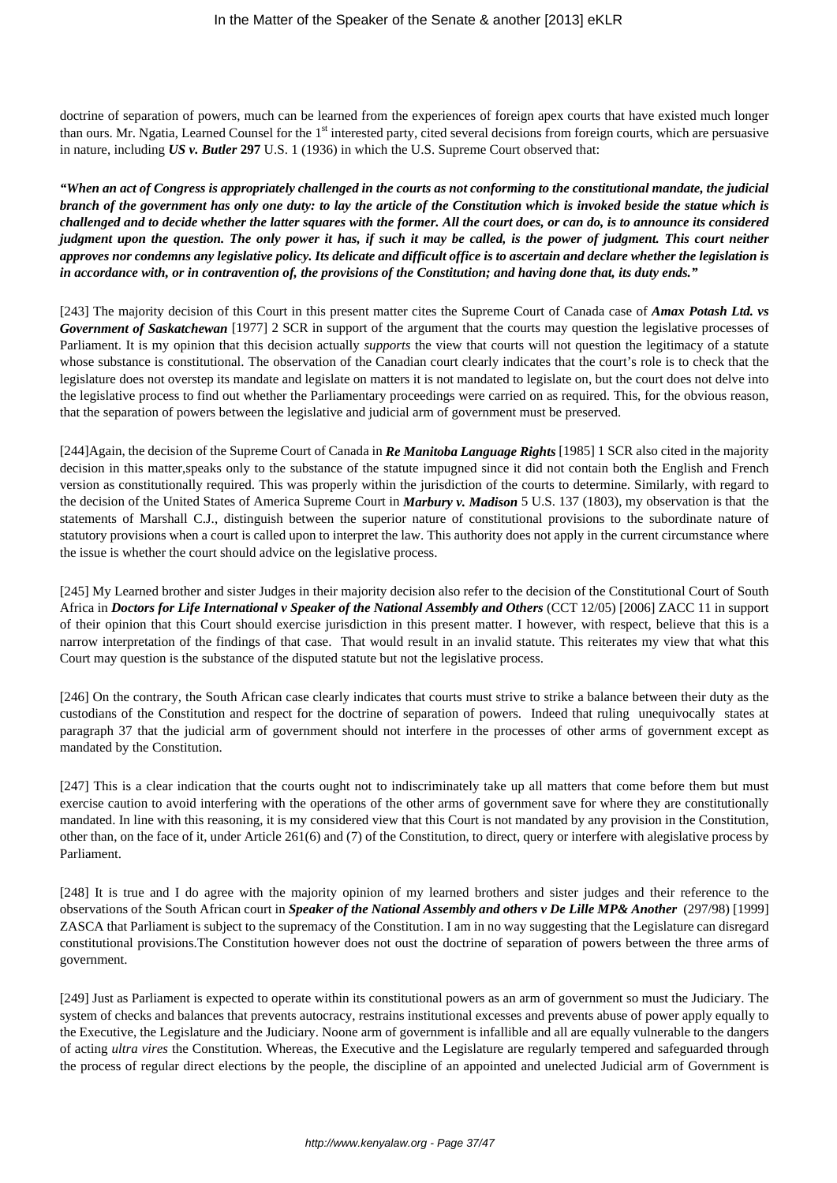doctrine of separation of powers, much can be learned from the experiences of foreign apex courts that have existed much longer than ours. Mr. Ngatia, Learned Counsel for the 1st interested party, cited several decisions from foreign courts, which are persuasive in nature, including ***US v. Butler*** **297** U.S. 1 (1936) in which the U.S. Supreme Court observed that:

***"When an act of Congress is appropriately challenged in the courts as not conforming to the constitutional mandate, the judicial branch of the government has only one duty: to lay the article of the Constitution which is invoked beside the statue which is challenged and to decide whether the latter squares with the former. All the court does, or can do, is to announce its considered judgment upon the question. The only power it has, if such it may be called, is the power of judgment. This court neither approves nor condemns any legislative policy. Its delicate and difficult office is to ascertain and declare whether the legislation is in accordance with, or in contravention of, the provisions of the Constitution; and having done that, its duty ends."***

[243] The majority decision of this Court in this present matter cites the Supreme Court of Canada case of ***Amax Potash Ltd. vs Government of Saskatchewan*** [1977] 2 SCR in support of the argument that the courts may question the legislative processes of Parliament. It is my opinion that this decision actually *supports* the view that courts will not question the legitimacy of a statute whose substance is constitutional. The observation of the Canadian court clearly indicates that the court's role is to check that the legislature does not overstep its mandate and legislate on matters it is not mandated to legislate on, but the court does not delve into the legislative process to find out whether the Parliamentary proceedings were carried on as required. This, for the obvious reason, that the separation of powers between the legislative and judicial arm of government must be preserved.

[244]Again, the decision of the Supreme Court of Canada in ***Re Manitoba Language Rights*** [1985] 1 SCR also cited in the majority decision in this matter,speaks only to the substance of the statute impugned since it did not contain both the English and French version as constitutionally required. This was properly within the jurisdiction of the courts to determine. Similarly, with regard to the decision of the United States of America Supreme Court in ***Marbury v. Madison*** 5 U.S. 137 (1803), my observation is that the statements of Marshall C.J., distinguish between the superior nature of constitutional provisions to the subordinate nature of statutory provisions when a court is called upon to interpret the law. This authority does not apply in the current circumstance where the issue is whether the court should advice on the legislative process.

[245] My Learned brother and sister Judges in their majority decision also refer to the decision of the Constitutional Court of South Africa in ***Doctors for Life International v Speaker of the National Assembly and Others*** (CCT 12/05) [2006] ZACC 11 in support of their opinion that this Court should exercise jurisdiction in this present matter. I however, with respect, believe that this is a narrow interpretation of the findings of that case. That would result in an invalid statute. This reiterates my view that what this Court may question is the substance of the disputed statute but not the legislative process.

[246] On the contrary, the South African case clearly indicates that courts must strive to strike a balance between their duty as the custodians of the Constitution and respect for the doctrine of separation of powers. Indeed that ruling unequivocally states at paragraph 37 that the judicial arm of government should not interfere in the processes of other arms of government except as mandated by the Constitution.

[247] This is a clear indication that the courts ought not to indiscriminately take up all matters that come before them but must exercise caution to avoid interfering with the operations of the other arms of government save for where they are constitutionally mandated. In line with this reasoning, it is my considered view that this Court is not mandated by any provision in the Constitution, other than, on the face of it, under Article 261(6) and (7) of the Constitution, to direct, query or interfere with alegislative process by Parliament.

[248] It is true and I do agree with the majority opinion of my learned brothers and sister judges and their reference to the observations of the South African court in ***Speaker of the National Assembly and others v De Lille MP& Another*** (297/98) [1999] ZASCA that Parliament is subject to the supremacy of the Constitution. I am in no way suggesting that the Legislature can disregard constitutional provisions.The Constitution however does not oust the doctrine of separation of powers between the three arms of government.

[249] Just as Parliament is expected to operate within its constitutional powers as an arm of government so must the Judiciary. The system of checks and balances that prevents autocracy, restrains institutional excesses and prevents abuse of power apply equally to the Executive, the Legislature and the Judiciary. Noone arm of government is infallible and all are equally vulnerable to the dangers of acting *ultra vires* the Constitution. Whereas, the Executive and the Legislature are regularly tempered and safeguarded through the process of regular direct elections by the people, the discipline of an appointed and unelected Judicial arm of Government is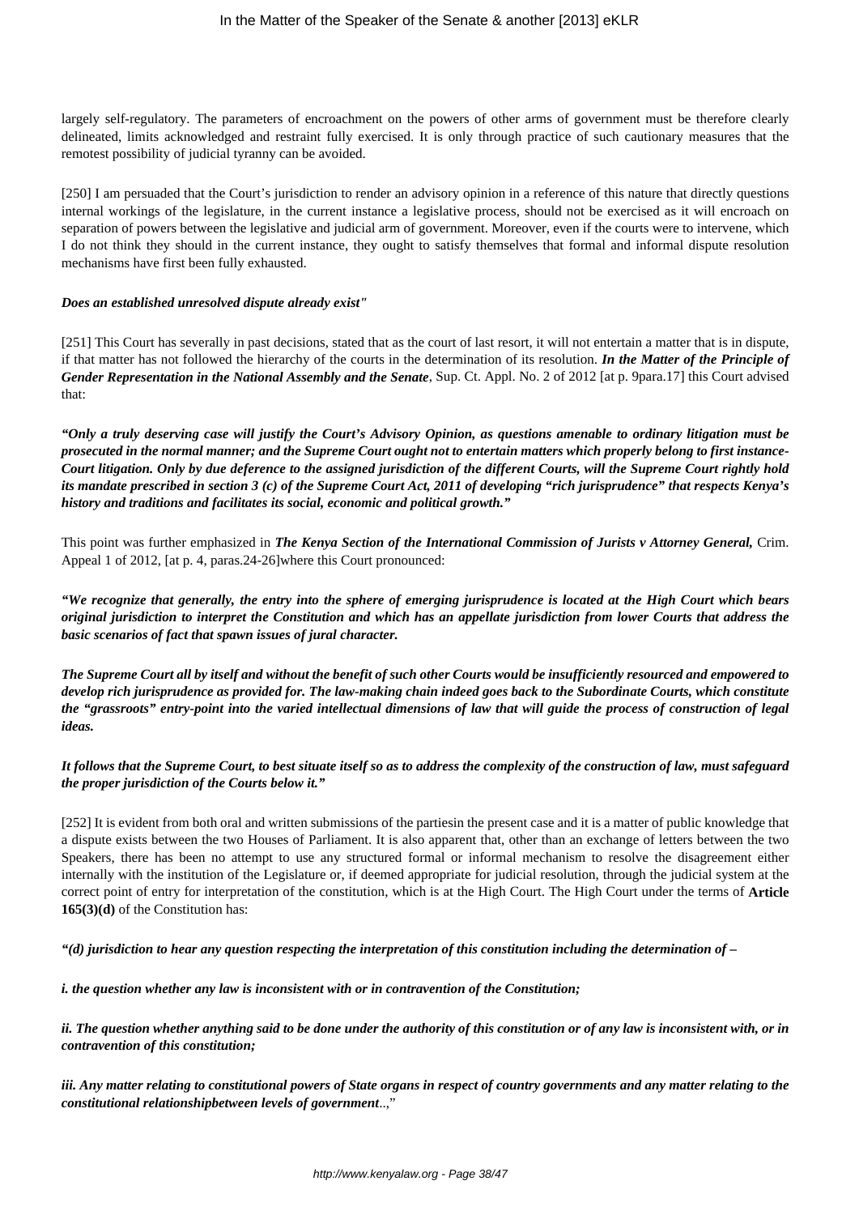largely self-regulatory. The parameters of encroachment on the powers of other arms of government must be therefore clearly delineated, limits acknowledged and restraint fully exercised. It is only through practice of such cautionary measures that the remotest possibility of judicial tyranny can be avoided.

[250] I am persuaded that the Court's jurisdiction to render an advisory opinion in a reference of this nature that directly questions internal workings of the legislature, in the current instance a legislative process, should not be exercised as it will encroach on separation of powers between the legislative and judicial arm of government. Moreover, even if the courts were to intervene, which I do not think they should in the current instance, they ought to satisfy themselves that formal and informal dispute resolution mechanisms have first been fully exhausted.

***Does an established unresolved dispute already exist"***

[251] This Court has severally in past decisions, stated that as the court of last resort, it will not entertain a matter that is in dispute, if that matter has not followed the hierarchy of the courts in the determination of its resolution. ***In the Matter of the Principle of Gender Representation in the National Assembly and the Senate***, Sup. Ct. Appl. No. 2 of 2012 [at p. 9para.17] this Court advised that:

***"Only a truly deserving case will justify the Court's Advisory Opinion, as questions amenable to ordinary litigation must be prosecuted in the normal manner; and the Supreme Court ought not to entertain matters which properly belong to first instance-Court litigation. Only by due deference to the assigned jurisdiction of the different Courts, will the Supreme Court rightly hold its mandate prescribed in section 3 (c) of the Supreme Court Act, 2011 of developing "rich jurisprudence" that respects Kenya's history and traditions and facilitates its social, economic and political growth."***

This point was further emphasized in ***The Kenya Section of the International Commission of Jurists v Attorney General,*** Crim. Appeal 1 of 2012, [at p. 4, paras.24-26]where this Court pronounced:

***"We recognize that generally, the entry into the sphere of emerging jurisprudence is located at the High Court which bears original jurisdiction to interpret the Constitution and which has an appellate jurisdiction from lower Courts that address the basic scenarios of fact that spawn issues of jural character.***

***The Supreme Court all by itself and without the benefit of such other Courts would be insufficiently resourced and empowered to develop rich jurisprudence as provided for. The law-making chain indeed goes back to the Subordinate Courts, which constitute the "grassroots" entry-point into the varied intellectual dimensions of law that will guide the process of construction of legal ideas.***

***It follows that the Supreme Court, to best situate itself so as to address the complexity of the construction of law, must safeguard the proper jurisdiction of the Courts below it."***

[252] It is evident from both oral and written submissions of the partiesin the present case and it is a matter of public knowledge that a dispute exists between the two Houses of Parliament. It is also apparent that, other than an exchange of letters between the two Speakers, there has been no attempt to use any structured formal or informal mechanism to resolve the disagreement either internally with the institution of the Legislature or, if deemed appropriate for judicial resolution, through the judicial system at the correct point of entry for interpretation of the constitution, which is at the High Court. The High Court under the terms of **Article 165(3)(d)** of the Constitution has:

***"(d) jurisdiction to hear any question respecting the interpretation of this constitution including the determination of –***

***i. the question whether any law is inconsistent with or in contravention of the Constitution;***

***ii. The question whether anything said to be done under the authority of this constitution or of any law is inconsistent with, or in contravention of this constitution;***

***iii. Any matter relating to constitutional powers of State organs in respect of country governments and any matter relating to the constitutional relationshipbetween levels of government***..,"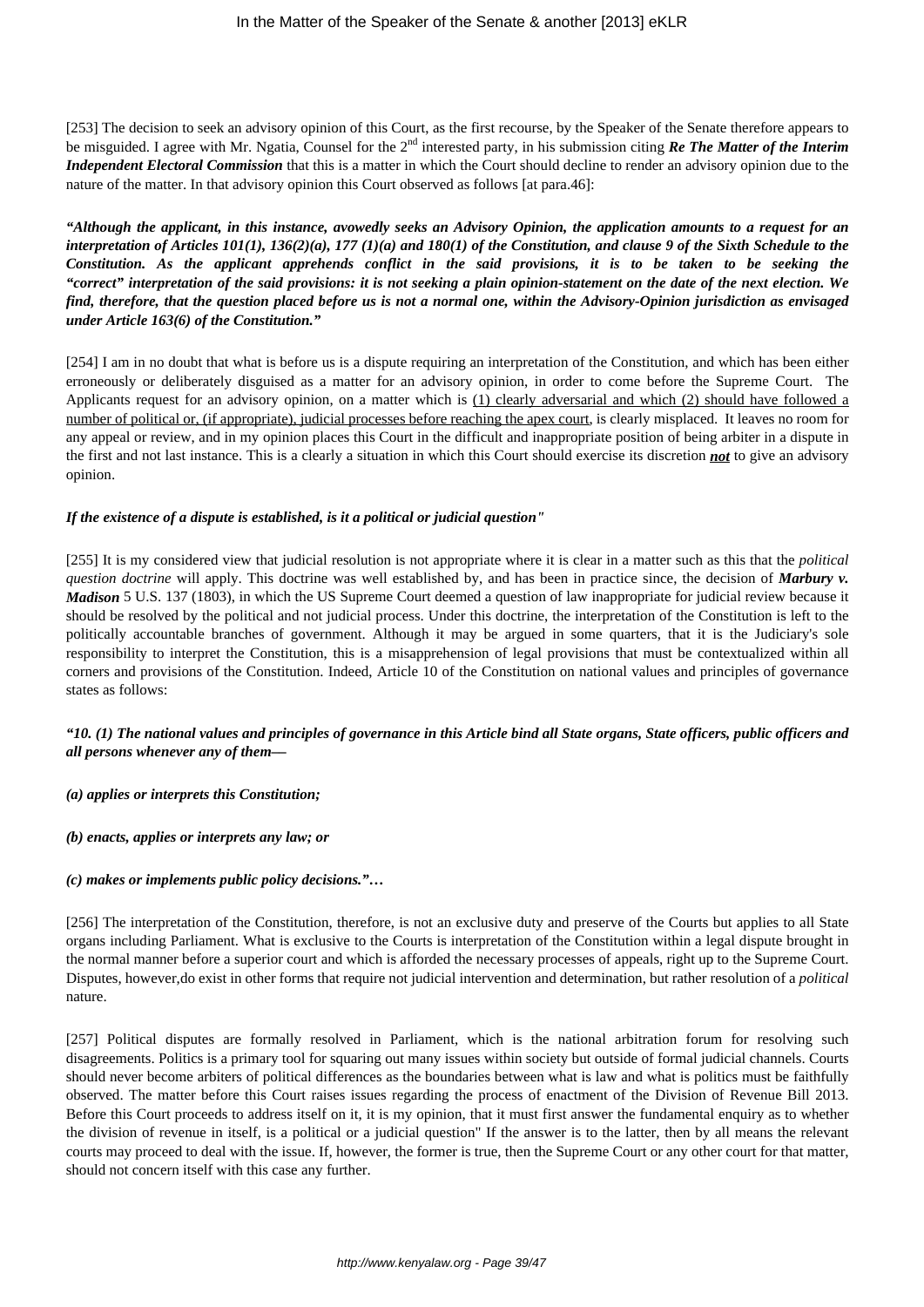[253] The decision to seek an advisory opinion of this Court, as the first recourse, by the Speaker of the Senate therefore appears to be misguided. I agree with Mr. Ngatia, Counsel for the 2nd interested party, in his submission citing ***Re The Matter of the Interim Independent Electoral Commission*** that this is a matter in which the Court should decline to render an advisory opinion due to the nature of the matter. In that advisory opinion this Court observed as follows [at para.46]:

***"Although the applicant, in this instance, avowedly seeks an Advisory Opinion, the application amounts to a request for an interpretation of Articles 101(1), 136(2)(a), 177 (1)(a) and 180(1) of the Constitution, and clause 9 of the Sixth Schedule to the Constitution. As the applicant apprehends conflict in the said provisions, it is to be taken to be seeking the "correct" interpretation of the said provisions: it is not seeking a plain opinion-statement on the date of the next election. We find, therefore, that the question placed before us is not a normal one, within the Advisory-Opinion jurisdiction as envisaged under Article 163(6) of the Constitution."***

[254] I am in no doubt that what is before us is a dispute requiring an interpretation of the Constitution, and which has been either erroneously or deliberately disguised as a matter for an advisory opinion, in order to come before the Supreme Court. The Applicants request for an advisory opinion, on a matter which is <u>(1) clearly adversarial and which (2) should have followed a number of political or, (if appropriate), judicial processes before reaching the apex court</u>, is clearly misplaced. It leaves no room for any appeal or review, and in my opinion places this Court in the difficult and inappropriate position of being arbiter in a dispute in the first and not last instance. This is a clearly a situation in which this Court should exercise its discretion ***<u>not</u>*** to give an advisory opinion.

***If the existence of a dispute is established, is it a political or judicial question"***

[255] It is my considered view that judicial resolution is not appropriate where it is clear in a matter such as this that the *political question doctrine* will apply. This doctrine was well established by, and has been in practice since, the decision of ***Marbury v. Madison*** 5 U.S. 137 (1803), in which the US Supreme Court deemed a question of law inappropriate for judicial review because it should be resolved by the political and not judicial process. Under this doctrine, the interpretation of the Constitution is left to the politically accountable branches of government. Although it may be argued in some quarters, that it is the Judiciary's sole responsibility to interpret the Constitution, this is a misapprehension of legal provisions that must be contextualized within all corners and provisions of the Constitution. Indeed, Article 10 of the Constitution on national values and principles of governance states as follows:

***"10. (1) The national values and principles of governance in this Article bind all State organs, State officers, public officers and all persons whenever any of them—***

***(a) applies or interprets this Constitution;***

***(b) enacts, applies or interprets any law; or***

***(c) makes or implements public policy decisions."…***

[256] The interpretation of the Constitution, therefore, is not an exclusive duty and preserve of the Courts but applies to all State organs including Parliament. What is exclusive to the Courts is interpretation of the Constitution within a legal dispute brought in the normal manner before a superior court and which is afforded the necessary processes of appeals, right up to the Supreme Court. Disputes, however,do exist in other forms that require not judicial intervention and determination, but rather resolution of a *political* nature.

[257] Political disputes are formally resolved in Parliament, which is the national arbitration forum for resolving such disagreements. Politics is a primary tool for squaring out many issues within society but outside of formal judicial channels. Courts should never become arbiters of political differences as the boundaries between what is law and what is politics must be faithfully observed. The matter before this Court raises issues regarding the process of enactment of the Division of Revenue Bill 2013. Before this Court proceeds to address itself on it, it is my opinion, that it must first answer the fundamental enquiry as to whether the division of revenue in itself, is a political or a judicial question" If the answer is to the latter, then by all means the relevant courts may proceed to deal with the issue. If, however, the former is true, then the Supreme Court or any other court for that matter, should not concern itself with this case any further.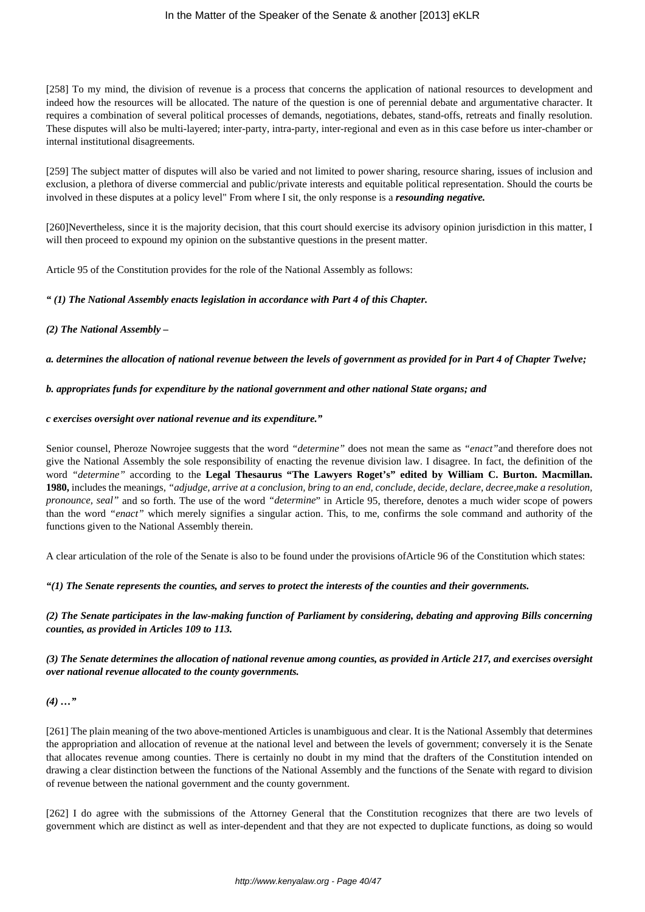[258] To my mind, the division of revenue is a process that concerns the application of national resources to development and indeed how the resources will be allocated. The nature of the question is one of perennial debate and argumentative character. It requires a combination of several political processes of demands, negotiations, debates, stand-offs, retreats and finally resolution. These disputes will also be multi-layered; inter-party, intra-party, inter-regional and even as in this case before us inter-chamber or internal institutional disagreements.

[259] The subject matter of disputes will also be varied and not limited to power sharing, resource sharing, issues of inclusion and exclusion, a plethora of diverse commercial and public/private interests and equitable political representation. Should the courts be involved in these disputes at a policy level" From where I sit, the only response is a ***resounding negative.***

[260]Nevertheless, since it is the majority decision, that this court should exercise its advisory opinion jurisdiction in this matter, I will then proceed to expound my opinion on the substantive questions in the present matter.

Article 95 of the Constitution provides for the role of the National Assembly as follows:

***" (1) The National Assembly enacts legislation in accordance with Part 4 of this Chapter.***

***(2) The National Assembly –***

***a. determines the allocation of national revenue between the levels of government as provided for in Part 4 of Chapter Twelve;***

***b. appropriates funds for expenditure by the national government and other national State organs; and***

***c exercises oversight over national revenue and its expenditure."***

Senior counsel, Pheroze Nowrojee suggests that the word *"determine"* does not mean the same as *"enact"*and therefore does not give the National Assembly the sole responsibility of enacting the revenue division law. I disagree. In fact, the definition of the word *"determine"* according to the **Legal Thesaurus "The Lawyers Roget's" edited by William C. Burton. Macmillan. 1980,** includes the meanings, *"adjudge, arrive at a conclusion, bring to an end, conclude, decide, declare, decree,make a resolution, pronounce, seal"* and so forth. The use of the word *"determine*" in Article 95, therefore, denotes a much wider scope of powers than the word *"enact"* which merely signifies a singular action. This, to me, confirms the sole command and authority of the functions given to the National Assembly therein.

A clear articulation of the role of the Senate is also to be found under the provisions ofArticle 96 of the Constitution which states:

***"(1) The Senate represents the counties, and serves to protect the interests of the counties and their governments.***

***(2) The Senate participates in the law-making function of Parliament by considering, debating and approving Bills concerning counties, as provided in Articles 109 to 113.***

***(3) The Senate determines the allocation of national revenue among counties, as provided in Article 217, and exercises oversight over national revenue allocated to the county governments.***

***(4) …"***

[261] The plain meaning of the two above-mentioned Articles is unambiguous and clear. It is the National Assembly that determines the appropriation and allocation of revenue at the national level and between the levels of government; conversely it is the Senate that allocates revenue among counties. There is certainly no doubt in my mind that the drafters of the Constitution intended on drawing a clear distinction between the functions of the National Assembly and the functions of the Senate with regard to division of revenue between the national government and the county government.

[262] I do agree with the submissions of the Attorney General that the Constitution recognizes that there are two levels of government which are distinct as well as inter-dependent and that they are not expected to duplicate functions, as doing so would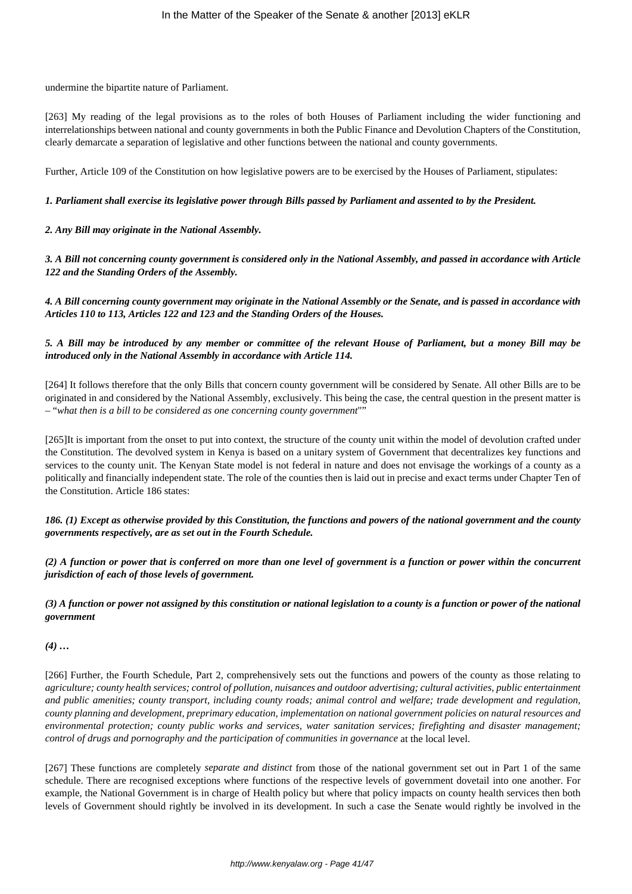undermine the bipartite nature of Parliament.

[263] My reading of the legal provisions as to the roles of both Houses of Parliament including the wider functioning and interrelationships between national and county governments in both the Public Finance and Devolution Chapters of the Constitution, clearly demarcate a separation of legislative and other functions between the national and county governments.

Further, Article 109 of the Constitution on how legislative powers are to be exercised by the Houses of Parliament, stipulates:

***1. Parliament shall exercise its legislative power through Bills passed by Parliament and assented to by the President.***

***2. Any Bill may originate in the National Assembly.***

***3. A Bill not concerning county government is considered only in the National Assembly, and passed in accordance with Article 122 and the Standing Orders of the Assembly.***

***4. A Bill concerning county government may originate in the National Assembly or the Senate, and is passed in accordance with Articles 110 to 113, Articles 122 and 123 and the Standing Orders of the Houses.***

***5. A Bill may be introduced by any member or committee of the relevant House of Parliament, but a money Bill may be introduced only in the National Assembly in accordance with Article 114.***

[264] It follows therefore that the only Bills that concern county government will be considered by Senate. All other Bills are to be originated in and considered by the National Assembly, exclusively. This being the case, the central question in the present matter is – "*what then is a bill to be considered as one concerning county government*""

[265]It is important from the onset to put into context, the structure of the county unit within the model of devolution crafted under the Constitution. The devolved system in Kenya is based on a unitary system of Government that decentralizes key functions and services to the county unit. The Kenyan State model is not federal in nature and does not envisage the workings of a county as a politically and financially independent state. The role of the counties then is laid out in precise and exact terms under Chapter Ten of the Constitution. Article 186 states:

***186. (1) Except as otherwise provided by this Constitution, the functions and powers of the national government and the county governments respectively, are as set out in the Fourth Schedule.***

***(2) A function or power that is conferred on more than one level of government is a function or power within the concurrent jurisdiction of each of those levels of government.***

***(3) A function or power not assigned by this constitution or national legislation to a county is a function or power of the national government***

***(4) …***

[266] Further, the Fourth Schedule, Part 2, comprehensively sets out the functions and powers of the county as those relating to *agriculture; county health services; control of pollution, nuisances and outdoor advertising; cultural activities, public entertainment and public amenities; county transport, including county roads; animal control and welfare; trade development and regulation, county planning and development, preprimary education, implementation on national government policies on natural resources and environmental protection; county public works and services, water sanitation services; firefighting and disaster management; control of drugs and pornography and the participation of communities in governance* at the local level.

[267] These functions are completely *separate and distinct* from those of the national government set out in Part 1 of the same schedule. There are recognised exceptions where functions of the respective levels of government dovetail into one another. For example, the National Government is in charge of Health policy but where that policy impacts on county health services then both levels of Government should rightly be involved in its development. In such a case the Senate would rightly be involved in the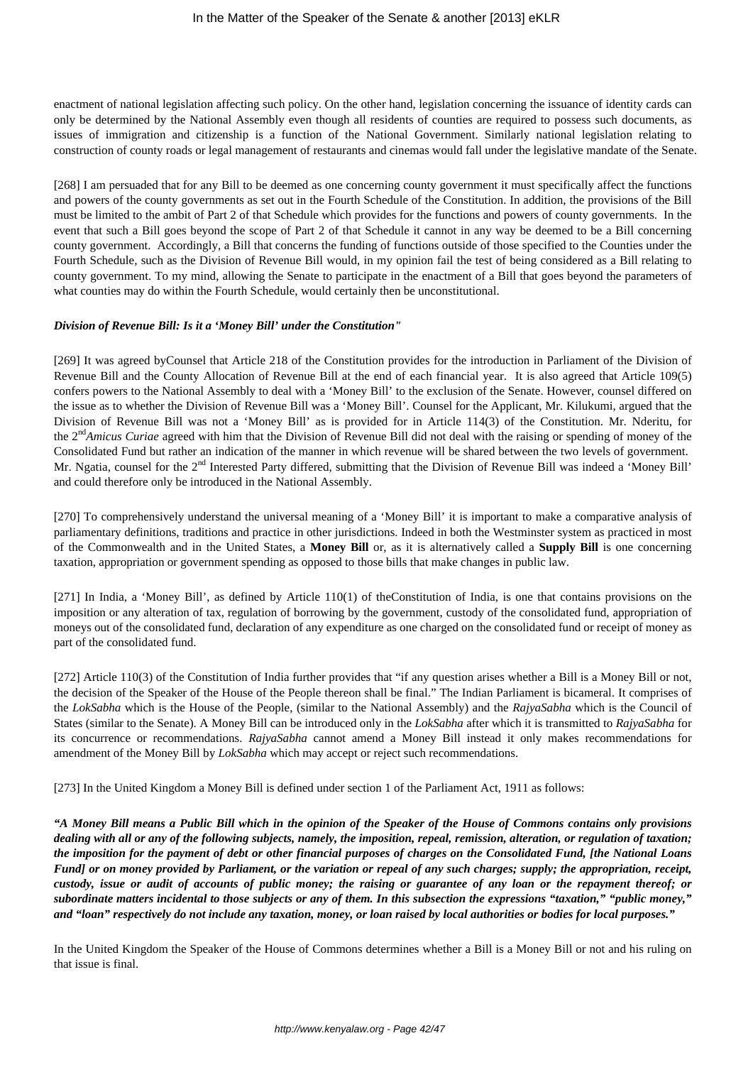enactment of national legislation affecting such policy. On the other hand, legislation concerning the issuance of identity cards can only be determined by the National Assembly even though all residents of counties are required to possess such documents, as issues of immigration and citizenship is a function of the National Government. Similarly national legislation relating to construction of county roads or legal management of restaurants and cinemas would fall under the legislative mandate of the Senate.

[268] I am persuaded that for any Bill to be deemed as one concerning county government it must specifically affect the functions and powers of the county governments as set out in the Fourth Schedule of the Constitution. In addition, the provisions of the Bill must be limited to the ambit of Part 2 of that Schedule which provides for the functions and powers of county governments. In the event that such a Bill goes beyond the scope of Part 2 of that Schedule it cannot in any way be deemed to be a Bill concerning county government. Accordingly, a Bill that concerns the funding of functions outside of those specified to the Counties under the Fourth Schedule, such as the Division of Revenue Bill would, in my opinion fail the test of being considered as a Bill relating to county government. To my mind, allowing the Senate to participate in the enactment of a Bill that goes beyond the parameters of what counties may do within the Fourth Schedule, would certainly then be unconstitutional.

***Division of Revenue Bill: Is it a 'Money Bill' under the Constitution"***

[269] It was agreed byCounsel that Article 218 of the Constitution provides for the introduction in Parliament of the Division of Revenue Bill and the County Allocation of Revenue Bill at the end of each financial year. It is also agreed that Article 109(5) confers powers to the National Assembly to deal with a 'Money Bill' to the exclusion of the Senate. However, counsel differed on the issue as to whether the Division of Revenue Bill was a 'Money Bill'. Counsel for the Applicant, Mr. Kilukumi, argued that the Division of Revenue Bill was not a 'Money Bill' as is provided for in Article 114(3) of the Constitution. Mr. Nderitu, for the 2nd *Amicus Curiae* agreed with him that the Division of Revenue Bill did not deal with the raising or spending of money of the Consolidated Fund but rather an indication of the manner in which revenue will be shared between the two levels of government. Mr. Ngatia, counsel for the 2nd Interested Party differed, submitting that the Division of Revenue Bill was indeed a 'Money Bill' and could therefore only be introduced in the National Assembly.

[270] To comprehensively understand the universal meaning of a 'Money Bill' it is important to make a comparative analysis of parliamentary definitions, traditions and practice in other jurisdictions. Indeed in both the Westminster system as practiced in most of the Commonwealth and in the United States, a **Money Bill** or, as it is alternatively called a **Supply Bill** is one concerning taxation, appropriation or government spending as opposed to those bills that make changes in public law.

[271] In India, a 'Money Bill', as defined by Article 110(1) of theConstitution of India, is one that contains provisions on the imposition or any alteration of tax, regulation of borrowing by the government, custody of the consolidated fund, appropriation of moneys out of the consolidated fund, declaration of any expenditure as one charged on the consolidated fund or receipt of money as part of the consolidated fund.

[272] Article 110(3) of the Constitution of India further provides that "if any question arises whether a Bill is a Money Bill or not, the decision of the Speaker of the House of the People thereon shall be final." The Indian Parliament is bicameral. It comprises of the *LokSabha* which is the House of the People, (similar to the National Assembly) and the *RajyaSabha* which is the Council of States (similar to the Senate). A Money Bill can be introduced only in the *LokSabha* after which it is transmitted to *RajyaSabha* for its concurrence or recommendations. *RajyaSabha* cannot amend a Money Bill instead it only makes recommendations for amendment of the Money Bill by *LokSabha* which may accept or reject such recommendations.

[273] In the United Kingdom a Money Bill is defined under section 1 of the Parliament Act, 1911 as follows:

***"A Money Bill means a Public Bill which in the opinion of the Speaker of the House of Commons contains only provisions dealing with all or any of the following subjects, namely, the imposition, repeal, remission, alteration, or regulation of taxation; the imposition for the payment of debt or other financial purposes of charges on the Consolidated Fund, [the National Loans Fund] or on money provided by Parliament, or the variation or repeal of any such charges; supply; the appropriation, receipt, custody, issue or audit of accounts of public money; the raising or guarantee of any loan or the repayment thereof; or subordinate matters incidental to those subjects or any of them. In this subsection the expressions "taxation," "public money," and "loan" respectively do not include any taxation, money, or loan raised by local authorities or bodies for local purposes."***

In the United Kingdom the Speaker of the House of Commons determines whether a Bill is a Money Bill or not and his ruling on that issue is final.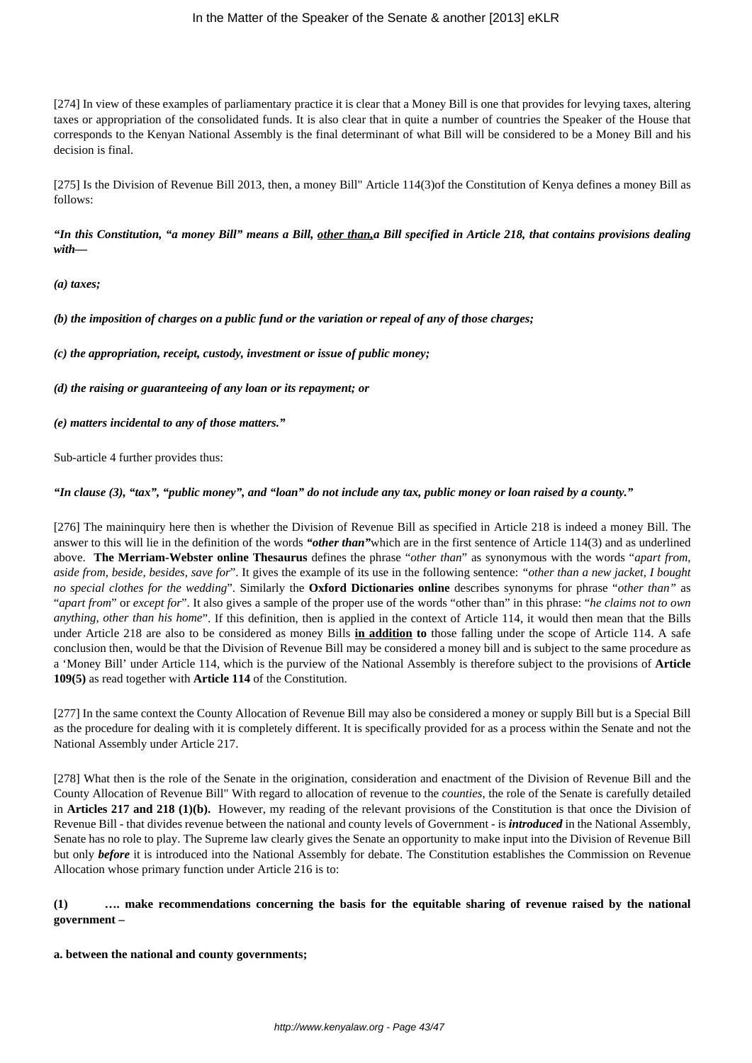[274] In view of these examples of parliamentary practice it is clear that a Money Bill is one that provides for levying taxes, altering taxes or appropriation of the consolidated funds. It is also clear that in quite a number of countries the Speaker of the House that corresponds to the Kenyan National Assembly is the final determinant of what Bill will be considered to be a Money Bill and his decision is final.

[275] Is the Division of Revenue Bill 2013, then, a money Bill" Article 114(3)of the Constitution of Kenya defines a money Bill as follows:

***"In this Constitution, "a money Bill" means a Bill, <u>other than,</u>a Bill specified in Article 218, that contains provisions dealing with—***

***(a) taxes;***

***(b) the imposition of charges on a public fund or the variation or repeal of any of those charges;***

***(c) the appropriation, receipt, custody, investment or issue of public money;***

***(d) the raising or guaranteeing of any loan or its repayment; or***

***(e) matters incidental to any of those matters."***

Sub-article 4 further provides thus:

***"In clause (3), "tax", "public money", and "loan" do not include any tax, public money or loan raised by a county."***

[276] The maininquiry here then is whether the Division of Revenue Bill as specified in Article 218 is indeed a money Bill. The answer to this will lie in the definition of the words ***"other than"***which are in the first sentence of Article 114(3) and as underlined above. **The Merriam-Webster online Thesaurus** defines the phrase "*other than*" as synonymous with the words "*apart from, aside from, beside, besides, save for*". It gives the example of its use in the following sentence: *"other than a new jacket, I bought no special clothes for the wedding*". Similarly the **Oxford Dictionaries online** describes synonyms for phrase "*other than"* as "*apart from*" or *except for*". It also gives a sample of the proper use of the words "other than" in this phrase: "*he claims not to own anything, other than his home*". If this definition, then is applied in the context of Article 114, it would then mean that the Bills under Article 218 are also to be considered as money Bills **<u>in addition</u> to** those falling under the scope of Article 114. A safe conclusion then, would be that the Division of Revenue Bill may be considered a money bill and is subject to the same procedure as a 'Money Bill' under Article 114, which is the purview of the National Assembly is therefore subject to the provisions of **Article 109(5)** as read together with **Article 114** of the Constitution.

[277] In the same context the County Allocation of Revenue Bill may also be considered a money or supply Bill but is a Special Bill as the procedure for dealing with it is completely different. It is specifically provided for as a process within the Senate and not the National Assembly under Article 217.

[278] What then is the role of the Senate in the origination, consideration and enactment of the Division of Revenue Bill and the County Allocation of Revenue Bill" With regard to allocation of revenue to the *counties,* the role of the Senate is carefully detailed in **Articles 217 and 218 (1)(b).** However, my reading of the relevant provisions of the Constitution is that once the Division of Revenue Bill - that divides revenue between the national and county levels of Government - is ***introduced*** in the National Assembly, Senate has no role to play. The Supreme law clearly gives the Senate an opportunity to make input into the Division of Revenue Bill but only ***before*** it is introduced into the National Assembly for debate. The Constitution establishes the Commission on Revenue Allocation whose primary function under Article 216 is to:

**(1) …. make recommendations concerning the basis for the equitable sharing of revenue raised by the national government –**

**a. between the national and county governments;**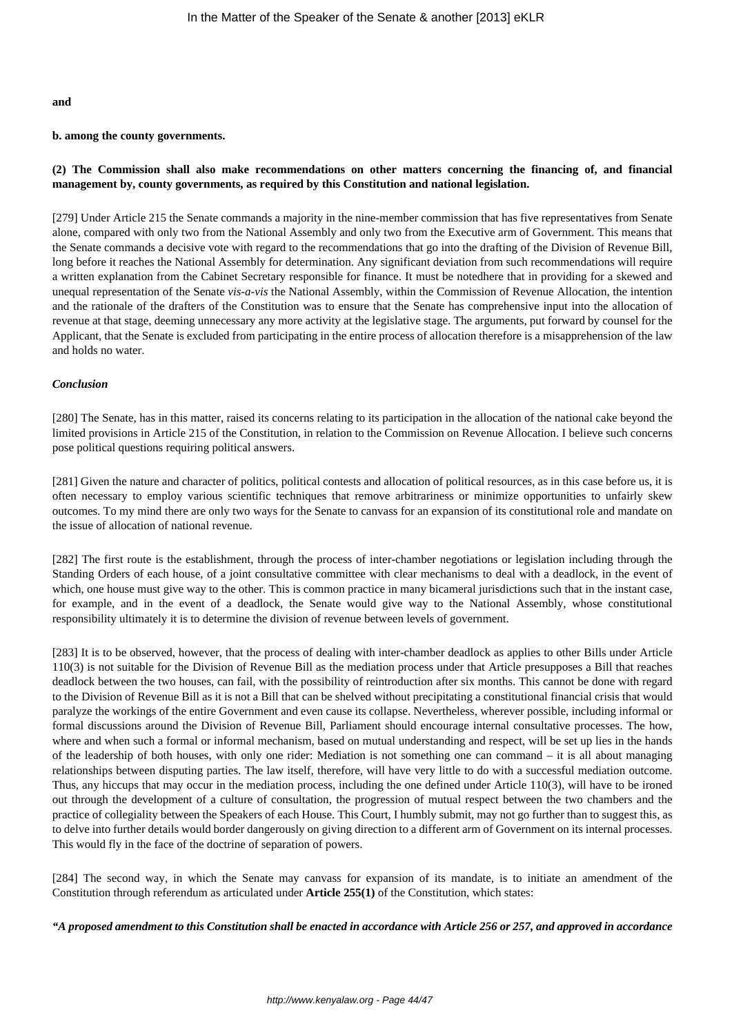**and**

**b. among the county governments.**

**(2) The Commission shall also make recommendations on other matters concerning the financing of, and financial management by, county governments, as required by this Constitution and national legislation.**

[279] Under Article 215 the Senate commands a majority in the nine-member commission that has five representatives from Senate alone, compared with only two from the National Assembly and only two from the Executive arm of Government. This means that the Senate commands a decisive vote with regard to the recommendations that go into the drafting of the Division of Revenue Bill, long before it reaches the National Assembly for determination. Any significant deviation from such recommendations will require a written explanation from the Cabinet Secretary responsible for finance. It must be notedhere that in providing for a skewed and unequal representation of the Senate *vis-a-vis* the National Assembly, within the Commission of Revenue Allocation, the intention and the rationale of the drafters of the Constitution was to ensure that the Senate has comprehensive input into the allocation of revenue at that stage, deeming unnecessary any more activity at the legislative stage. The arguments, put forward by counsel for the Applicant, that the Senate is excluded from participating in the entire process of allocation therefore is a misapprehension of the law and holds no water.

***Conclusion***

[280] The Senate, has in this matter, raised its concerns relating to its participation in the allocation of the national cake beyond the limited provisions in Article 215 of the Constitution, in relation to the Commission on Revenue Allocation. I believe such concerns pose political questions requiring political answers.

[281] Given the nature and character of politics, political contests and allocation of political resources, as in this case before us, it is often necessary to employ various scientific techniques that remove arbitrariness or minimize opportunities to unfairly skew outcomes. To my mind there are only two ways for the Senate to canvass for an expansion of its constitutional role and mandate on the issue of allocation of national revenue.

[282] The first route is the establishment, through the process of inter-chamber negotiations or legislation including through the Standing Orders of each house, of a joint consultative committee with clear mechanisms to deal with a deadlock, in the event of which, one house must give way to the other. This is common practice in many bicameral jurisdictions such that in the instant case, for example, and in the event of a deadlock, the Senate would give way to the National Assembly, whose constitutional responsibility ultimately it is to determine the division of revenue between levels of government.

[283] It is to be observed, however, that the process of dealing with inter-chamber deadlock as applies to other Bills under Article 110(3) is not suitable for the Division of Revenue Bill as the mediation process under that Article presupposes a Bill that reaches deadlock between the two houses, can fail, with the possibility of reintroduction after six months. This cannot be done with regard to the Division of Revenue Bill as it is not a Bill that can be shelved without precipitating a constitutional financial crisis that would paralyze the workings of the entire Government and even cause its collapse. Nevertheless, wherever possible, including informal or formal discussions around the Division of Revenue Bill, Parliament should encourage internal consultative processes. The how, where and when such a formal or informal mechanism, based on mutual understanding and respect, will be set up lies in the hands of the leadership of both houses, with only one rider: Mediation is not something one can command – it is all about managing relationships between disputing parties. The law itself, therefore, will have very little to do with a successful mediation outcome. Thus, any hiccups that may occur in the mediation process, including the one defined under Article 110(3), will have to be ironed out through the development of a culture of consultation, the progression of mutual respect between the two chambers and the practice of collegiality between the Speakers of each House. This Court, I humbly submit, may not go further than to suggest this, as to delve into further details would border dangerously on giving direction to a different arm of Government on its internal processes. This would fly in the face of the doctrine of separation of powers.

[284] The second way, in which the Senate may canvass for expansion of its mandate, is to initiate an amendment of the Constitution through referendum as articulated under **Article 255(1)** of the Constitution, which states:

***"A proposed amendment to this Constitution shall be enacted in accordance with Article 256 or 257, and approved in accordance***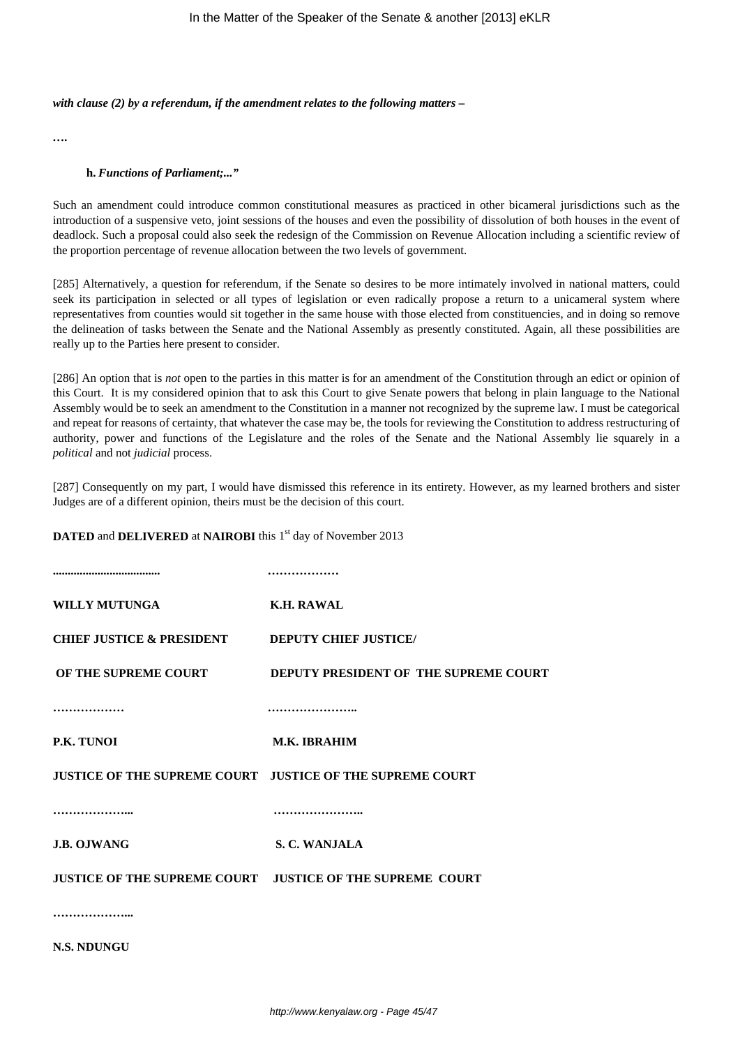***with clause (2) by a referendum, if the amendment relates to the following matters –***

**….**

**h.** ***Functions of Parliament;..."***

Such an amendment could introduce common constitutional measures as practiced in other bicameral jurisdictions such as the introduction of a suspensive veto, joint sessions of the houses and even the possibility of dissolution of both houses in the event of deadlock. Such a proposal could also seek the redesign of the Commission on Revenue Allocation including a scientific review of the proportion percentage of revenue allocation between the two levels of government.

[285] Alternatively, a question for referendum, if the Senate so desires to be more intimately involved in national matters, could seek its participation in selected or all types of legislation or even radically propose a return to a unicameral system where representatives from counties would sit together in the same house with those elected from constituencies, and in doing so remove the delineation of tasks between the Senate and the National Assembly as presently constituted. Again, all these possibilities are really up to the Parties here present to consider.

[286] An option that is *not* open to the parties in this matter is for an amendment of the Constitution through an edict or opinion of this Court. It is my considered opinion that to ask this Court to give Senate powers that belong in plain language to the National Assembly would be to seek an amendment to the Constitution in a manner not recognized by the supreme law. I must be categorical and repeat for reasons of certainty, that whatever the case may be, the tools for reviewing the Constitution to address restructuring of authority, power and functions of the Legislature and the roles of the Senate and the National Assembly lie squarely in a *political* and not *judicial* process.

[287] Consequently on my part, I would have dismissed this reference in its entirety. However, as my learned brothers and sister Judges are of a different opinion, theirs must be the decision of this court.

**DATED** and **DELIVERED** at **NAIROBI** this 1st day of November 2013

| | |
|---|---|
| **..................................** | **………………** |
| **WILLY MUTUNGA** | **K.H. RAWAL** |
| **CHIEF JUSTICE & PRESIDENT** | **DEPUTY CHIEF JUSTICE/** |
| **OF THE SUPREME COURT** | **DEPUTY PRESIDENT OF THE SUPREME COURT** |
| **………………** | **…………………..** |
| **P.K. TUNOI** | **M.K. IBRAHIM** |
| **JUSTICE OF THE SUPREME COURT** | **JUSTICE OF THE SUPREME COURT** |
| **………………...** | **…………………..** |
| **J.B. OJWANG** | **S. C. WANJALA** |
| **JUSTICE OF THE SUPREME COURT** | **JUSTICE OF THE SUPREME COURT** |
| **………………...** | |
| **N.S. NDUNGU** | |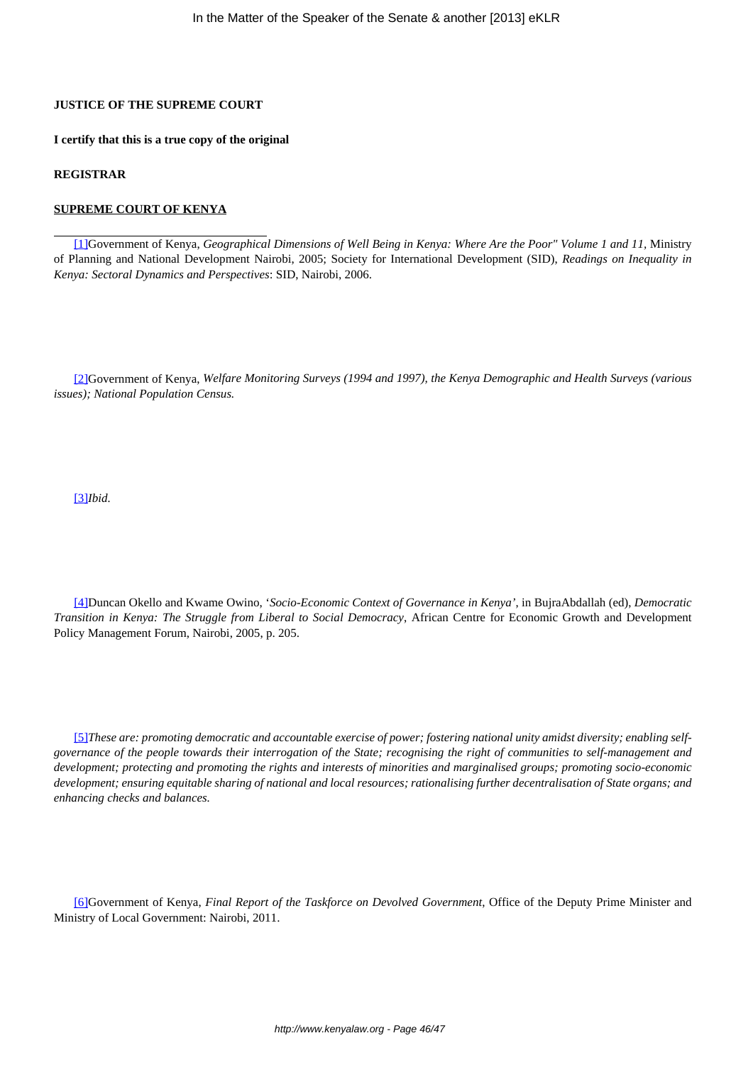**JUSTICE OF THE SUPREME COURT**

**I certify that this is a true copy of the original**

**REGISTRAR**

**SUPREME COURT OF KENYA**

---

[1]Government of Kenya, *Geographical Dimensions of Well Being in Kenya: Where Are the Poor" Volume 1 and 11*, Ministry of Planning and National Development Nairobi, 2005; Society for International Development (SID), *Readings on Inequality in Kenya: Sectoral Dynamics and Perspectives*: SID, Nairobi, 2006.

[2]Government of Kenya, *Welfare Monitoring Surveys (1994 and 1997), the Kenya Demographic and Health Surveys (various issues); National Population Census.*

[3]*Ibid.*

[4]Duncan Okello and Kwame Owino, '*Socio-Economic Context of Governance in Kenya'*, in BujraAbdallah (ed), *Democratic Transition in Kenya: The Struggle from Liberal to Social Democracy*, African Centre for Economic Growth and Development Policy Management Forum, Nairobi, 2005, p. 205.

[5]*These are: promoting democratic and accountable exercise of power; fostering national unity amidst diversity; enabling self-governance of the people towards their interrogation of the State; recognising the right of communities to self-management and development; protecting and promoting the rights and interests of minorities and marginalised groups; promoting socio-economic development; ensuring equitable sharing of national and local resources; rationalising further decentralisation of State organs; and enhancing checks and balances.*

[6]Government of Kenya, *Final Report of the Taskforce on Devolved Government*, Office of the Deputy Prime Minister and Ministry of Local Government: Nairobi, 2011.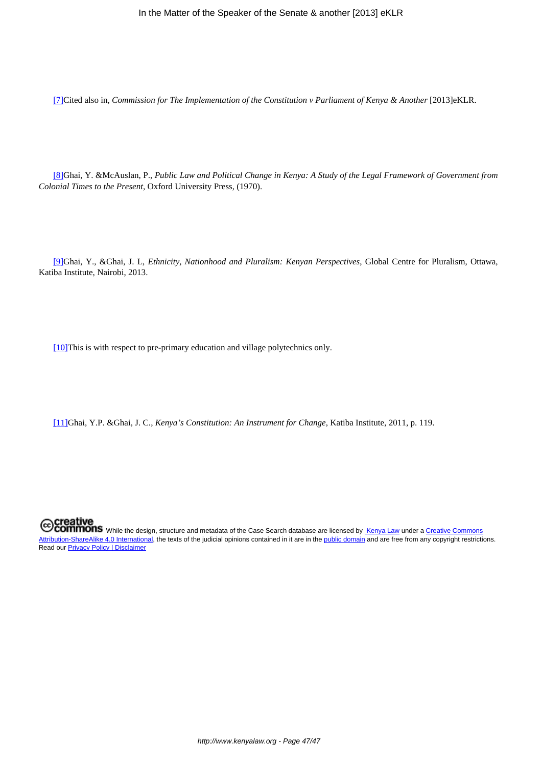[7]Cited also in, *Commission for The Implementation of the Constitution v Parliament of Kenya & Another* [2013]eKLR.

[8]Ghai, Y. &McAuslan, P., *Public Law and Political Change in Kenya: A Study of the Legal Framework of Government from Colonial Times to the Present*, Oxford University Press, (1970).

[9]Ghai, Y., &Ghai, J. L, *Ethnicity, Nationhood and Pluralism: Kenyan Perspectives*, Global Centre for Pluralism, Ottawa, Katiba Institute, Nairobi, 2013.

[10]This is with respect to pre-primary education and village polytechnics only.

[11]Ghai, Y.P. &Ghai, J. C., *Kenya's Constitution: An Instrument for Change*, Katiba Institute, 2011, p. 119.

While the design, structure and metadata of the Case Search database are licensed by Kenya Law under a Creative Commons Attribution-ShareAlike 4.0 International, the texts of the judicial opinions contained in it are in the public domain and are free from any copyright restrictions. Read our Privacy Policy | Disclaimer